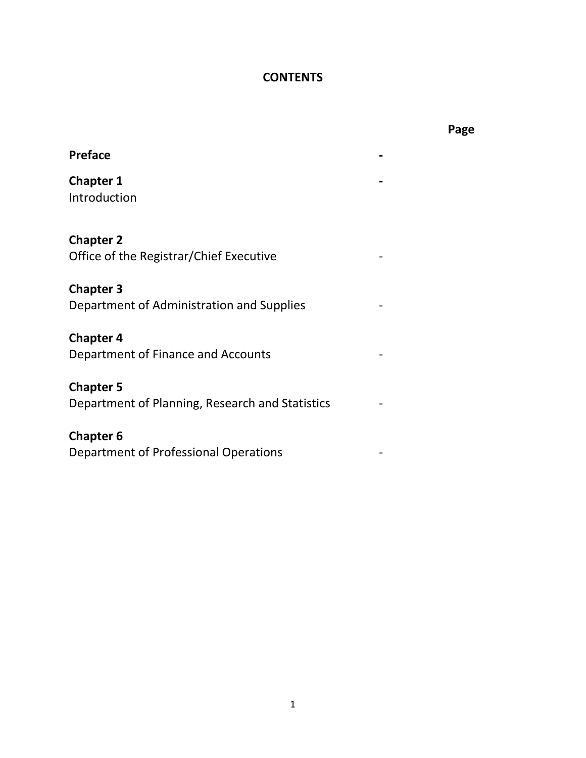# CONTENTS

| | Page |
|---|---|
| **Preface** | **-** |
| **Chapter 1**<br>Introduction | **-** |
| **Chapter 2**<br>Office of the Registrar/Chief Executive | - |
| **Chapter 3**<br>Department of Administration and Supplies | - |
| **Chapter 4**<br>Department of Finance and Accounts | - |
| **Chapter 5**<br>Department of Planning, Research and Statistics | - |
| **Chapter 6**<br>Department of Professional Operations | - |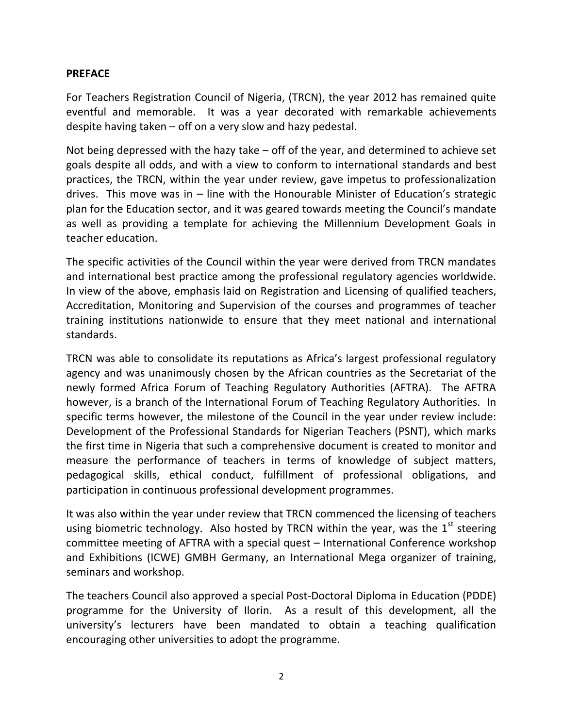**PREFACE**

For Teachers Registration Council of Nigeria, (TRCN), the year 2012 has remained quite eventful and memorable. It was a year decorated with remarkable achievements despite having taken – off on a very slow and hazy pedestal.

Not being depressed with the hazy take – off of the year, and determined to achieve set goals despite all odds, and with a view to conform to international standards and best practices, the TRCN, within the year under review, gave impetus to professionalization drives. This move was in – line with the Honourable Minister of Education's strategic plan for the Education sector, and it was geared towards meeting the Council's mandate as well as providing a template for achieving the Millennium Development Goals in teacher education.

The specific activities of the Council within the year were derived from TRCN mandates and international best practice among the professional regulatory agencies worldwide. In view of the above, emphasis laid on Registration and Licensing of qualified teachers, Accreditation, Monitoring and Supervision of the courses and programmes of teacher training institutions nationwide to ensure that they meet national and international standards.

TRCN was able to consolidate its reputations as Africa's largest professional regulatory agency and was unanimously chosen by the African countries as the Secretariat of the newly formed Africa Forum of Teaching Regulatory Authorities (AFTRA). The AFTRA however, is a branch of the International Forum of Teaching Regulatory Authorities. In specific terms however, the milestone of the Council in the year under review include: Development of the Professional Standards for Nigerian Teachers (PSNT), which marks the first time in Nigeria that such a comprehensive document is created to monitor and measure the performance of teachers in terms of knowledge of subject matters, pedagogical skills, ethical conduct, fulfillment of professional obligations, and participation in continuous professional development programmes.

It was also within the year under review that TRCN commenced the licensing of teachers using biometric technology. Also hosted by TRCN within the year, was the 1st steering committee meeting of AFTRA with a special quest – International Conference workshop and Exhibitions (ICWE) GMBH Germany, an International Mega organizer of training, seminars and workshop.

The teachers Council also approved a special Post-Doctoral Diploma in Education (PDDE) programme for the University of Ilorin. As a result of this development, all the university's lecturers have been mandated to obtain a teaching qualification encouraging other universities to adopt the programme.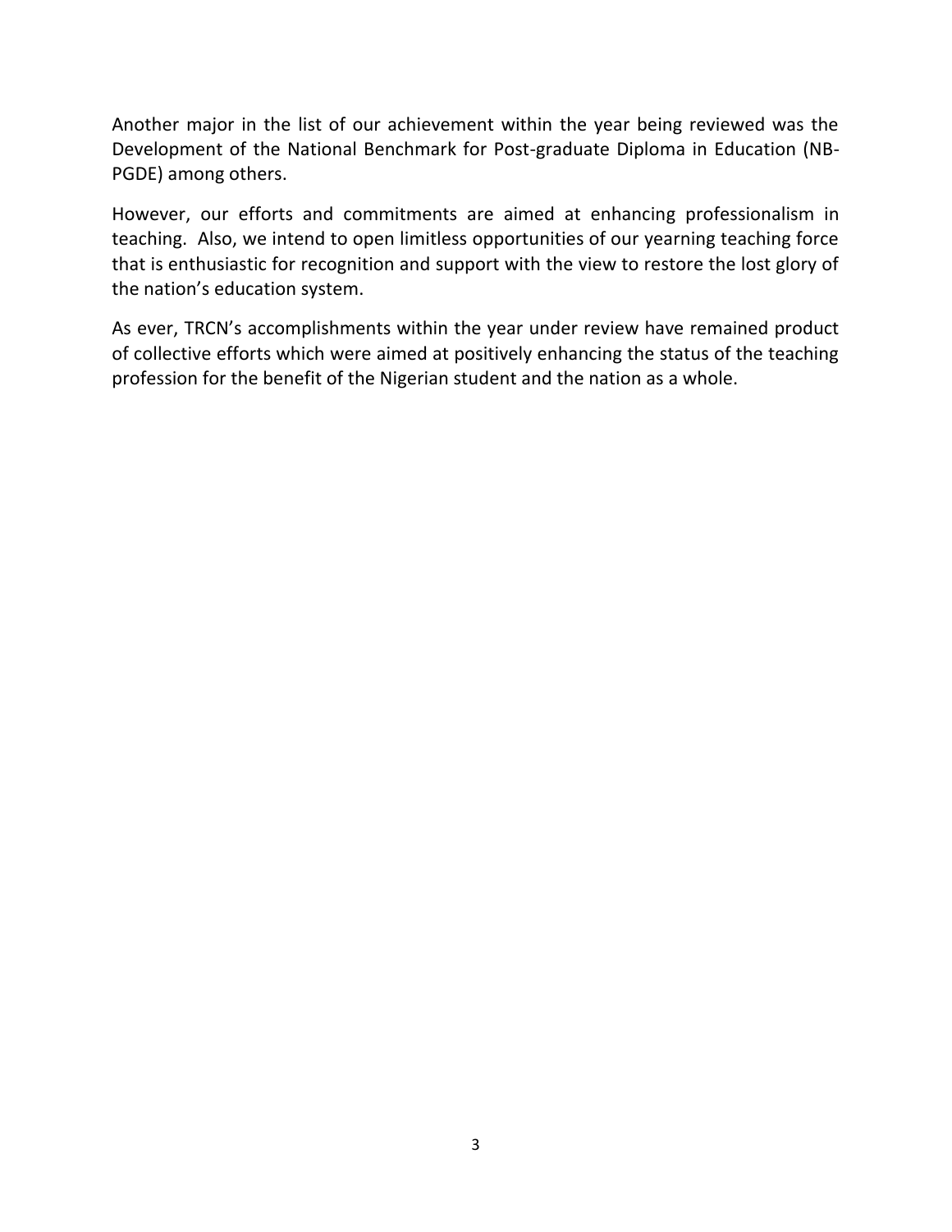Another major in the list of our achievement within the year being reviewed was the Development of the National Benchmark for Post-graduate Diploma in Education (NB-PGDE) among others.

However, our efforts and commitments are aimed at enhancing professionalism in teaching. Also, we intend to open limitless opportunities of our yearning teaching force that is enthusiastic for recognition and support with the view to restore the lost glory of the nation's education system.

As ever, TRCN's accomplishments within the year under review have remained product of collective efforts which were aimed at positively enhancing the status of the teaching profession for the benefit of the Nigerian student and the nation as a whole.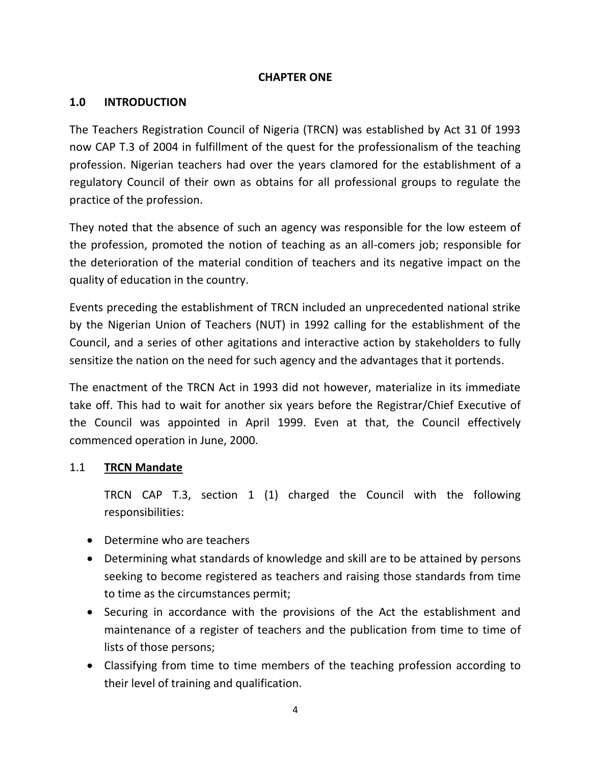**CHAPTER ONE**

## 1.0 INTRODUCTION

The Teachers Registration Council of Nigeria (TRCN) was established by Act 31 0f 1993 now CAP T.3 of 2004 in fulfillment of the quest for the professionalism of the teaching profession. Nigerian teachers had over the years clamored for the establishment of a regulatory Council of their own as obtains for all professional groups to regulate the practice of the profession.

They noted that the absence of such an agency was responsible for the low esteem of the profession, promoted the notion of teaching as an all-comers job; responsible for the deterioration of the material condition of teachers and its negative impact on the quality of education in the country.

Events preceding the establishment of TRCN included an unprecedented national strike by the Nigerian Union of Teachers (NUT) in 1992 calling for the establishment of the Council, and a series of other agitations and interactive action by stakeholders to fully sensitize the nation on the need for such agency and the advantages that it portends.

The enactment of the TRCN Act in 1993 did not however, materialize in its immediate take off. This had to wait for another six years before the Registrar/Chief Executive of the Council was appointed in April 1999. Even at that, the Council effectively commenced operation in June, 2000.

### 1.1 TRCN Mandate

TRCN CAP T.3, section 1 (1) charged the Council with the following responsibilities:

- Determine who are teachers
- Determining what standards of knowledge and skill are to be attained by persons seeking to become registered as teachers and raising those standards from time to time as the circumstances permit;
- Securing in accordance with the provisions of the Act the establishment and maintenance of a register of teachers and the publication from time to time of lists of those persons;
- Classifying from time to time members of the teaching profession according to their level of training and qualification.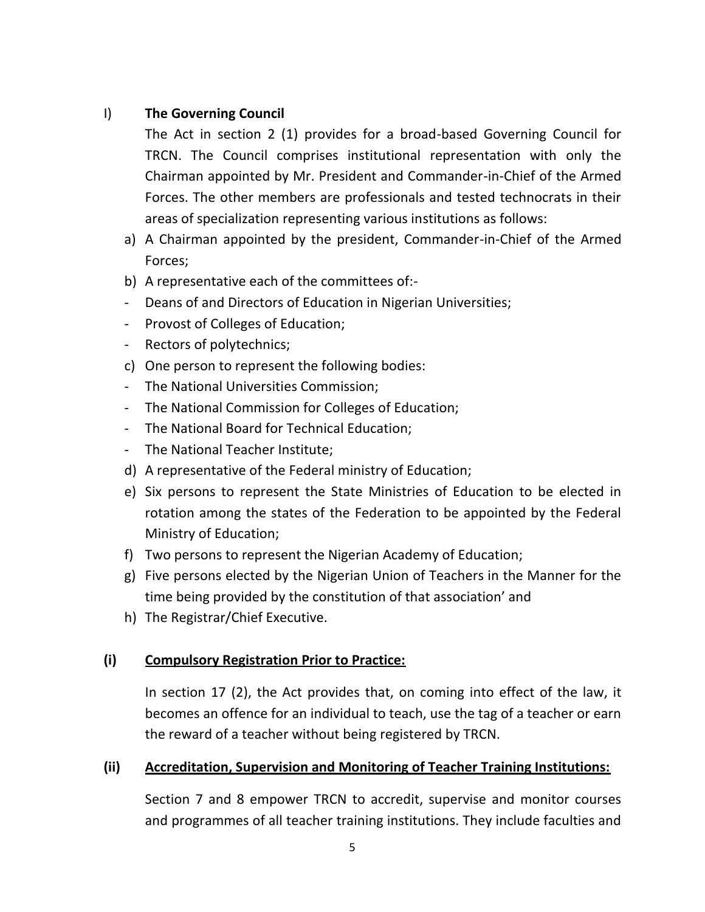I) **The Governing Council**

The Act in section 2 (1) provides for a broad-based Governing Council for TRCN. The Council comprises institutional representation with only the Chairman appointed by Mr. President and Commander-in-Chief of the Armed Forces. The other members are professionals and tested technocrats in their areas of specialization representing various institutions as follows:

a) A Chairman appointed by the president, Commander-in-Chief of the Armed Forces;
b) A representative each of the committees of:-
- Deans of and Directors of Education in Nigerian Universities;
- Provost of Colleges of Education;
- Rectors of polytechnics;
c) One person to represent the following bodies:
- The National Universities Commission;
- The National Commission for Colleges of Education;
- The National Board for Technical Education;
- The National Teacher Institute;
d) A representative of the Federal ministry of Education;
e) Six persons to represent the State Ministries of Education to be elected in rotation among the states of the Federation to be appointed by the Federal Ministry of Education;
f) Two persons to represent the Nigerian Academy of Education;
g) Five persons elected by the Nigerian Union of Teachers in the Manner for the time being provided by the constitution of that association' and
h) The Registrar/Chief Executive.

**(i) <u>Compulsory Registration Prior to Practice:</u>**

In section 17 (2), the Act provides that, on coming into effect of the law, it becomes an offence for an individual to teach, use the tag of a teacher or earn the reward of a teacher without being registered by TRCN.

**(ii) <u>Accreditation, Supervision and Monitoring of Teacher Training Institutions:</u>**

Section 7 and 8 empower TRCN to accredit, supervise and monitor courses and programmes of all teacher training institutions. They include faculties and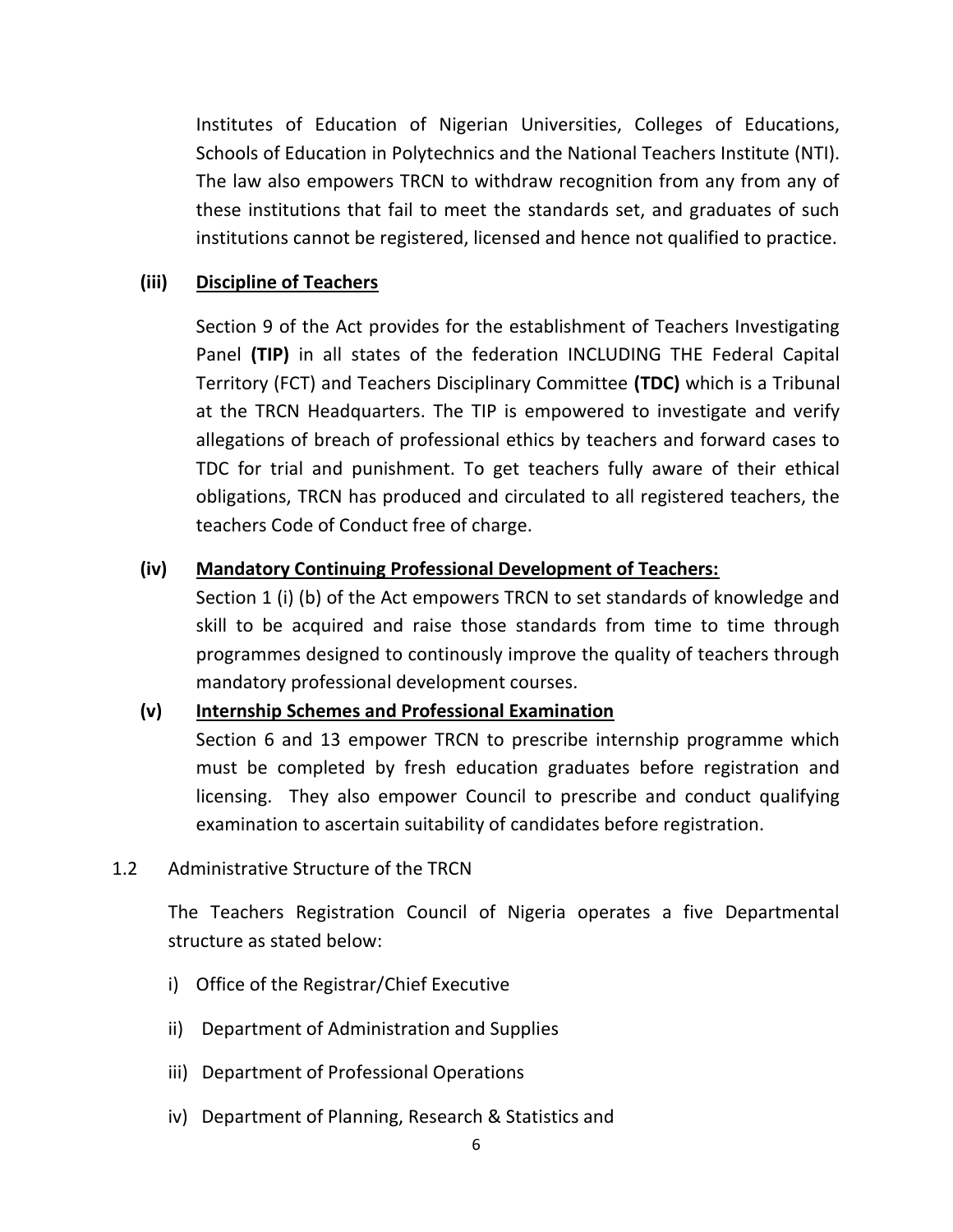Institutes of Education of Nigerian Universities, Colleges of Educations, Schools of Education in Polytechnics and the National Teachers Institute (NTI). The law also empowers TRCN to withdraw recognition from any from any of these institutions that fail to meet the standards set, and graduates of such institutions cannot be registered, licensed and hence not qualified to practice.

**(iii) Discipline of Teachers**

Section 9 of the Act provides for the establishment of Teachers Investigating Panel **(TIP)** in all states of the federation INCLUDING THE Federal Capital Territory (FCT) and Teachers Disciplinary Committee **(TDC)** which is a Tribunal at the TRCN Headquarters. The TIP is empowered to investigate and verify allegations of breach of professional ethics by teachers and forward cases to TDC for trial and punishment. To get teachers fully aware of their ethical obligations, TRCN has produced and circulated to all registered teachers, the teachers Code of Conduct free of charge.

**(iv) Mandatory Continuing Professional Development of Teachers:**

Section 1 (i) (b) of the Act empowers TRCN to set standards of knowledge and skill to be acquired and raise those standards from time to time through programmes designed to continously improve the quality of teachers through mandatory professional development courses.

**(v) Internship Schemes and Professional Examination**

Section 6 and 13 empower TRCN to prescribe internship programme which must be completed by fresh education graduates before registration and licensing. They also empower Council to prescribe and conduct qualifying examination to ascertain suitability of candidates before registration.

## 1.2 Administrative Structure of the TRCN

The Teachers Registration Council of Nigeria operates a five Departmental structure as stated below:

i) Office of the Registrar/Chief Executive

ii) Department of Administration and Supplies

iii) Department of Professional Operations

iv) Department of Planning, Research & Statistics and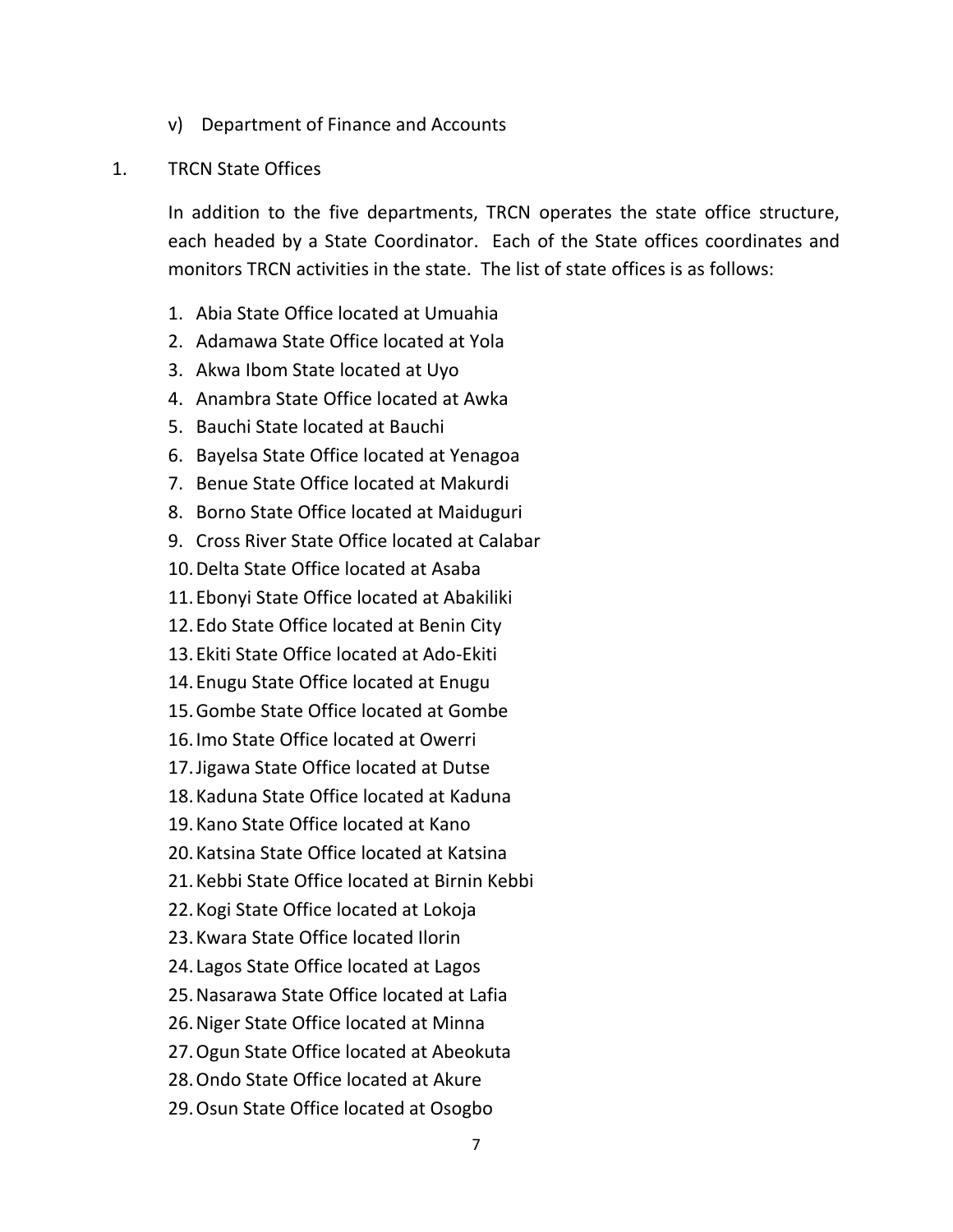v) Department of Finance and Accounts

1. TRCN State Offices

In addition to the five departments, TRCN operates the state office structure, each headed by a State Coordinator. Each of the State offices coordinates and monitors TRCN activities in the state. The list of state offices is as follows:

1. Abia State Office located at Umuahia
2. Adamawa State Office located at Yola
3. Akwa Ibom State located at Uyo
4. Anambra State Office located at Awka
5. Bauchi State located at Bauchi
6. Bayelsa State Office located at Yenagoa
7. Benue State Office located at Makurdi
8. Borno State Office located at Maiduguri
9. Cross River State Office located at Calabar
10. Delta State Office located at Asaba
11. Ebonyi State Office located at Abakiliki
12. Edo State Office located at Benin City
13. Ekiti State Office located at Ado-Ekiti
14. Enugu State Office located at Enugu
15. Gombe State Office located at Gombe
16. Imo State Office located at Owerri
17. Jigawa State Office located at Dutse
18. Kaduna State Office located at Kaduna
19. Kano State Office located at Kano
20. Katsina State Office located at Katsina
21. Kebbi State Office located at Birnin Kebbi
22. Kogi State Office located at Lokoja
23. Kwara State Office located Ilorin
24. Lagos State Office located at Lagos
25. Nasarawa State Office located at Lafia
26. Niger State Office located at Minna
27. Ogun State Office located at Abeokuta
28. Ondo State Office located at Akure
29. Osun State Office located at Osogbo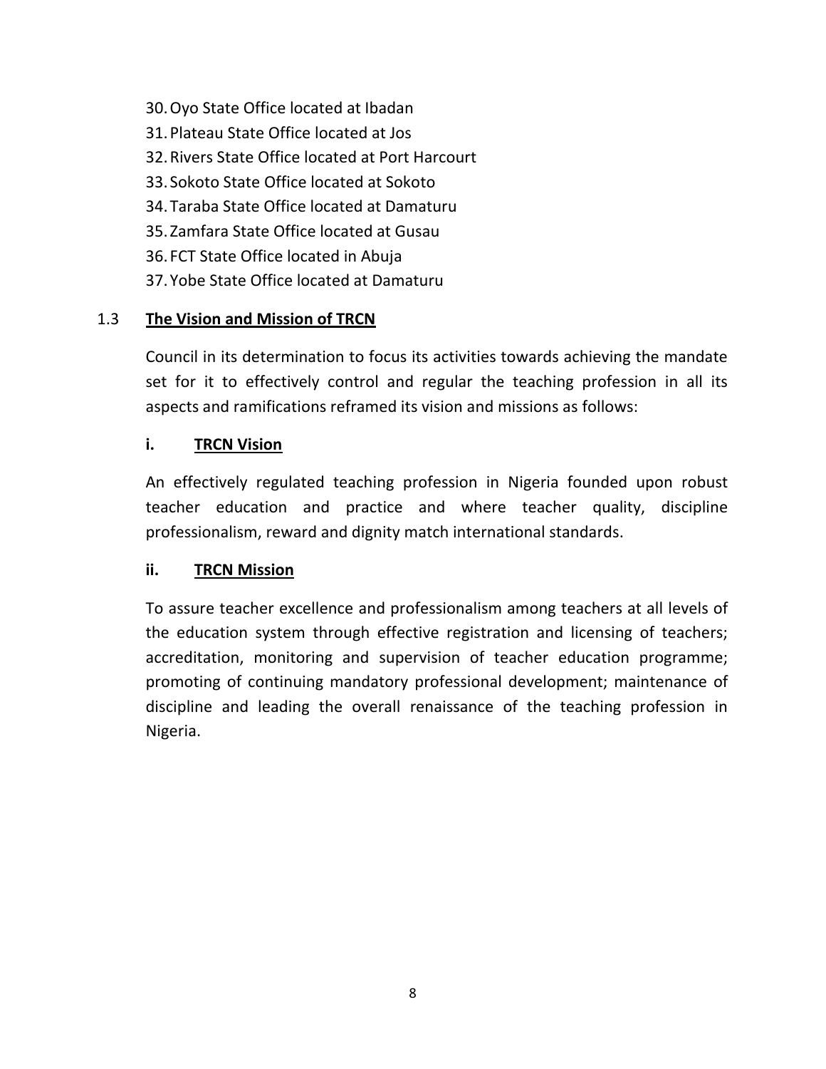30. Oyo State Office located at Ibadan
31. Plateau State Office located at Jos
32. Rivers State Office located at Port Harcourt
33. Sokoto State Office located at Sokoto
34. Taraba State Office located at Damaturu
35. Zamfara State Office located at Gusau
36. FCT State Office located in Abuja
37. Yobe State Office located at Damaturu

## 1.3 The Vision and Mission of TRCN

Council in its determination to focus its activities towards achieving the mandate set for it to effectively control and regular the teaching profession in all its aspects and ramifications reframed its vision and missions as follows:

### i. TRCN Vision

An effectively regulated teaching profession in Nigeria founded upon robust teacher education and practice and where teacher quality, discipline professionalism, reward and dignity match international standards.

### ii. TRCN Mission

To assure teacher excellence and professionalism among teachers at all levels of the education system through effective registration and licensing of teachers; accreditation, monitoring and supervision of teacher education programme; promoting of continuing mandatory professional development; maintenance of discipline and leading the overall renaissance of the teaching profession in Nigeria.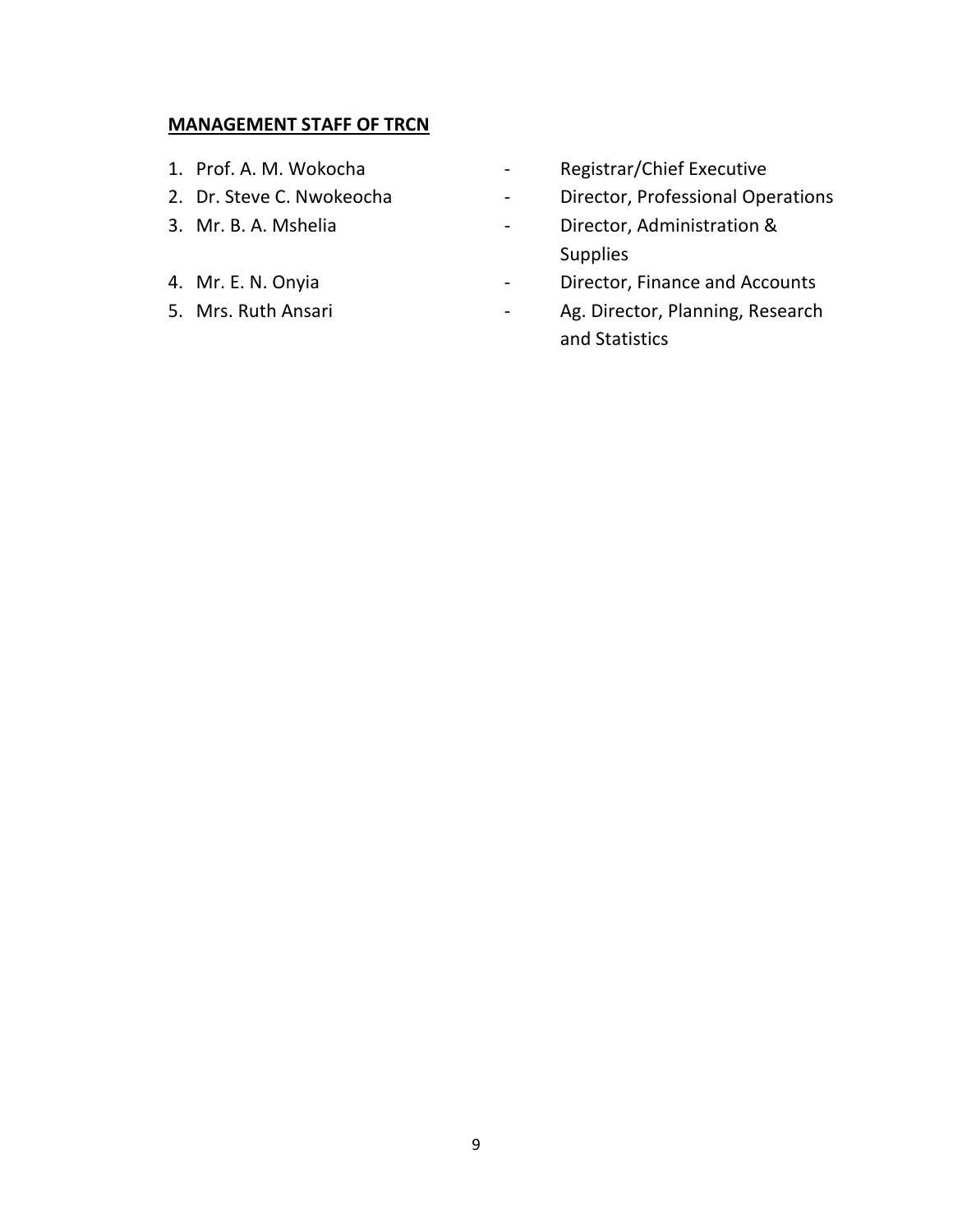**MANAGEMENT STAFF OF TRCN**

1. Prof. A. M. Wokocha - Registrar/Chief Executive
2. Dr. Steve C. Nwokeocha - Director, Professional Operations
3. Mr. B. A. Mshelia - Director, Administration & Supplies
4. Mr. E. N. Onyia - Director, Finance and Accounts
5. Mrs. Ruth Ansari - Ag. Director, Planning, Research and Statistics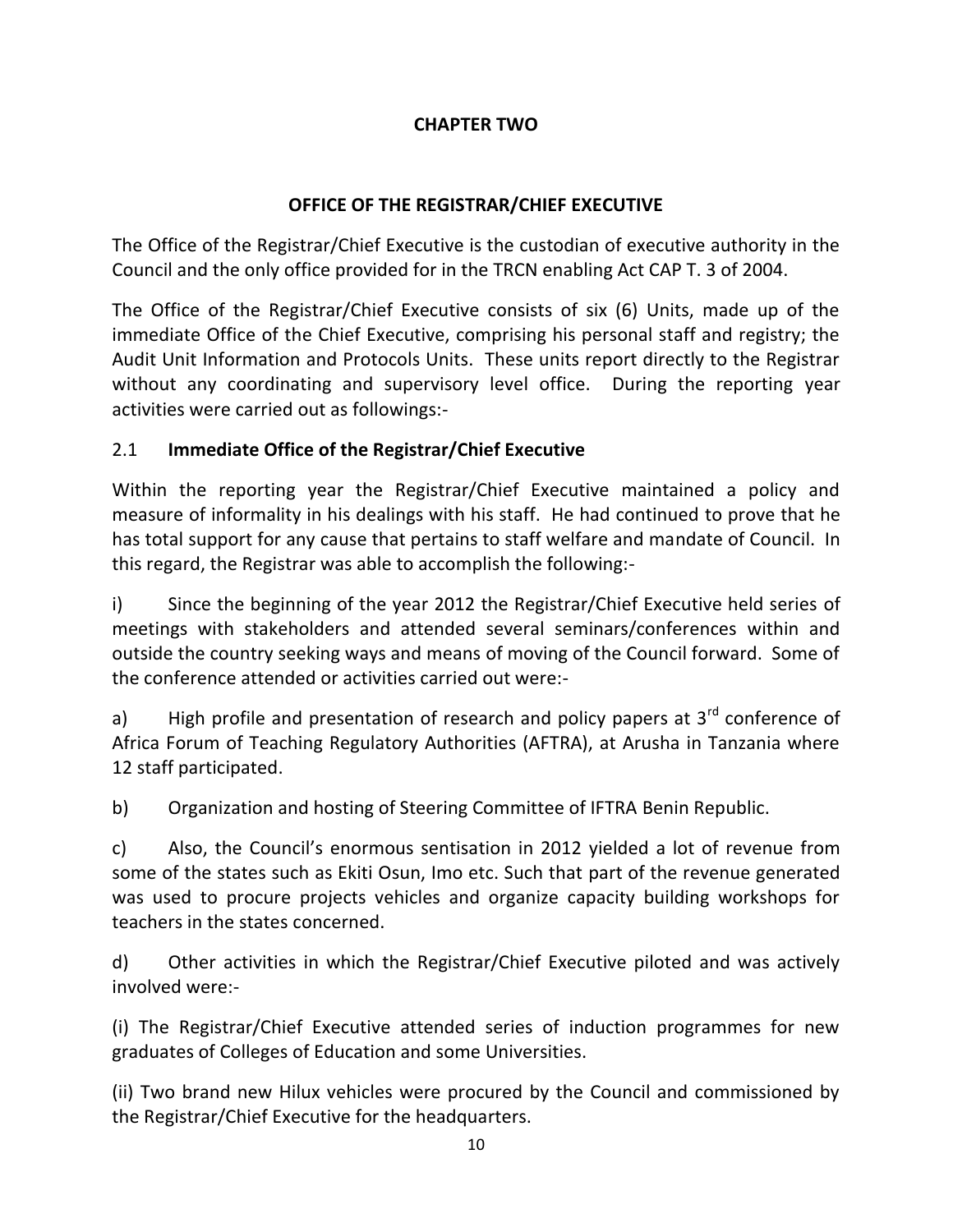# CHAPTER TWO

## OFFICE OF THE REGISTRAR/CHIEF EXECUTIVE

The Office of the Registrar/Chief Executive is the custodian of executive authority in the Council and the only office provided for in the TRCN enabling Act CAP T. 3 of 2004.

The Office of the Registrar/Chief Executive consists of six (6) Units, made up of the immediate Office of the Chief Executive, comprising his personal staff and registry; the Audit Unit Information and Protocols Units. These units report directly to the Registrar without any coordinating and supervisory level office. During the reporting year activities were carried out as followings:-

### 2.1 Immediate Office of the Registrar/Chief Executive

Within the reporting year the Registrar/Chief Executive maintained a policy and measure of informality in his dealings with his staff. He had continued to prove that he has total support for any cause that pertains to staff welfare and mandate of Council. In this regard, the Registrar was able to accomplish the following:-

i) Since the beginning of the year 2012 the Registrar/Chief Executive held series of meetings with stakeholders and attended several seminars/conferences within and outside the country seeking ways and means of moving of the Council forward. Some of the conference attended or activities carried out were:-

a) High profile and presentation of research and policy papers at 3rd conference of Africa Forum of Teaching Regulatory Authorities (AFTRA), at Arusha in Tanzania where 12 staff participated.

b) Organization and hosting of Steering Committee of IFTRA Benin Republic.

c) Also, the Council's enormous sentisation in 2012 yielded a lot of revenue from some of the states such as Ekiti Osun, Imo etc. Such that part of the revenue generated was used to procure projects vehicles and organize capacity building workshops for teachers in the states concerned.

d) Other activities in which the Registrar/Chief Executive piloted and was actively involved were:-

(i) The Registrar/Chief Executive attended series of induction programmes for new graduates of Colleges of Education and some Universities.

(ii) Two brand new Hilux vehicles were procured by the Council and commissioned by the Registrar/Chief Executive for the headquarters.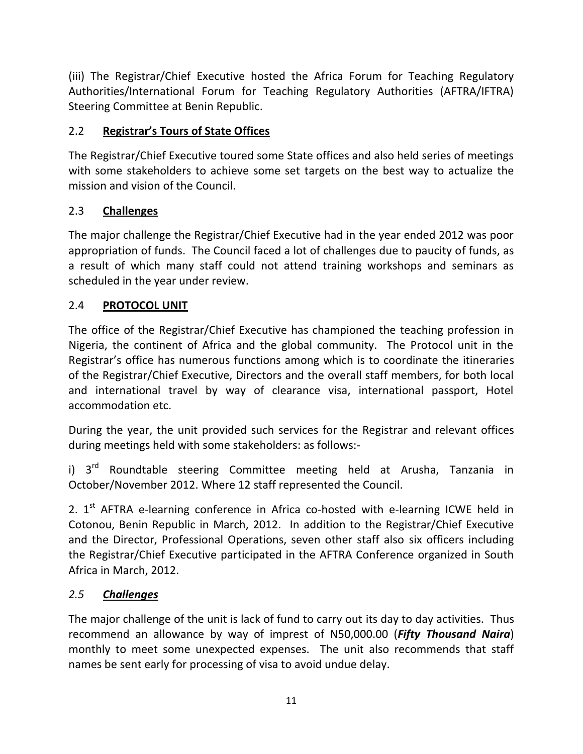(iii) The Registrar/Chief Executive hosted the Africa Forum for Teaching Regulatory Authorities/International Forum for Teaching Regulatory Authorities (AFTRA/IFTRA) Steering Committee at Benin Republic.

## 2.2 **<u>Registrar's Tours of State Offices</u>**

The Registrar/Chief Executive toured some State offices and also held series of meetings with some stakeholders to achieve some set targets on the best way to actualize the mission and vision of the Council.

## 2.3 **<u>Challenges</u>**

The major challenge the Registrar/Chief Executive had in the year ended 2012 was poor appropriation of funds. The Council faced a lot of challenges due to paucity of funds, as a result of which many staff could not attend training workshops and seminars as scheduled in the year under review.

## 2.4 **<u>PROTOCOL UNIT</u>**

The office of the Registrar/Chief Executive has championed the teaching profession in Nigeria, the continent of Africa and the global community. The Protocol unit in the Registrar's office has numerous functions among which is to coordinate the itineraries of the Registrar/Chief Executive, Directors and the overall staff members, for both local and international travel by way of clearance visa, international passport, Hotel accommodation etc.

During the year, the unit provided such services for the Registrar and relevant offices during meetings held with some stakeholders: as follows:-

i) 3rd Roundtable steering Committee meeting held at Arusha, Tanzania in October/November 2012. Where 12 staff represented the Council.

2. 1st AFTRA e-learning conference in Africa co-hosted with e-learning ICWE held in Cotonou, Benin Republic in March, 2012. In addition to the Registrar/Chief Executive and the Director, Professional Operations, seven other staff also six officers including the Registrar/Chief Executive participated in the AFTRA Conference organized in South Africa in March, 2012.

## *2.5* ***<u>Challenges</u>***

The major challenge of the unit is lack of fund to carry out its day to day activities. Thus recommend an allowance by way of imprest of N50,000.00 (***Fifty Thousand Naira***) monthly to meet some unexpected expenses. The unit also recommends that staff names be sent early for processing of visa to avoid undue delay.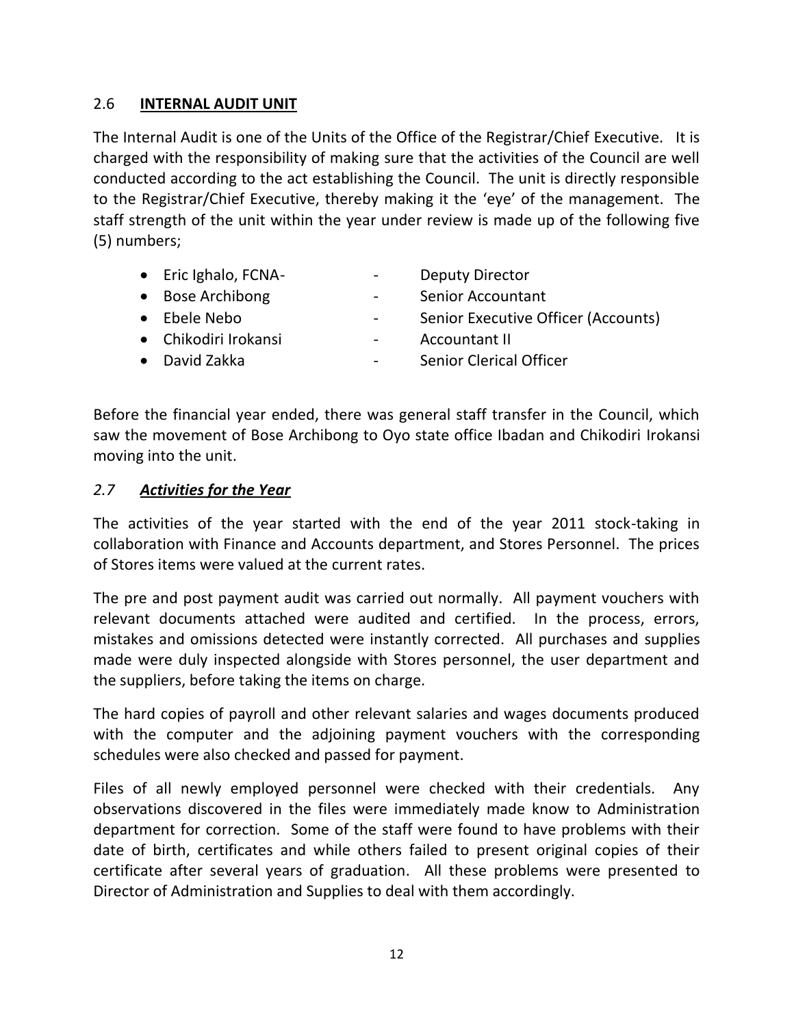## 2.6 **INTERNAL AUDIT UNIT**

The Internal Audit is one of the Units of the Office of the Registrar/Chief Executive. It is charged with the responsibility of making sure that the activities of the Council are well conducted according to the act establishing the Council. The unit is directly responsible to the Registrar/Chief Executive, thereby making it the 'eye' of the management. The staff strength of the unit within the year under review is made up of the following five (5) numbers;

- Eric Ighalo, FCNA- - Deputy Director
- Bose Archibong - Senior Accountant
- Ebele Nebo - Senior Executive Officer (Accounts)
- Chikodiri Irokansi - Accountant II
- David Zakka - Senior Clerical Officer

Before the financial year ended, there was general staff transfer in the Council, which saw the movement of Bose Archibong to Oyo state office Ibadan and Chikodiri Irokansi moving into the unit.

## *2.7 **Activities for the Year***

The activities of the year started with the end of the year 2011 stock-taking in collaboration with Finance and Accounts department, and Stores Personnel. The prices of Stores items were valued at the current rates.

The pre and post payment audit was carried out normally. All payment vouchers with relevant documents attached were audited and certified. In the process, errors, mistakes and omissions detected were instantly corrected. All purchases and supplies made were duly inspected alongside with Stores personnel, the user department and the suppliers, before taking the items on charge.

The hard copies of payroll and other relevant salaries and wages documents produced with the computer and the adjoining payment vouchers with the corresponding schedules were also checked and passed for payment.

Files of all newly employed personnel were checked with their credentials. Any observations discovered in the files were immediately made know to Administration department for correction. Some of the staff were found to have problems with their date of birth, certificates and while others failed to present original copies of their certificate after several years of graduation. All these problems were presented to Director of Administration and Supplies to deal with them accordingly.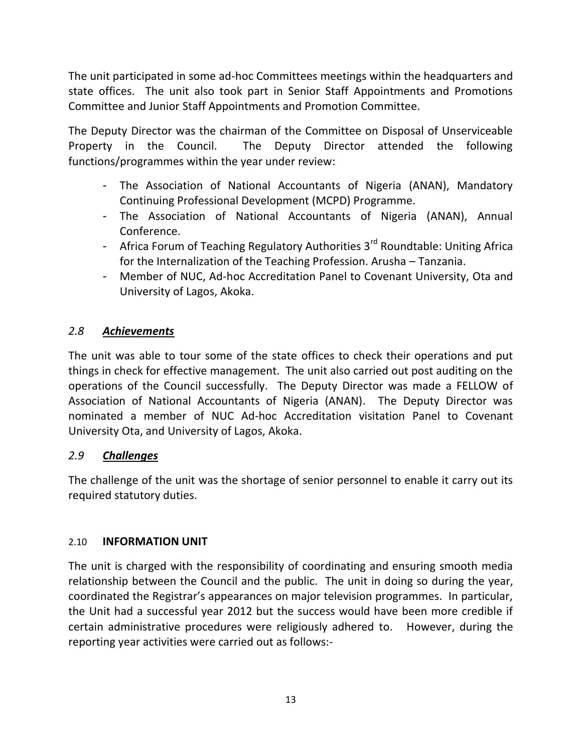The unit participated in some ad-hoc Committees meetings within the headquarters and state offices. The unit also took part in Senior Staff Appointments and Promotions Committee and Junior Staff Appointments and Promotion Committee.

The Deputy Director was the chairman of the Committee on Disposal of Unserviceable Property in the Council. The Deputy Director attended the following functions/programmes within the year under review:

- The Association of National Accountants of Nigeria (ANAN), Mandatory Continuing Professional Development (MCPD) Programme.
- The Association of National Accountants of Nigeria (ANAN), Annual Conference.
- Africa Forum of Teaching Regulatory Authorities 3rd Roundtable: Uniting Africa for the Internalization of the Teaching Profession. Arusha – Tanzania.
- Member of NUC, Ad-hoc Accreditation Panel to Covenant University, Ota and University of Lagos, Akoka.

### *2.8 **Achievements***

The unit was able to tour some of the state offices to check their operations and put things in check for effective management. The unit also carried out post auditing on the operations of the Council successfully. The Deputy Director was made a FELLOW of Association of National Accountants of Nigeria (ANAN). The Deputy Director was nominated a member of NUC Ad-hoc Accreditation visitation Panel to Covenant University Ota, and University of Lagos, Akoka.

### *2.9 **Challenges***

The challenge of the unit was the shortage of senior personnel to enable it carry out its required statutory duties.

## 2.10 **INFORMATION UNIT**

The unit is charged with the responsibility of coordinating and ensuring smooth media relationship between the Council and the public. The unit in doing so during the year, coordinated the Registrar's appearances on major television programmes. In particular, the Unit had a successful year 2012 but the success would have been more credible if certain administrative procedures were religiously adhered to. However, during the reporting year activities were carried out as follows:-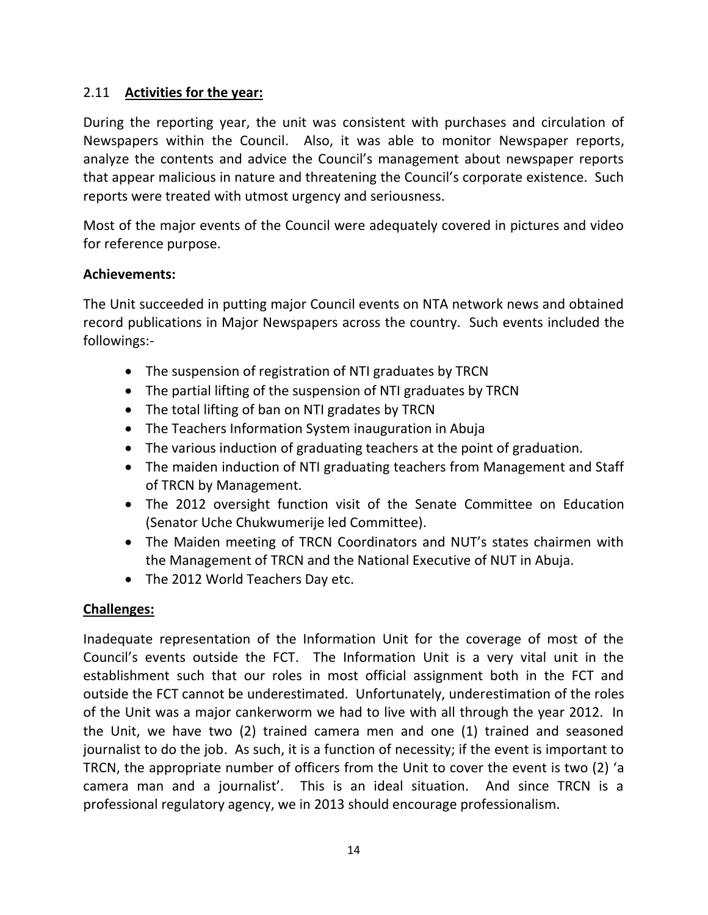### 2.11 **Activities for the year:**

During the reporting year, the unit was consistent with purchases and circulation of Newspapers within the Council. Also, it was able to monitor Newspaper reports, analyze the contents and advice the Council's management about newspaper reports that appear malicious in nature and threatening the Council's corporate existence. Such reports were treated with utmost urgency and seriousness.

Most of the major events of the Council were adequately covered in pictures and video for reference purpose.

**Achievements:**

The Unit succeeded in putting major Council events on NTA network news and obtained record publications in Major Newspapers across the country. Such events included the followings:-

- The suspension of registration of NTI graduates by TRCN
- The partial lifting of the suspension of NTI graduates by TRCN
- The total lifting of ban on NTI gradates by TRCN
- The Teachers Information System inauguration in Abuja
- The various induction of graduating teachers at the point of graduation.
- The maiden induction of NTI graduating teachers from Management and Staff of TRCN by Management.
- The 2012 oversight function visit of the Senate Committee on Education (Senator Uche Chukwumerije led Committee).
- The Maiden meeting of TRCN Coordinators and NUT's states chairmen with the Management of TRCN and the National Executive of NUT in Abuja.
- The 2012 World Teachers Day etc.

**Challenges:**

Inadequate representation of the Information Unit for the coverage of most of the Council's events outside the FCT. The Information Unit is a very vital unit in the establishment such that our roles in most official assignment both in the FCT and outside the FCT cannot be underestimated. Unfortunately, underestimation of the roles of the Unit was a major cankerworm we had to live with all through the year 2012. In the Unit, we have two (2) trained camera men and one (1) trained and seasoned journalist to do the job. As such, it is a function of necessity; if the event is important to TRCN, the appropriate number of officers from the Unit to cover the event is two (2) 'a camera man and a journalist'. This is an ideal situation. And since TRCN is a professional regulatory agency, we in 2013 should encourage professionalism.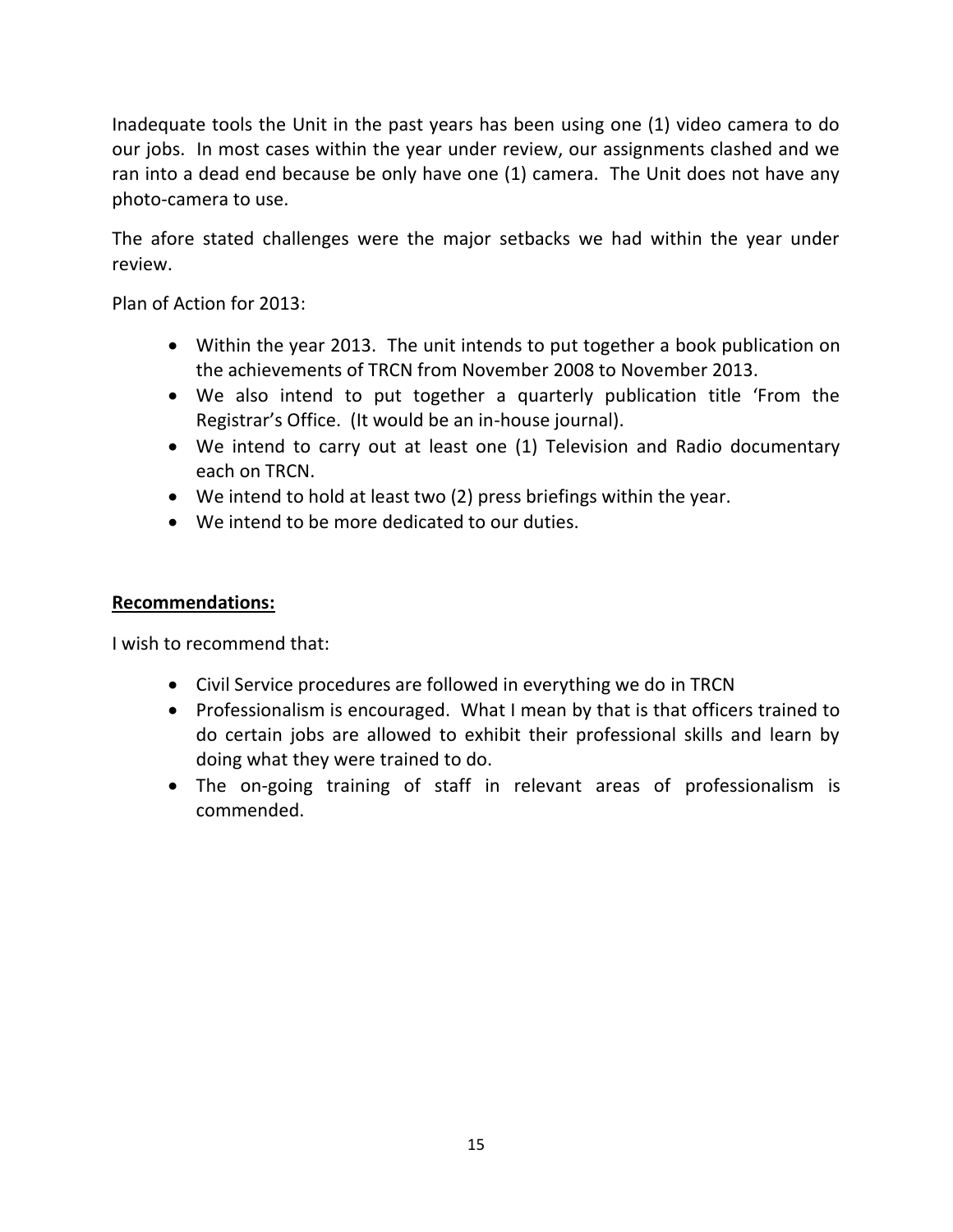Inadequate tools the Unit in the past years has been using one (1) video camera to do our jobs. In most cases within the year under review, our assignments clashed and we ran into a dead end because be only have one (1) camera. The Unit does not have any photo-camera to use.

The afore stated challenges were the major setbacks we had within the year under review.

Plan of Action for 2013:

- Within the year 2013. The unit intends to put together a book publication on the achievements of TRCN from November 2008 to November 2013.
- We also intend to put together a quarterly publication title 'From the Registrar's Office. (It would be an in-house journal).
- We intend to carry out at least one (1) Television and Radio documentary each on TRCN.
- We intend to hold at least two (2) press briefings within the year.
- We intend to be more dedicated to our duties.

**Recommendations:**

I wish to recommend that:

- Civil Service procedures are followed in everything we do in TRCN
- Professionalism is encouraged. What I mean by that is that officers trained to do certain jobs are allowed to exhibit their professional skills and learn by doing what they were trained to do.
- The on-going training of staff in relevant areas of professionalism is commended.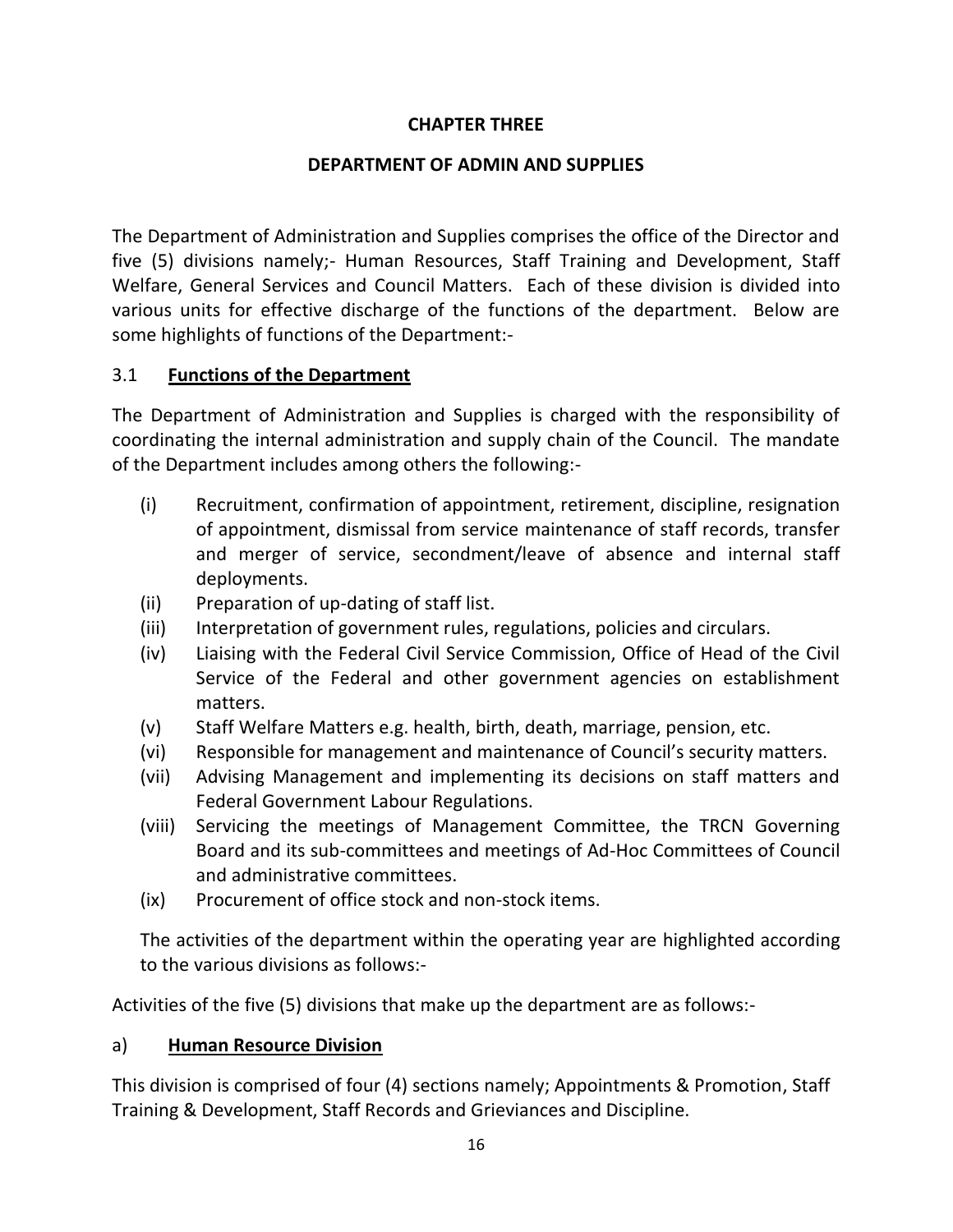# CHAPTER THREE

## DEPARTMENT OF ADMIN AND SUPPLIES

The Department of Administration and Supplies comprises the office of the Director and five (5) divisions namely;- Human Resources, Staff Training and Development, Staff Welfare, General Services and Council Matters. Each of these division is divided into various units for effective discharge of the functions of the department. Below are some highlights of functions of the Department:-

### 3.1 <u>**Functions of the Department**</u>

The Department of Administration and Supplies is charged with the responsibility of coordinating the internal administration and supply chain of the Council. The mandate of the Department includes among others the following:-

(i) Recruitment, confirmation of appointment, retirement, discipline, resignation of appointment, dismissal from service maintenance of staff records, transfer and merger of service, secondment/leave of absence and internal staff deployments.

(ii) Preparation of up-dating of staff list.

(iii) Interpretation of government rules, regulations, policies and circulars.

(iv) Liaising with the Federal Civil Service Commission, Office of Head of the Civil Service of the Federal and other government agencies on establishment matters.

(v) Staff Welfare Matters e.g. health, birth, death, marriage, pension, etc.

(vi) Responsible for management and maintenance of Council's security matters.

(vii) Advising Management and implementing its decisions on staff matters and Federal Government Labour Regulations.

(viii) Servicing the meetings of Management Committee, the TRCN Governing Board and its sub-committees and meetings of Ad-Hoc Committees of Council and administrative committees.

(ix) Procurement of office stock and non-stock items.

The activities of the department within the operating year are highlighted according to the various divisions as follows:-

Activities of the five (5) divisions that make up the department are as follows:-

a) <u>**Human Resource Division**</u>

This division is comprised of four (4) sections namely; Appointments & Promotion, Staff Training & Development, Staff Records and Grieviances and Discipline.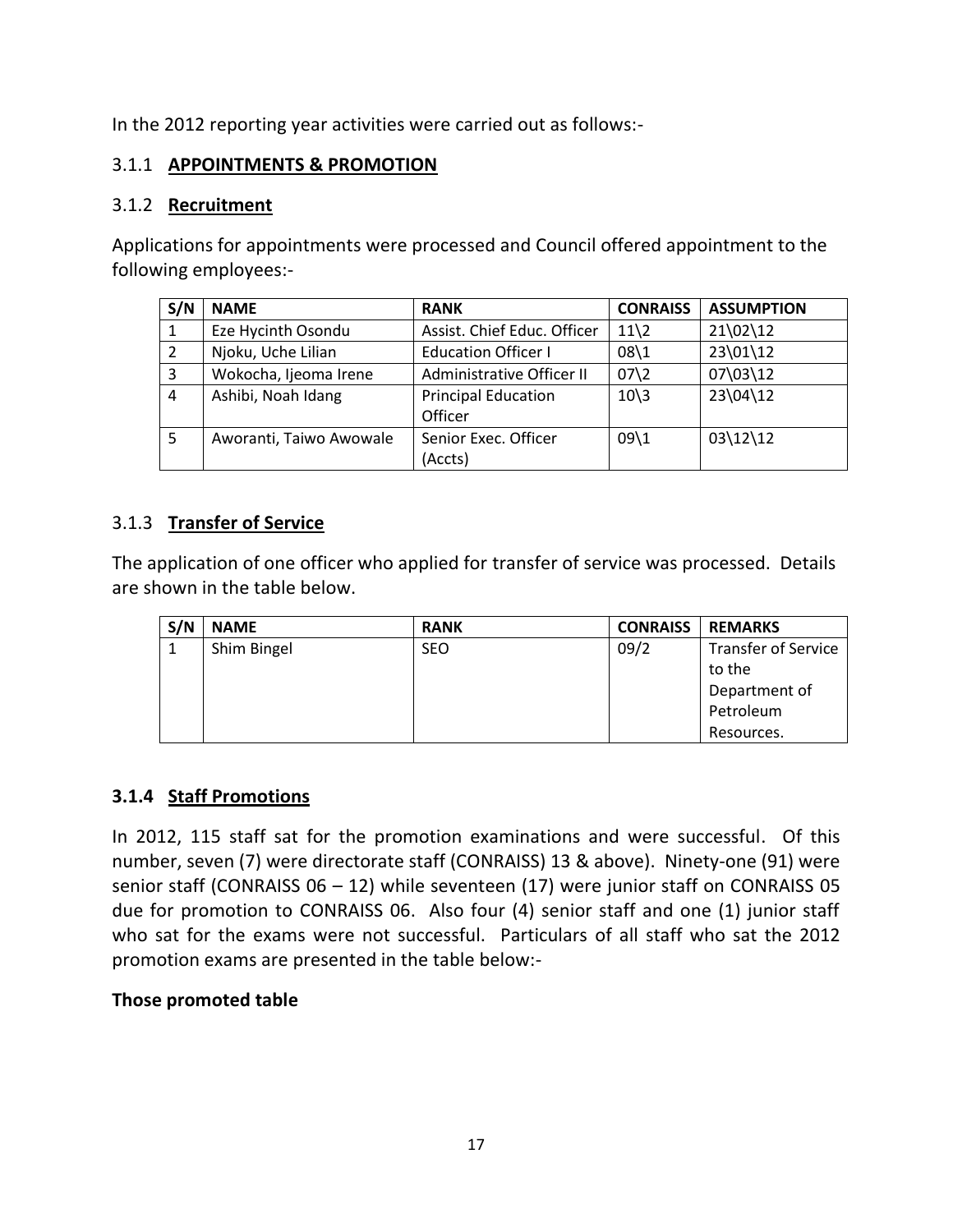In the 2012 reporting year activities were carried out as follows:-

### 3.1.1 **APPOINTMENTS & PROMOTION**

### 3.1.2 **Recruitment**

Applications for appointments were processed and Council offered appointment to the following employees:-

| S/N | NAME | RANK | CONRAISS | ASSUMPTION |
|---|---|---|---|---|
| 1 | Eze Hycinth Osondu | Assist. Chief Educ. Officer | 11\2 | 21\02\12 |
| 2 | Njoku, Uche Lilian | Education Officer I | 08\1 | 23\01\12 |
| 3 | Wokocha, Ijeoma Irene | Administrative Officer II | 07\2 | 07\03\12 |
| 4 | Ashibi, Noah Idang | Principal Education Officer | 10\3 | 23\04\12 |
| 5 | Aworanti, Taiwo Awowale | Senior Exec. Officer (Accts) | 09\1 | 03\12\12 |

### 3.1.3 **Transfer of Service**

The application of one officer who applied for transfer of service was processed. Details are shown in the table below.

| S/N | NAME | RANK | CONRAISS | REMARKS |
|---|---|---|---|---|
| 1 | Shim Bingel | SEO | 09/2 | Transfer of Service to the Department of Petroleum Resources. |

### **3.1.4 Staff Promotions**

In 2012, 115 staff sat for the promotion examinations and were successful. Of this number, seven (7) were directorate staff (CONRAISS) 13 & above). Ninety-one (91) were senior staff (CONRAISS 06 – 12) while seventeen (17) were junior staff on CONRAISS 05 due for promotion to CONRAISS 06. Also four (4) senior staff and one (1) junior staff who sat for the exams were not successful. Particulars of all staff who sat the 2012 promotion exams are presented in the table below:-

**Those promoted table**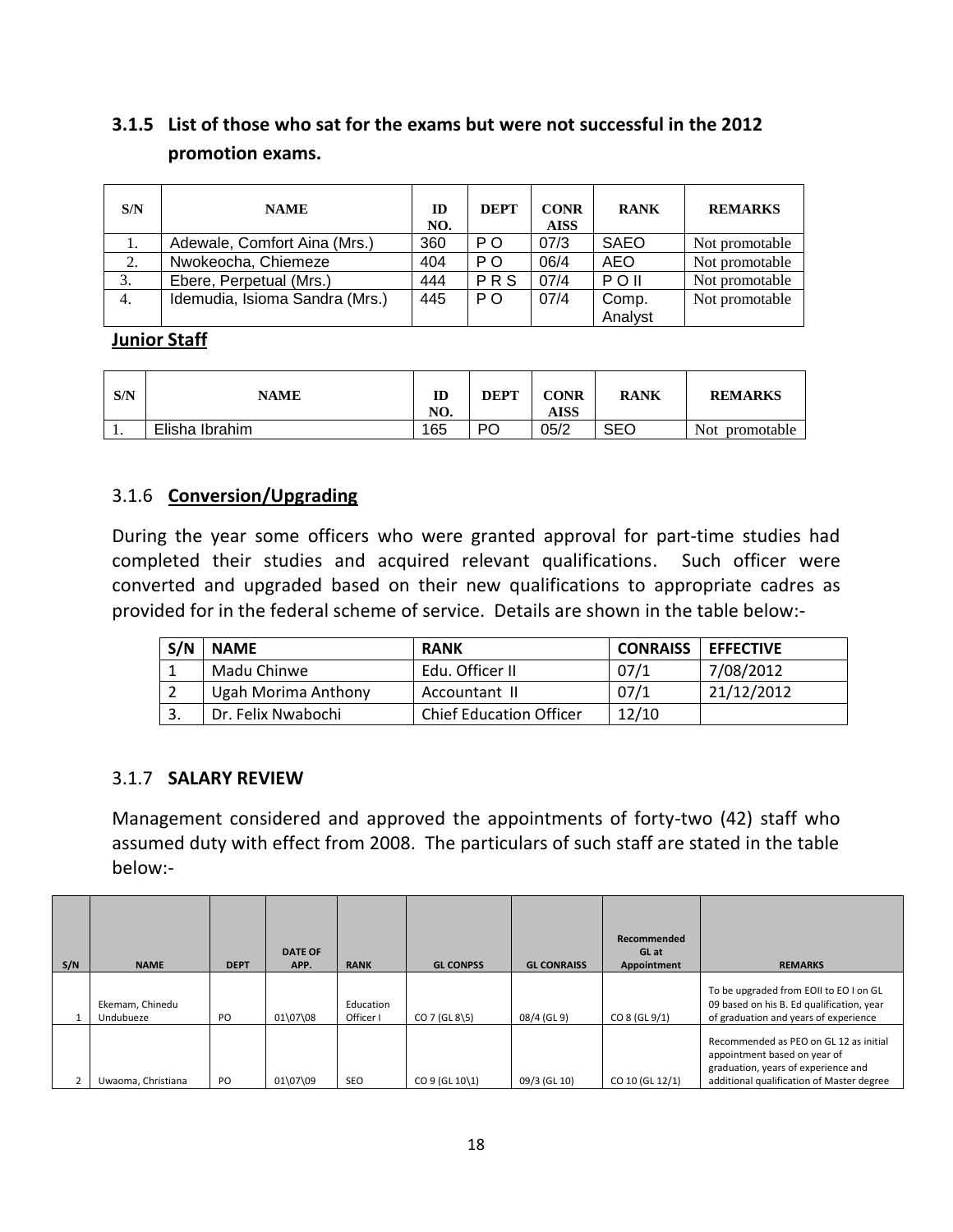### 3.1.5 List of those who sat for the exams but were not successful in the 2012 promotion exams.

| S/N | NAME | ID NO. | DEPT | CONR AISS | RANK | REMARKS |
|---|---|---|---|---|---|---|
| 1. | Adewale, Comfort Aina (Mrs.) | 360 | P O | 07/3 | SAEO | Not promotable |
| 2. | Nwokeocha, Chiemeze | 404 | P O | 06/4 | AEO | Not promotable |
| 3. | Ebere, Perpetual (Mrs.) | 444 | P R S | 07/4 | P O II | Not promotable |
| 4. | Idemudia, Isioma Sandra (Mrs.) | 445 | P O | 07/4 | Comp. Analyst | Not promotable |

**Junior Staff**

| S/N | NAME | ID NO. | DEPT | CONR AISS | RANK | REMARKS |
|---|---|---|---|---|---|---|
| 1. | Elisha Ibrahim | 165 | PO | 05/2 | SEO | Not promotable |

### 3.1.6 **Conversion/Upgrading**

During the year some officers who were granted approval for part-time studies had completed their studies and acquired relevant qualifications. Such officer were converted and upgraded based on their new qualifications to appropriate cadres as provided for in the federal scheme of service. Details are shown in the table below:-

| S/N | NAME | RANK | CONRAISS | EFFECTIVE |
|---|---|---|---|---|
| 1 | Madu Chinwe | Edu. Officer II | 07/1 | 7/08/2012 |
| 2 | Ugah Morima Anthony | Accountant II | 07/1 | 21/12/2012 |
| 3. | Dr. Felix Nwabochi | Chief Education Officer | 12/10 | |

### 3.1.7 **SALARY REVIEW**

Management considered and approved the appointments of forty-two (42) staff who assumed duty with effect from 2008. The particulars of such staff are stated in the table below:-

| S/N | NAME | DEPT | DATE OF APP. | RANK | GL CONPSS | GL CONRAISS | Recommended GL at Appointment | REMARKS |
|---|---|---|---|---|---|---|---|---|
| 1 | Ekemam, Chinedu Undubueze | PO | 01\07\08 | Education Officer I | CO 7 (GL 8\5) | 08/4 (GL 9) | CO 8 (GL 9/1) | To be upgraded from EOII to EO I on GL 09 based on his B. Ed qualification, year of graduation and years of experience |
| 2 | Uwaoma, Christiana | PO | 01\07\09 | SEO | CO 9 (GL 10\1) | 09/3 (GL 10) | CO 10 (GL 12/1) | Recommended as PEO on GL 12 as initial appointment based on year of graduation, years of experience and additional qualification of Master degree |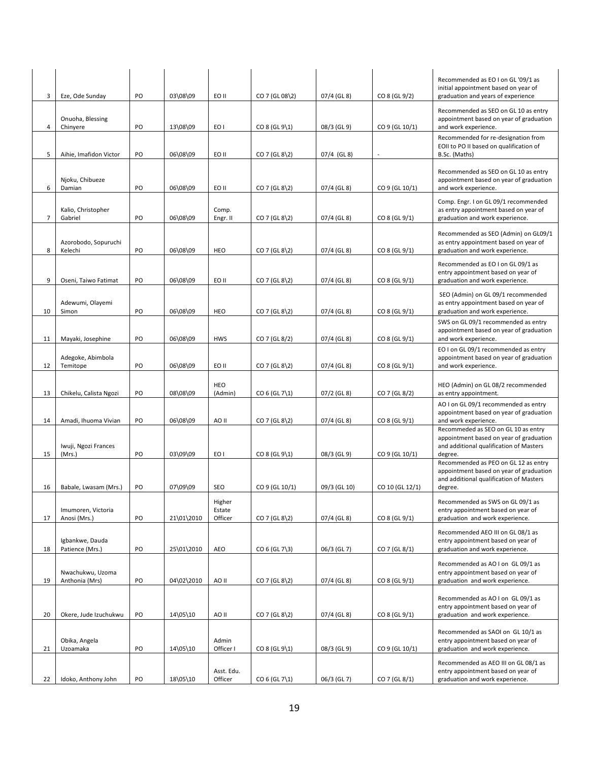| 3 | Eze, Ode Sunday | PO | 03\08\09 | EO II | CO 7 (GL 08\2) | 07/4 (GL 8) | CO 8 (GL 9/2) | Recommended as EO I on GL '09/1 as initial appointment based on year of graduation and years of experience |
|---|---|---|---|---|---|---|---|---|
| 4 | Onuoha, Blessing Chinyere | PO | 13\08\09 | EO I | CO 8 (GL 9\1) | 08/3 (GL 9) | CO 9 (GL 10/1) | Recommended as SEO on GL 10 as entry appointment based on year of graduation and work experience. |
| 5 | Aihie, Imafidon Victor | PO | 06\08\09 | EO II | CO 7 (GL 8\2) | 07/4 (GL 8) | - | Recommended for re-designation from EOII to PO II based on qualification of B.Sc. (Maths) |
| 6 | Njoku, Chibueze Damian | PO | 06\08\09 | EO II | CO 7 (GL 8\2) | 07/4 (GL 8) | CO 9 (GL 10/1) | Recommended as SEO on GL 10 as entry appointment based on year of graduation and work experience. |
| 7 | Kalio, Christopher Gabriel | PO | 06\08\09 | Comp. Engr. II | CO 7 (GL 8\2) | 07/4 (GL 8) | CO 8 (GL 9/1) | Comp. Engr. I on GL 09/1 recommended as entry appointment based on year of graduation and work experience. |
| 8 | Azorobodo, Sopuruchi Kelechi | PO | 06\08\09 | HEO | CO 7 (GL 8\2) | 07/4 (GL 8) | CO 8 (GL 9/1) | Recommended as SEO (Admin) on GL09/1 as entry appointment based on year of graduation and work experience. |
| 9 | Oseni, Taiwo Fatimat | PO | 06\08\09 | EO II | CO 7 (GL 8\2) | 07/4 (GL 8) | CO 8 (GL 9/1) | Recommended as EO I on GL 09/1 as entry appointment based on year of graduation and work experience. |
| 10 | Adewumi, Olayemi Simon | PO | 06\08\09 | HEO | CO 7 (GL 8\2) | 07/4 (GL 8) | CO 8 (GL 9/1) | SEO (Admin) on GL 09/1 recommended as entry appointment based on year of graduation and work experience. |
| 11 | Mayaki, Josephine | PO | 06\08\09 | HWS | CO 7 (GL 8/2) | 07/4 (GL 8) | CO 8 (GL 9/1) | SWS on GL 09/1 recommended as entry appointment based on year of graduation and work experience. |
| 12 | Adegoke, Abimbola Temitope | PO | 06\08\09 | EO II | CO 7 (GL 8\2) | 07/4 (GL 8) | CO 8 (GL 9/1) | EO I on GL 09/1 recommended as entry appointment based on year of graduation and work experience. |
| 13 | Chikelu, Calista Ngozi | PO | 08\08\09 | HEO (Admin) | CO 6 (GL 7\1) | 07/2 (GL 8) | CO 7 (GL 8/2) | HEO (Admin) on GL 08/2 recommended as entry appointment. |
| 14 | Amadi, Ihuoma Vivian | PO | 06\08\09 | AO II | CO 7 (GL 8\2) | 07/4 (GL 8) | CO 8 (GL 9/1) | AO I on GL 09/1 recommended as entry appointment based on year of graduation and work experience. |
| 15 | Iwuji, Ngozi Frances (Mrs.) | PO | 03\09\09 | EO I | CO 8 (GL 9\1) | 08/3 (GL 9) | CO 9 (GL 10/1) | Recommeded as SEO on GL 10 as entry appointment based on year of graduation and additional qualification of Masters degree. |
| 16 | Babale, Lwasam (Mrs.) | PO | 07\09\09 | SEO | CO 9 (GL 10/1) | 09/3 (GL 10) | CO 10 (GL 12/1) | Recommended as PEO on GL 12 as entry appointment based on year of graduation and additional qualification of Masters degree. |
| 17 | Imumoren, Victoria Anosi (Mrs.) | PO | 21\01\2010 | Higher Estate Officer | CO 7 (GL 8\2) | 07/4 (GL 8) | CO 8 (GL 9/1) | Recommended as SWS on GL 09/1 as entry appointment based on year of graduation and work experience. |
| 18 | Igbankwe, Dauda Patience (Mrs.) | PO | 25\01\2010 | AEO | CO 6 (GL 7\3) | 06/3 (GL 7) | CO 7 (GL 8/1) | Recommended AEO III on GL 08/1 as entry appointment based on year of graduation and work experience. |
| 19 | Nwachukwu, Uzoma Anthonia (Mrs) | PO | 04\02\2010 | AO II | CO 7 (GL 8\2) | 07/4 (GL 8) | CO 8 (GL 9/1) | Recommended as AO I on GL 09/1 as entry appointment based on year of graduation and work experience. |
| 20 | Okere, Jude Izuchukwu | PO | 14\05\10 | AO II | CO 7 (GL 8\2) | 07/4 (GL 8) | CO 8 (GL 9/1) | Recommended as AO I on GL 09/1 as entry appointment based on year of graduation and work experience. |
| 21 | Obika, Angela Uzoamaka | PO | 14\05\10 | Admin Officer I | CO 8 (GL 9\1) | 08/3 (GL 9) | CO 9 (GL 10/1) | Recommended as SAOI on GL 10/1 as entry appointment based on year of graduation and work experience. |
| 22 | Idoko, Anthony John | PO | 18\05\10 | Asst. Edu. Officer | CO 6 (GL 7\1) | 06/3 (GL 7) | CO 7 (GL 8/1) | Recommended as AEO III on GL 08/1 as entry appointment based on year of graduation and work experience. |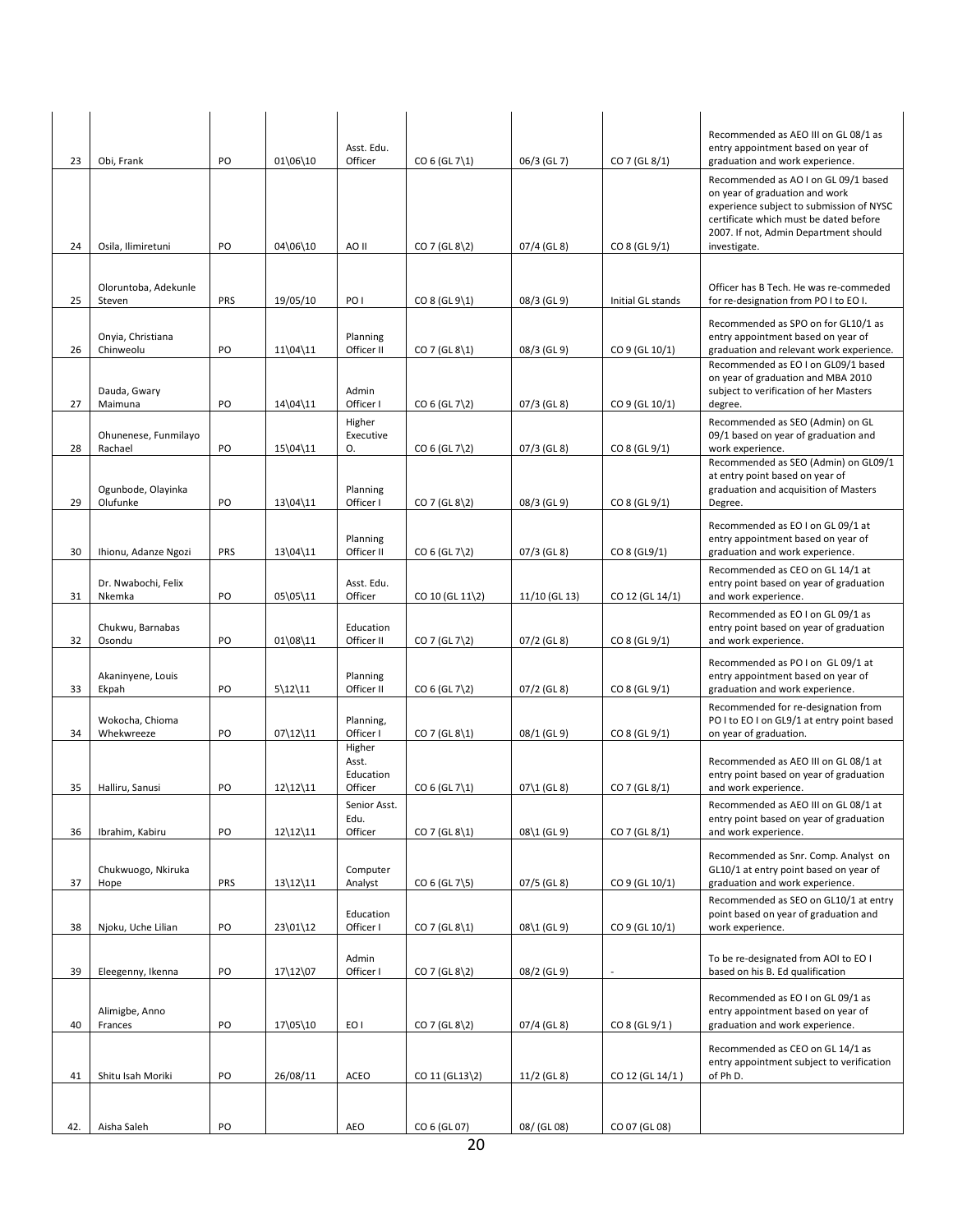| 23 | Obi, Frank | PO | 01\06\10 | Asst. Edu. Officer | CO 6 (GL 7\1) | 06/3 (GL 7) | CO 7 (GL 8/1) | Recommended as AEO III on GL 08/1 as entry appointment based on year of graduation and work experience. |
|---|---|---|---|---|---|---|---|---|
| 24 | Osila, Ilimiretuni | PO | 04\06\10 | AO II | CO 7 (GL 8\2) | 07/4 (GL 8) | CO 8 (GL 9/1) | Recommended as AO I on GL 09/1 based on year of graduation and work experience subject to submission of NYSC certificate which must be dated before 2007. If not, Admin Department should investigate. |
| 25 | Oloruntoba, Adekunle Steven | PRS | 19/05/10 | PO I | CO 8 (GL 9\1) | 08/3 (GL 9) | Initial GL stands | Officer has B Tech. He was re-commeded for re-designation from PO I to EO I. |
| 26 | Onyia, Christiana Chinweolu | PO | 11\04\11 | Planning Officer II | CO 7 (GL 8\1) | 08/3 (GL 9) | CO 9 (GL 10/1) | Recommended as SPO on for GL10/1 as entry appointment based on year of graduation and relevant work experience. |
| 27 | Dauda, Gwary Maimuna | PO | 14\04\11 | Admin Officer I | CO 6 (GL 7\2) | 07/3 (GL 8) | CO 9 (GL 10/1) | Recommended as EO I on GL09/1 based on year of graduation and MBA 2010 subject to verification of her Masters degree. |
| 28 | Ohunenese, Funmilayo Rachael | PO | 15\04\11 | Higher Executive O. | CO 6 (GL 7\2) | 07/3 (GL 8) | CO 8 (GL 9/1) | Recommended as SEO (Admin) on GL 09/1 based on year of graduation and work experience. |
| 29 | Ogunbode, Olayinka Olufunke | PO | 13\04\11 | Planning Officer I | CO 7 (GL 8\2) | 08/3 (GL 9) | CO 8 (GL 9/1) | Recommended as SEO (Admin) on GL09/1 at entry point based on year of graduation and acquisition of Masters Degree. |
| 30 | Ihionu, Adanze Ngozi | PRS | 13\04\11 | Planning Officer II | CO 6 (GL 7\2) | 07/3 (GL 8) | CO 8 (GL9/1) | Recommended as EO I on GL 09/1 at entry appointment based on year of graduation and work experience. |
| 31 | Dr. Nwabochi, Felix Nkemka | PO | 05\05\11 | Asst. Edu. Officer | CO 10 (GL 11\2) | 11/10 (GL 13) | CO 12 (GL 14/1) | Recommended as CEO on GL 14/1 at entry point based on year of graduation and work experience. |
| 32 | Chukwu, Barnabas Osondu | PO | 01\08\11 | Education Officer II | CO 7 (GL 7\2) | 07/2 (GL 8) | CO 8 (GL 9/1) | Recommended as EO I on GL 09/1 as entry point based on year of graduation and work experience. |
| 33 | Akaninyene, Louis Ekpah | PO | 5\12\11 | Planning Officer II | CO 6 (GL 7\2) | 07/2 (GL 8) | CO 8 (GL 9/1) | Recommended as PO I on GL 09/1 at entry appointment based on year of graduation and work experience. |
| 34 | Wokocha, Chioma Whekwreeze | PO | 07\12\11 | Planning, Officer I | CO 7 (GL 8\1) | 08/1 (GL 9) | CO 8 (GL 9/1) | Recommended for re-designation from PO I to EO I on GL9/1 at entry point based on year of graduation. |
| 35 | Halliru, Sanusi | PO | 12\12\11 | Higher Asst. Education Officer | CO 6 (GL 7\1) | 07\1 (GL 8) | CO 7 (GL 8/1) | Recommended as AEO III on GL 08/1 at entry point based on year of graduation and work experience. |
| 36 | Ibrahim, Kabiru | PO | 12\12\11 | Senior Asst. Edu. Officer | CO 7 (GL 8\1) | 08\1 (GL 9) | CO 7 (GL 8/1) | Recommended as AEO III on GL 08/1 at entry point based on year of graduation and work experience. |
| 37 | Chukwuogo, Nkiruka Hope | PRS | 13\12\11 | Computer Analyst | CO 6 (GL 7\5) | 07/5 (GL 8) | CO 9 (GL 10/1) | Recommended as Snr. Comp. Analyst on GL10/1 at entry point based on year of graduation and work experience. |
| 38 | Njoku, Uche Lilian | PO | 23\01\12 | Education Officer I | CO 7 (GL 8\1) | 08\1 (GL 9) | CO 9 (GL 10/1) | Recommended as SEO on GL10/1 at entry point based on year of graduation and work experience. |
| 39 | Eleegenny, Ikenna | PO | 17\12\07 | Admin Officer I | CO 7 (GL 8\2) | 08/2 (GL 9) | - | To be re-designated from AOI to EO I based on his B. Ed qualification |
| 40 | Alimigbe, Anno Frances | PO | 17\05\10 | EO I | CO 7 (GL 8\2) | 07/4 (GL 8) | CO 8 (GL 9/1 ) | Recommended as EO I on GL 09/1 as entry appointment based on year of graduation and work experience. |
| 41 | Shitu Isah Moriki | PO | 26/08/11 | ACEO | CO 11 (GL13\2) | 11/2 (GL 8) | CO 12 (GL 14/1 ) | Recommended as CEO on GL 14/1 as entry appointment subject to verification of Ph D. |
| 42. | Aisha Saleh | PO | | AEO | CO 6 (GL 07) | 08/ (GL 08) | CO 07 (GL 08) | |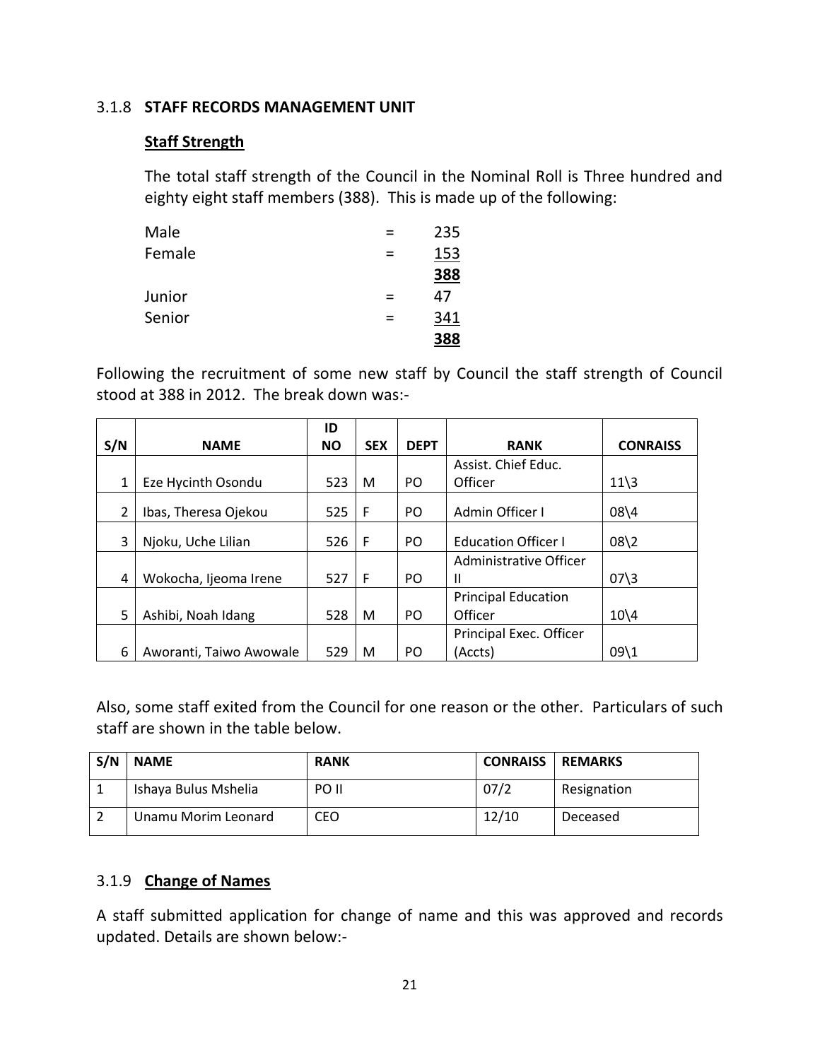### 3.1.8 **STAFF RECORDS MANAGEMENT UNIT**

**Staff Strength**

The total staff strength of the Council in the Nominal Roll is Three hundred and eighty eight staff members (388). This is made up of the following:

| | | |
|---|---|---|
| Male | = | 235 |
| Female | = | 153 |
| | | **388** |
| Junior | = | 47 |
| Senior | = | 341 |
| | | **388** |

Following the recruitment of some new staff by Council the staff strength of Council stood at 388 in 2012. The break down was:-

| S/N | NAME | ID NO | SEX | DEPT | RANK | CONRAISS |
|---|---|---|---|---|---|---|
| 1 | Eze Hycinth Osondu | 523 | M | PO | Assist. Chief Educ. Officer | 11\3 |
| 2 | Ibas, Theresa Ojekou | 525 | F | PO | Admin Officer I | 08\4 |
| 3 | Njoku, Uche Lilian | 526 | F | PO | Education Officer I | 08\2 |
| 4 | Wokocha, Ijeoma Irene | 527 | F | PO | Administrative Officer II | 07\3 |
| 5 | Ashibi, Noah Idang | 528 | M | PO | Principal Education Officer | 10\4 |
| 6 | Aworanti, Taiwo Awowale | 529 | M | PO | Principal Exec. Officer (Accts) | 09\1 |

Also, some staff exited from the Council for one reason or the other. Particulars of such staff are shown in the table below.

| S/N | NAME | RANK | CONRAISS | REMARKS |
|---|---|---|---|---|
| 1 | Ishaya Bulus Mshelia | PO II | 07/2 | Resignation |
| 2 | Unamu Morim Leonard | CEO | 12/10 | Deceased |

### 3.1.9 **Change of Names**

A staff submitted application for change of name and this was approved and records updated. Details are shown below:-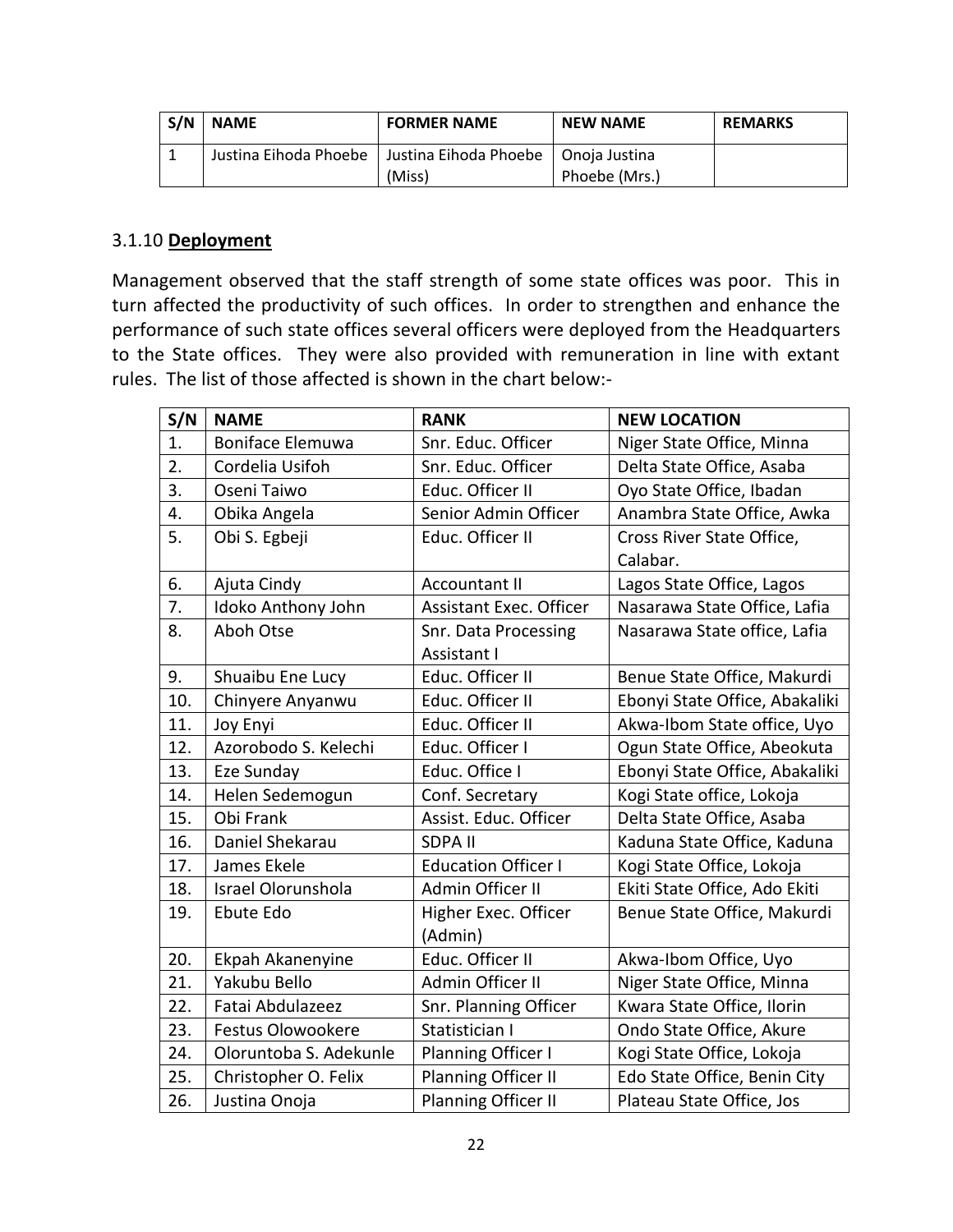| S/N | NAME | FORMER NAME | NEW NAME | REMARKS |
|---|---|---|---|---|
| 1 | Justina Eihoda Phoebe | Justina Eihoda Phoebe (Miss) | Onoja Justina Phoebe (Mrs.) | |

### 3.1.10 **Deployment**

Management observed that the staff strength of some state offices was poor. This in turn affected the productivity of such offices. In order to strengthen and enhance the performance of such state offices several officers were deployed from the Headquarters to the State offices. They were also provided with remuneration in line with extant rules. The list of those affected is shown in the chart below:-

| S/N | NAME | RANK | NEW LOCATION |
|---|---|---|---|
| 1. | Boniface Elemuwa | Snr. Educ. Officer | Niger State Office, Minna |
| 2. | Cordelia Usifoh | Snr. Educ. Officer | Delta State Office, Asaba |
| 3. | Oseni Taiwo | Educ. Officer II | Oyo State Office, Ibadan |
| 4. | Obika Angela | Senior Admin Officer | Anambra State Office, Awka |
| 5. | Obi S. Egbeji | Educ. Officer II | Cross River State Office, Calabar. |
| 6. | Ajuta Cindy | Accountant II | Lagos State Office, Lagos |
| 7. | Idoko Anthony John | Assistant Exec. Officer | Nasarawa State Office, Lafia |
| 8. | Aboh Otse | Snr. Data Processing Assistant I | Nasarawa State office, Lafia |
| 9. | Shuaibu Ene Lucy | Educ. Officer II | Benue State Office, Makurdi |
| 10. | Chinyere Anyanwu | Educ. Officer II | Ebonyi State Office, Abakaliki |
| 11. | Joy Enyi | Educ. Officer II | Akwa-Ibom State office, Uyo |
| 12. | Azorobodo S. Kelechi | Educ. Officer I | Ogun State Office, Abeokuta |
| 13. | Eze Sunday | Educ. Office I | Ebonyi State Office, Abakaliki |
| 14. | Helen Sedemogun | Conf. Secretary | Kogi State office, Lokoja |
| 15. | Obi Frank | Assist. Educ. Officer | Delta State Office, Asaba |
| 16. | Daniel Shekarau | SDPA II | Kaduna State Office, Kaduna |
| 17. | James Ekele | Education Officer I | Kogi State Office, Lokoja |
| 18. | Israel Olorunshola | Admin Officer II | Ekiti State Office, Ado Ekiti |
| 19. | Ebute Edo | Higher Exec. Officer (Admin) | Benue State Office, Makurdi |
| 20. | Ekpah Akanenyine | Educ. Officer II | Akwa-Ibom Office, Uyo |
| 21. | Yakubu Bello | Admin Officer II | Niger State Office, Minna |
| 22. | Fatai Abdulazeez | Snr. Planning Officer | Kwara State Office, Ilorin |
| 23. | Festus Olowookere | Statistician I | Ondo State Office, Akure |
| 24. | Oloruntoba S. Adekunle | Planning Officer I | Kogi State Office, Lokoja |
| 25. | Christopher O. Felix | Planning Officer II | Edo State Office, Benin City |
| 26. | Justina Onoja | Planning Officer II | Plateau State Office, Jos |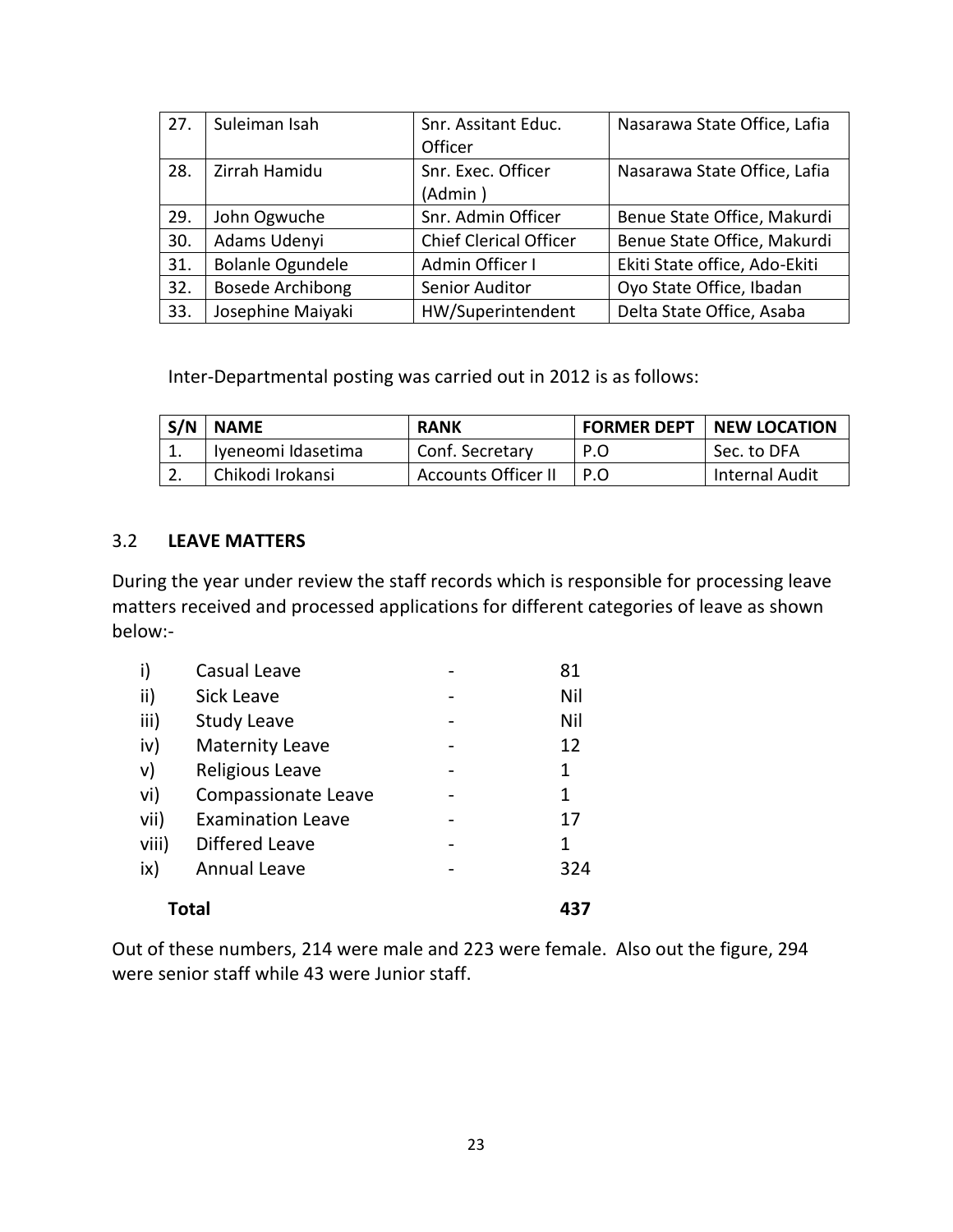| 27. | Suleiman Isah | Snr. Assitant Educ. Officer | Nasarawa State Office, Lafia |
|---|---|---|---|
| 28. | Zirrah Hamidu | Snr. Exec. Officer (Admin ) | Nasarawa State Office, Lafia |
| 29. | John Ogwuche | Snr. Admin Officer | Benue State Office, Makurdi |
| 30. | Adams Udenyi | Chief Clerical Officer | Benue State Office, Makurdi |
| 31. | Bolanle Ogundele | Admin Officer I | Ekiti State office, Ado-Ekiti |
| 32. | Bosede Archibong | Senior Auditor | Oyo State Office, Ibadan |
| 33. | Josephine Maiyaki | HW/Superintendent | Delta State Office, Asaba |

Inter-Departmental posting was carried out in 2012 is as follows:

| S/N | NAME | RANK | FORMER DEPT | NEW LOCATION |
|---|---|---|---|---|
| 1. | Iyeneomi Idasetima | Conf. Secretary | P.O | Sec. to DFA |
| 2. | Chikodi Irokansi | Accounts Officer II | P.O | Internal Audit |

### 3.2 LEAVE MATTERS

During the year under review the staff records which is responsible for processing leave matters received and processed applications for different categories of leave as shown below:-

| | | | |
|---|---|---|---|
| i) | Casual Leave | - | 81 |
| ii) | Sick Leave | - | Nil |
| iii) | Study Leave | - | Nil |
| iv) | Maternity Leave | - | 12 |
| v) | Religious Leave | - | 1 |
| vi) | Compassionate Leave | - | 1 |
| vii) | Examination Leave | - | 17 |
| viii) | Differed Leave | - | 1 |
| ix) | Annual Leave | - | 324 |
| | **Total** | | **437** |

Out of these numbers, 214 were male and 223 were female. Also out the figure, 294 were senior staff while 43 were Junior staff.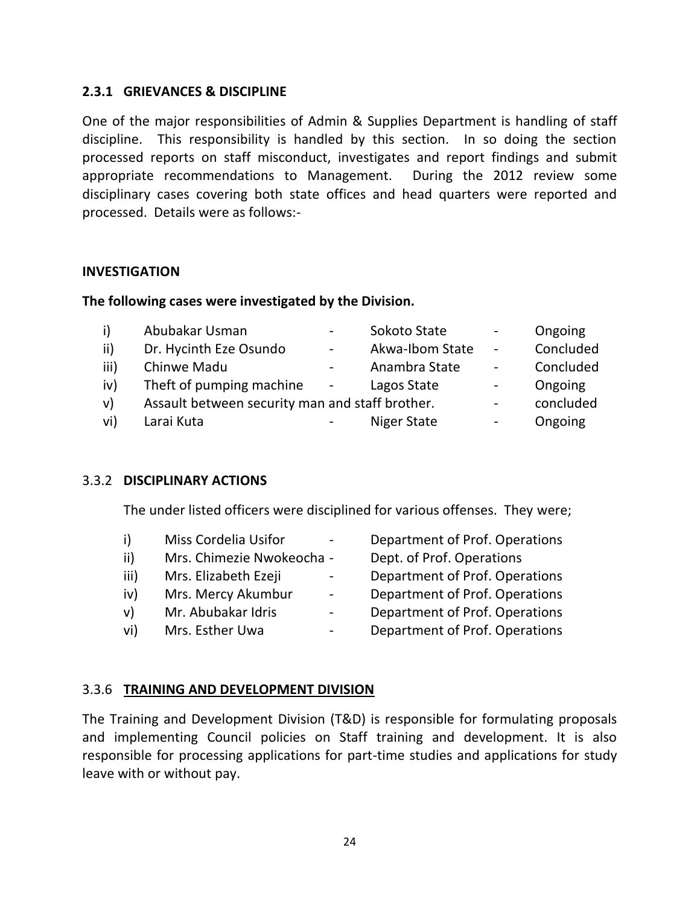### 2.3.1 GRIEVANCES & DISCIPLINE

One of the major responsibilities of Admin & Supplies Department is handling of staff discipline. This responsibility is handled by this section. In so doing the section processed reports on staff misconduct, investigates and report findings and submit appropriate recommendations to Management. During the 2012 review some disciplinary cases covering both state offices and head quarters were reported and processed. Details were as follows:-

**INVESTIGATION**

**The following cases were investigated by the Division.**

| | | | | | | |
|---|---|---|---|---|---|---|
| i) | Abubakar Usman | - | Sokoto State | - | Ongoing |
| ii) | Dr. Hycinth Eze Osundo | - | Akwa-Ibom State | - | Concluded |
| iii) | Chinwe Madu | - | Anambra State | - | Concluded |
| iv) | Theft of pumping machine | - | Lagos State | - | Ongoing |
| v) | Assault between security man and staff brother. | | | - | concluded |
| vi) | Larai Kuta | - | Niger State | - | Ongoing |

3.3.2 **DISCIPLINARY ACTIONS**

The under listed officers were disciplined for various offenses. They were;

| | | | |
|---|---|---|---|
| i) | Miss Cordelia Usifor | - | Department of Prof. Operations |
| ii) | Mrs. Chimezie Nwokeocha | - | Dept. of Prof. Operations |
| iii) | Mrs. Elizabeth Ezeji | - | Department of Prof. Operations |
| iv) | Mrs. Mercy Akumbur | - | Department of Prof. Operations |
| v) | Mr. Abubakar Idris | - | Department of Prof. Operations |
| vi) | Mrs. Esther Uwa | - | Department of Prof. Operations |

3.3.6 **<u>TRAINING AND DEVELOPMENT DIVISION</u>**

The Training and Development Division (T&D) is responsible for formulating proposals and implementing Council policies on Staff training and development. It is also responsible for processing applications for part-time studies and applications for study leave with or without pay.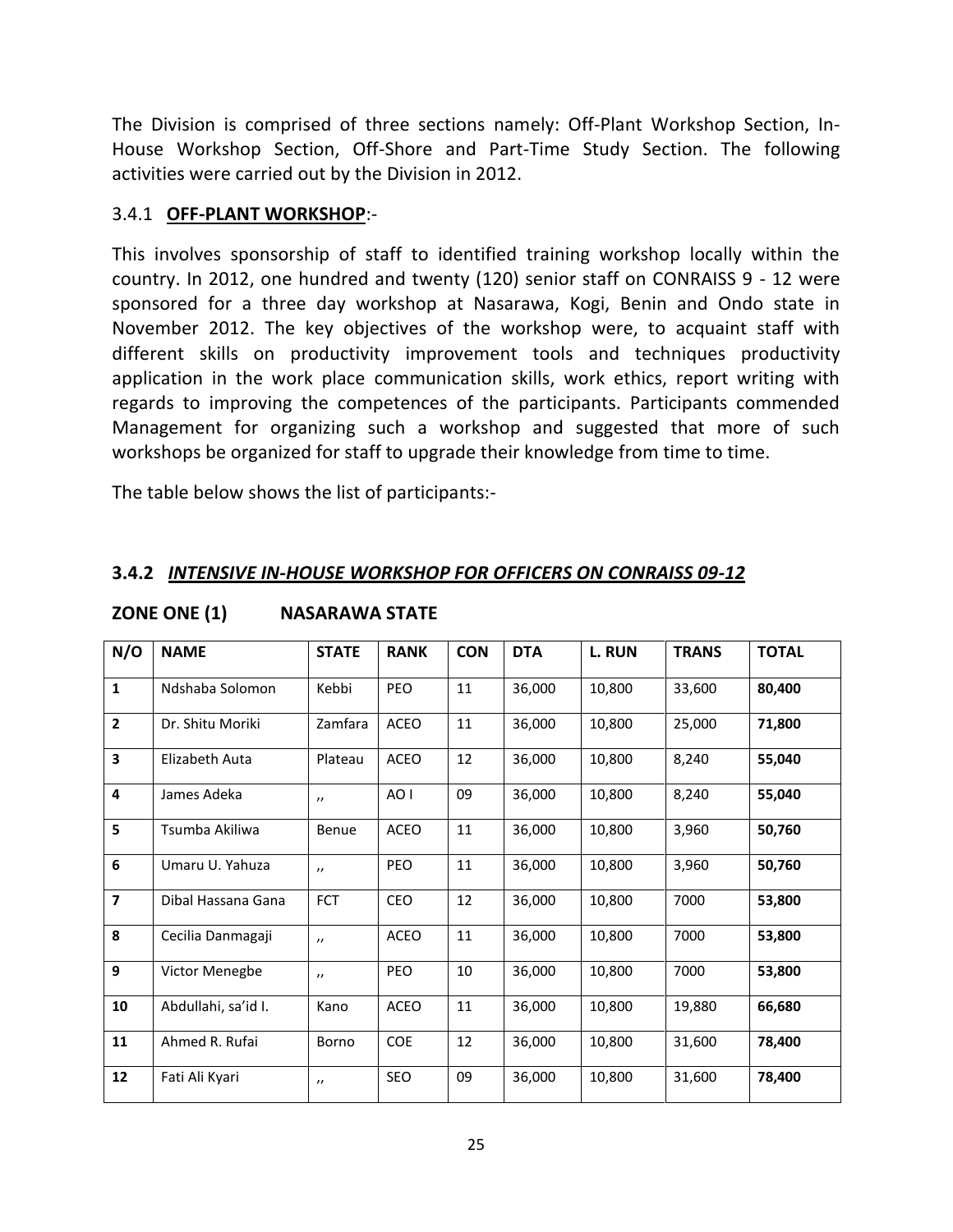The Division is comprised of three sections namely: Off-Plant Workshop Section, In-House Workshop Section, Off-Shore and Part-Time Study Section. The following activities were carried out by the Division in 2012.

### 3.4.1 **OFF-PLANT WORKSHOP**:-

This involves sponsorship of staff to identified training workshop locally within the country. In 2012, one hundred and twenty (120) senior staff on CONRAISS 9 - 12 were sponsored for a three day workshop at Nasarawa, Kogi, Benin and Ondo state in November 2012. The key objectives of the workshop were, to acquaint staff with different skills on productivity improvement tools and techniques productivity application in the work place communication skills, work ethics, report writing with regards to improving the competences of the participants. Participants commended Management for organizing such a workshop and suggested that more of such workshops be organized for staff to upgrade their knowledge from time to time.

The table below shows the list of participants:-

### **3.4.2 *INTENSIVE IN-HOUSE WORKSHOP FOR OFFICERS ON CONRAISS 09-12***

**ZONE ONE (1) NASARAWA STATE**

| N/O | NAME | STATE | RANK | CON | DTA | L. RUN | TRANS | TOTAL |
|---|---|---|---|---|---|---|---|---|
| **1** | Ndshaba Solomon | Kebbi | PEO | 11 | 36,000 | 10,800 | 33,600 | **80,400** |
| **2** | Dr. Shitu Moriki | Zamfara | ACEO | 11 | 36,000 | 10,800 | 25,000 | **71,800** |
| **3** | Elizabeth Auta | Plateau | ACEO | 12 | 36,000 | 10,800 | 8,240 | **55,040** |
| **4** | James Adeka | ,, | AO I | 09 | 36,000 | 10,800 | 8,240 | **55,040** |
| **5** | Tsumba Akiliwa | Benue | ACEO | 11 | 36,000 | 10,800 | 3,960 | **50,760** |
| **6** | Umaru U. Yahuza | ,, | PEO | 11 | 36,000 | 10,800 | 3,960 | **50,760** |
| **7** | Dibal Hassana Gana | FCT | CEO | 12 | 36,000 | 10,800 | 7000 | **53,800** |
| **8** | Cecilia Danmagaji | ,, | ACEO | 11 | 36,000 | 10,800 | 7000 | **53,800** |
| **9** | Victor Menegbe | ,, | PEO | 10 | 36,000 | 10,800 | 7000 | **53,800** |
| **10** | Abdullahi, sa'id I. | Kano | ACEO | 11 | 36,000 | 10,800 | 19,880 | **66,680** |
| **11** | Ahmed R. Rufai | Borno | COE | 12 | 36,000 | 10,800 | 31,600 | **78,400** |
| **12** | Fati Ali Kyari | ,, | SEO | 09 | 36,000 | 10,800 | 31,600 | **78,400** |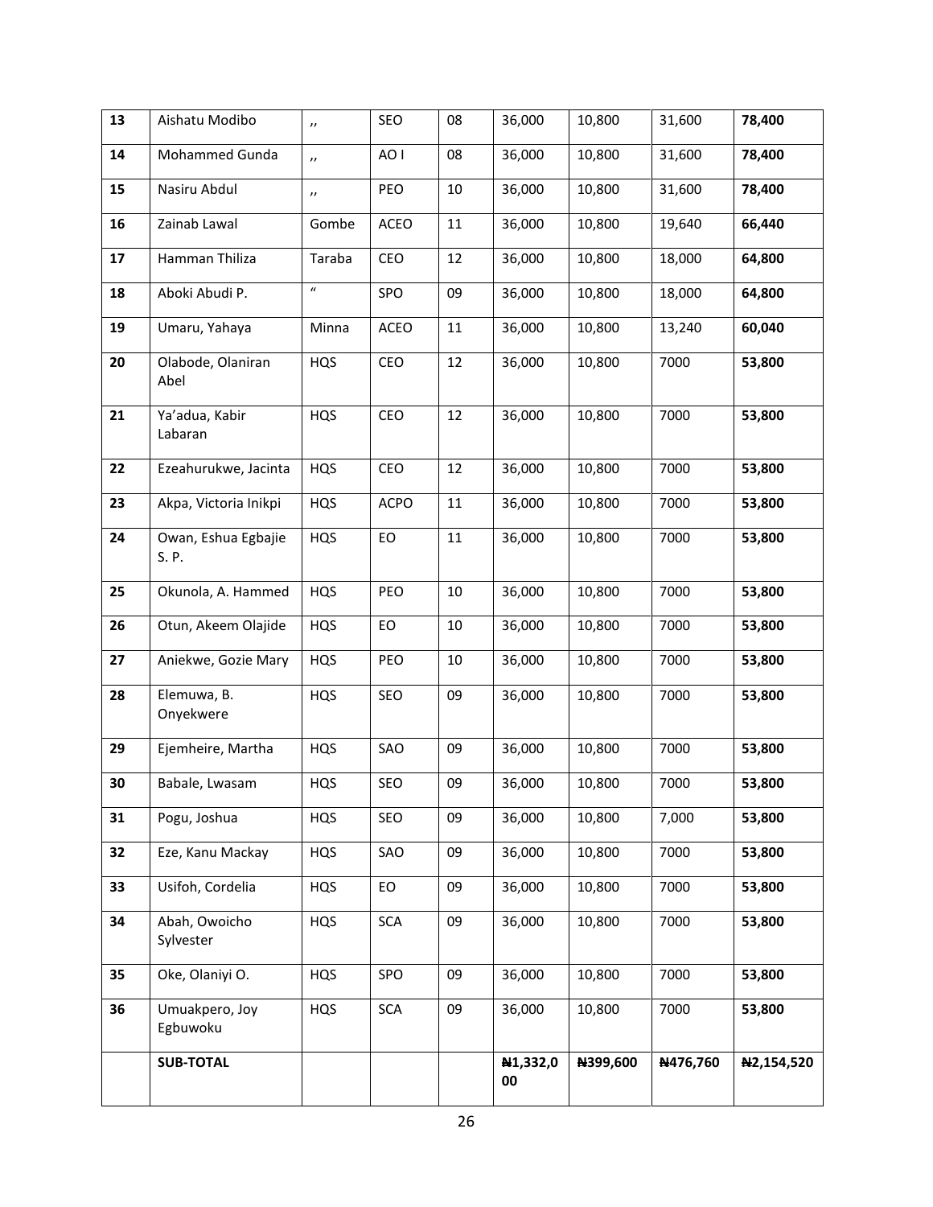| 13 | Aishatu Modibo | ,, | SEO | 08 | 36,000 | 10,800 | 31,600 | **78,400** |
|---|---|---|---|---|---|---|---|---|
| **14** | Mohammed Gunda | ,, | AO I | 08 | 36,000 | 10,800 | 31,600 | **78,400** |
| **15** | Nasiru Abdul | ,, | PEO | 10 | 36,000 | 10,800 | 31,600 | **78,400** |
| **16** | Zainab Lawal | Gombe | ACEO | 11 | 36,000 | 10,800 | 19,640 | **66,440** |
| **17** | Hamman Thiliza | Taraba | CEO | 12 | 36,000 | 10,800 | 18,000 | **64,800** |
| **18** | Aboki Abudi P. | " | SPO | 09 | 36,000 | 10,800 | 18,000 | **64,800** |
| **19** | Umaru, Yahaya | Minna | ACEO | 11 | 36,000 | 10,800 | 13,240 | **60,040** |
| **20** | Olabode, Olaniran Abel | HQS | CEO | 12 | 36,000 | 10,800 | 7000 | **53,800** |
| **21** | Ya'adua, Kabir Labaran | HQS | CEO | 12 | 36,000 | 10,800 | 7000 | **53,800** |
| **22** | Ezeahurukwe, Jacinta | HQS | CEO | 12 | 36,000 | 10,800 | 7000 | **53,800** |
| **23** | Akpa, Victoria Inikpi | HQS | ACPO | 11 | 36,000 | 10,800 | 7000 | **53,800** |
| **24** | Owan, Eshua Egbajie S. P. | HQS | EO | 11 | 36,000 | 10,800 | 7000 | **53,800** |
| **25** | Okunola, A. Hammed | HQS | PEO | 10 | 36,000 | 10,800 | 7000 | **53,800** |
| **26** | Otun, Akeem Olajide | HQS | EO | 10 | 36,000 | 10,800 | 7000 | **53,800** |
| **27** | Aniekwe, Gozie Mary | HQS | PEO | 10 | 36,000 | 10,800 | 7000 | **53,800** |
| **28** | Elemuwa, B. Onyekwere | HQS | SEO | 09 | 36,000 | 10,800 | 7000 | **53,800** |
| **29** | Ejemheire, Martha | HQS | SAO | 09 | 36,000 | 10,800 | 7000 | **53,800** |
| **30** | Babale, Lwasam | HQS | SEO | 09 | 36,000 | 10,800 | 7000 | **53,800** |
| **31** | Pogu, Joshua | HQS | SEO | 09 | 36,000 | 10,800 | 7,000 | **53,800** |
| **32** | Eze, Kanu Mackay | HQS | SAO | 09 | 36,000 | 10,800 | 7000 | **53,800** |
| **33** | Usifoh, Cordelia | HQS | EO | 09 | 36,000 | 10,800 | 7000 | **53,800** |
| **34** | Abah, Owoicho Sylvester | HQS | SCA | 09 | 36,000 | 10,800 | 7000 | **53,800** |
| **35** | Oke, Olaniyi O. | HQS | SPO | 09 | 36,000 | 10,800 | 7000 | **53,800** |
| **36** | Umuakpero, Joy Egbuwoku | HQS | SCA | 09 | 36,000 | 10,800 | 7000 | **53,800** |
| | **SUB-TOTAL** | | | | **₦1,332,000** | **₦399,600** | **₦476,760** | **₦2,154,520** |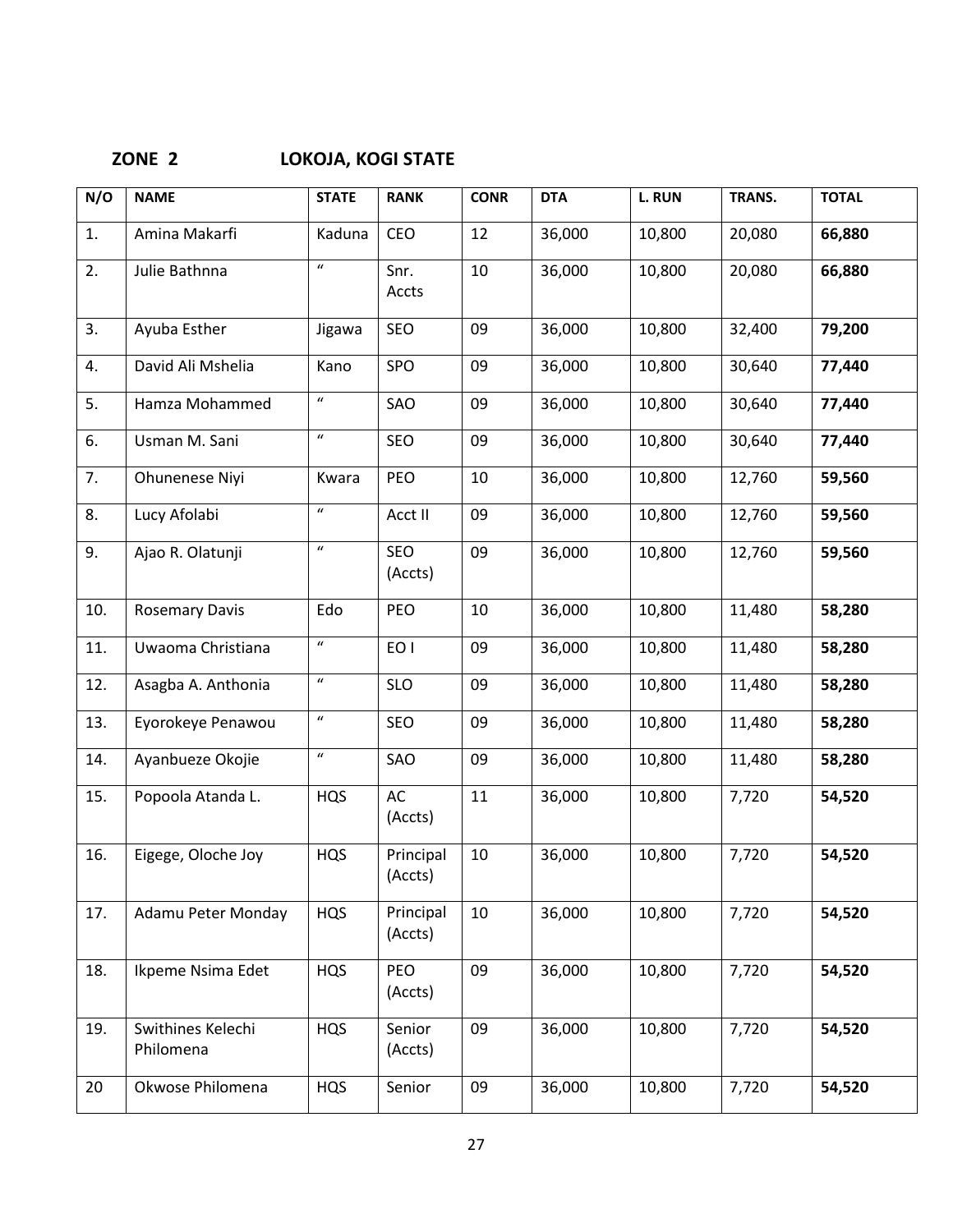**ZONE 2　　　　LOKOJA, KOGI STATE**

| N/O | NAME | STATE | RANK | CONR | DTA | L. RUN | TRANS. | TOTAL |
|---|---|---|---|---|---|---|---|---|
| 1. | Amina Makarfi | Kaduna | CEO | 12 | 36,000 | 10,800 | 20,080 | **66,880** |
| 2. | Julie Bathnna | " | Snr. Accts | 10 | 36,000 | 10,800 | 20,080 | **66,880** |
| 3. | Ayuba Esther | Jigawa | SEO | 09 | 36,000 | 10,800 | 32,400 | **79,200** |
| 4. | David Ali Mshelia | Kano | SPO | 09 | 36,000 | 10,800 | 30,640 | **77,440** |
| 5. | Hamza Mohammed | " | SAO | 09 | 36,000 | 10,800 | 30,640 | **77,440** |
| 6. | Usman M. Sani | " | SEO | 09 | 36,000 | 10,800 | 30,640 | **77,440** |
| 7. | Ohunenese Niyi | Kwara | PEO | 10 | 36,000 | 10,800 | 12,760 | **59,560** |
| 8. | Lucy Afolabi | " | Acct II | 09 | 36,000 | 10,800 | 12,760 | **59,560** |
| 9. | Ajao R. Olatunji | " | SEO (Accts) | 09 | 36,000 | 10,800 | 12,760 | **59,560** |
| 10. | Rosemary Davis | Edo | PEO | 10 | 36,000 | 10,800 | 11,480 | **58,280** |
| 11. | Uwaoma Christiana | " | EO I | 09 | 36,000 | 10,800 | 11,480 | **58,280** |
| 12. | Asagba A. Anthonia | " | SLO | 09 | 36,000 | 10,800 | 11,480 | **58,280** |
| 13. | Eyorokeye Penawou | " | SEO | 09 | 36,000 | 10,800 | 11,480 | **58,280** |
| 14. | Ayanbueze Okojie | " | SAO | 09 | 36,000 | 10,800 | 11,480 | **58,280** |
| 15. | Popoola Atanda L. | HQS | AC (Accts) | 11 | 36,000 | 10,800 | 7,720 | **54,520** |
| 16. | Eigege, Oloche Joy | HQS | Principal (Accts) | 10 | 36,000 | 10,800 | 7,720 | **54,520** |
| 17. | Adamu Peter Monday | HQS | Principal (Accts) | 10 | 36,000 | 10,800 | 7,720 | **54,520** |
| 18. | Ikpeme Nsima Edet | HQS | PEO (Accts) | 09 | 36,000 | 10,800 | 7,720 | **54,520** |
| 19. | Swithines Kelechi Philomena | HQS | Senior (Accts) | 09 | 36,000 | 10,800 | 7,720 | **54,520** |
| 20 | Okwose Philomena | HQS | Senior | 09 | 36,000 | 10,800 | 7,720 | **54,520** |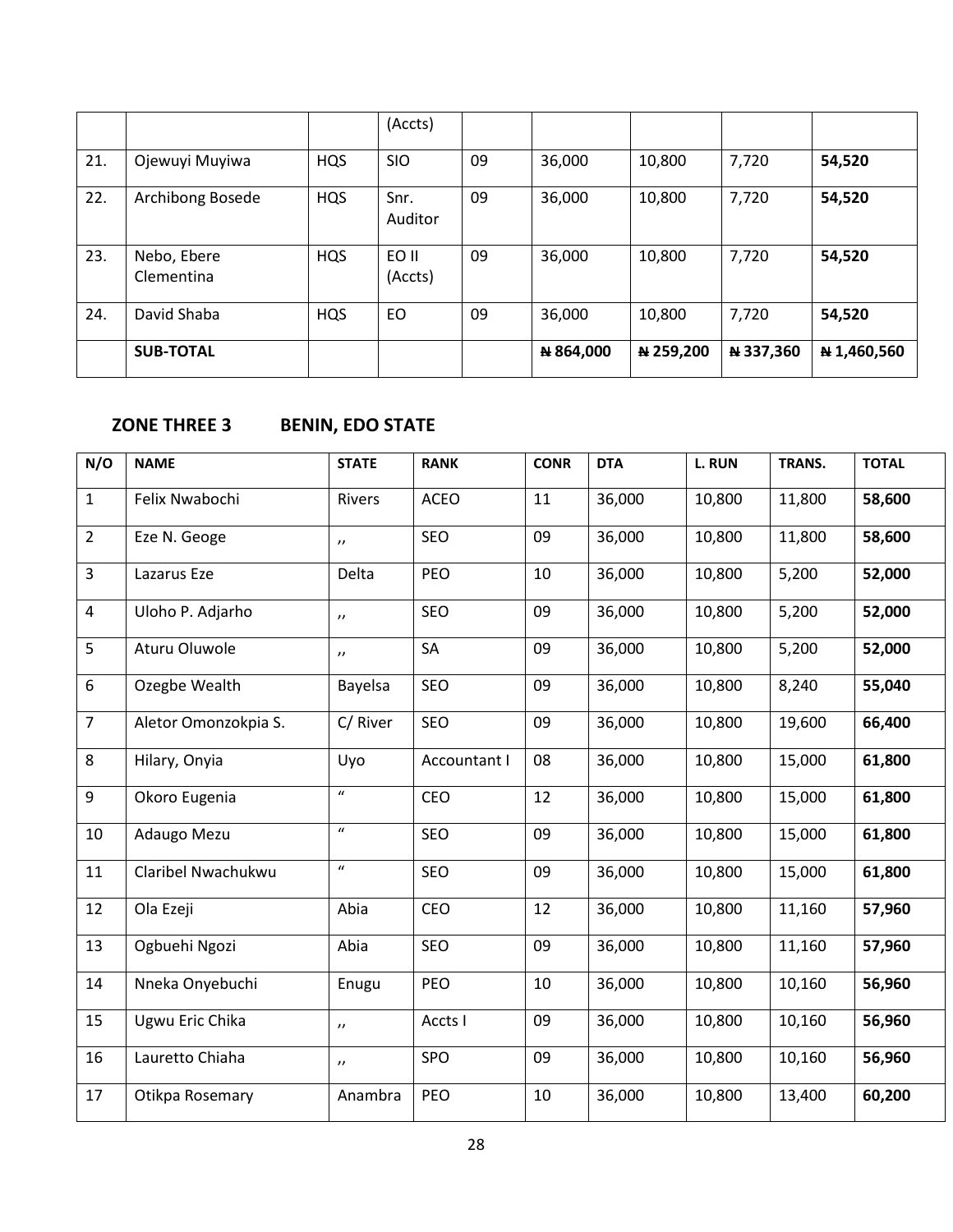| | | | (Accts) | | | | | |
|---|---|---|---|---|---|---|---|---|
| 21. | Ojewuyi Muyiwa | HQS | SIO | 09 | 36,000 | 10,800 | 7,720 | **54,520** |
| 22. | Archibong Bosede | HQS | Snr. Auditor | 09 | 36,000 | 10,800 | 7,720 | **54,520** |
| 23. | Nebo, Ebere Clementina | HQS | EO II (Accts) | 09 | 36,000 | 10,800 | 7,720 | **54,520** |
| 24. | David Shaba | HQS | EO | 09 | 36,000 | 10,800 | 7,720 | **54,520** |
| | **SUB-TOTAL** | | | | **₦ 864,000** | **₦ 259,200** | **₦ 337,360** | **₦ 1,460,560** |

## ZONE THREE 3 BENIN, EDO STATE

| N/O | NAME | STATE | RANK | CONR | DTA | L. RUN | TRANS. | TOTAL |
|---|---|---|---|---|---|---|---|---|
| 1 | Felix Nwabochi | Rivers | ACEO | 11 | 36,000 | 10,800 | 11,800 | **58,600** |
| 2 | Eze N. Geoge | ,, | SEO | 09 | 36,000 | 10,800 | 11,800 | **58,600** |
| 3 | Lazarus Eze | Delta | PEO | 10 | 36,000 | 10,800 | 5,200 | **52,000** |
| 4 | Uloho P. Adjarho | ,, | SEO | 09 | 36,000 | 10,800 | 5,200 | **52,000** |
| 5 | Aturu Oluwole | ,, | SA | 09 | 36,000 | 10,800 | 5,200 | **52,000** |
| 6 | Ozegbe Wealth | Bayelsa | SEO | 09 | 36,000 | 10,800 | 8,240 | **55,040** |
| 7 | Aletor Omonzokpia S. | C/ River | SEO | 09 | 36,000 | 10,800 | 19,600 | **66,400** |
| 8 | Hilary, Onyia | Uyo | Accountant I | 08 | 36,000 | 10,800 | 15,000 | **61,800** |
| 9 | Okoro Eugenia | " | CEO | 12 | 36,000 | 10,800 | 15,000 | **61,800** |
| 10 | Adaugo Mezu | " | SEO | 09 | 36,000 | 10,800 | 15,000 | **61,800** |
| 11 | Claribel Nwachukwu | " | SEO | 09 | 36,000 | 10,800 | 15,000 | **61,800** |
| 12 | Ola Ezeji | Abia | CEO | 12 | 36,000 | 10,800 | 11,160 | **57,960** |
| 13 | Ogbuehi Ngozi | Abia | SEO | 09 | 36,000 | 10,800 | 11,160 | **57,960** |
| 14 | Nneka Onyebuchi | Enugu | PEO | 10 | 36,000 | 10,800 | 10,160 | **56,960** |
| 15 | Ugwu Eric Chika | ,, | Accts I | 09 | 36,000 | 10,800 | 10,160 | **56,960** |
| 16 | Lauretto Chiaha | ,, | SPO | 09 | 36,000 | 10,800 | 10,160 | **56,960** |
| 17 | Otikpa Rosemary | Anambra | PEO | 10 | 36,000 | 10,800 | 13,400 | **60,200** |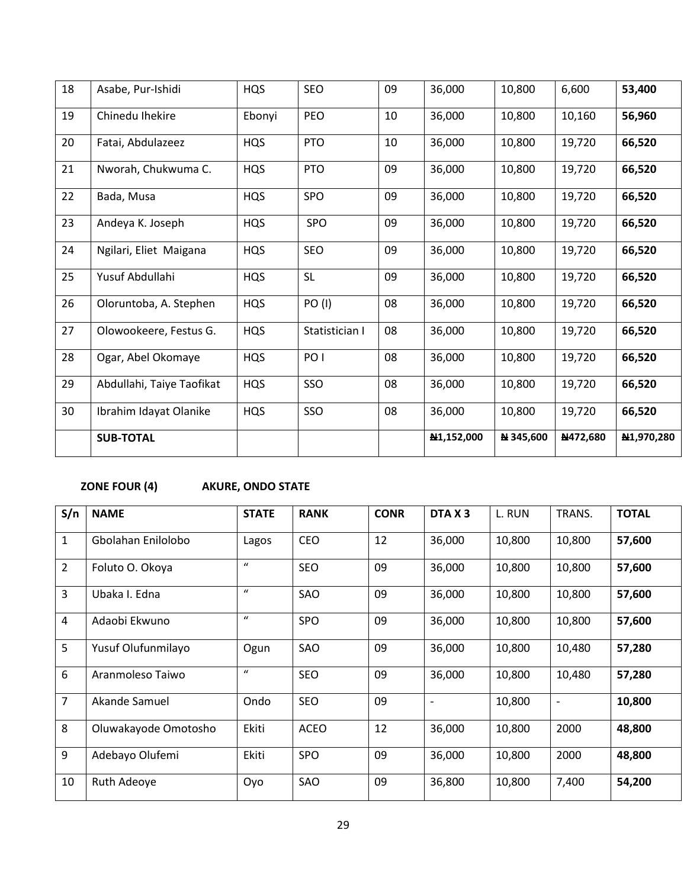| | | | | | | | | |
|---|---|---|---|---|---|---|---|---|
| 18 | Asabe, Pur-Ishidi | HQS | SEO | 09 | 36,000 | 10,800 | 6,600 | **53,400** |
| 19 | Chinedu Ihekire | Ebonyi | PEO | 10 | 36,000 | 10,800 | 10,160 | **56,960** |
| 20 | Fatai, Abdulazeez | HQS | PTO | 10 | 36,000 | 10,800 | 19,720 | **66,520** |
| 21 | Nworah, Chukwuma C. | HQS | PTO | 09 | 36,000 | 10,800 | 19,720 | **66,520** |
| 22 | Bada, Musa | HQS | SPO | 09 | 36,000 | 10,800 | 19,720 | **66,520** |
| 23 | Andeya K. Joseph | HQS | SPO | 09 | 36,000 | 10,800 | 19,720 | **66,520** |
| 24 | Ngilari, Eliet Maigana | HQS | SEO | 09 | 36,000 | 10,800 | 19,720 | **66,520** |
| 25 | Yusuf Abdullahi | HQS | SL | 09 | 36,000 | 10,800 | 19,720 | **66,520** |
| 26 | Oloruntoba, A. Stephen | HQS | PO (I) | 08 | 36,000 | 10,800 | 19,720 | **66,520** |
| 27 | Olowookeere, Festus G. | HQS | Statistician I | 08 | 36,000 | 10,800 | 19,720 | **66,520** |
| 28 | Ogar, Abel Okomaye | HQS | PO I | 08 | 36,000 | 10,800 | 19,720 | **66,520** |
| 29 | Abdullahi, Taiye Taofikat | HQS | SSO | 08 | 36,000 | 10,800 | 19,720 | **66,520** |
| 30 | Ibrahim Idayat Olanike | HQS | SSO | 08 | 36,000 | 10,800 | 19,720 | **66,520** |
| | **SUB-TOTAL** | | | | **₦1,152,000** | **₦ 345,600** | **₦472,680** | **₦1,970,280** |

**ZONE FOUR (4) AKURE, ONDO STATE**

| S/n | NAME | STATE | RANK | CONR | DTA X 3 | L. RUN | TRANS. | TOTAL |
|---|---|---|---|---|---|---|---|---|
| 1 | Gbolahan Enilolobo | Lagos | CEO | 12 | 36,000 | 10,800 | 10,800 | **57,600** |
| 2 | Foluto O. Okoya | " | SEO | 09 | 36,000 | 10,800 | 10,800 | **57,600** |
| 3 | Ubaka I. Edna | " | SAO | 09 | 36,000 | 10,800 | 10,800 | **57,600** |
| 4 | Adaobi Ekwuno | " | SPO | 09 | 36,000 | 10,800 | 10,800 | **57,600** |
| 5 | Yusuf Olufunmilayo | Ogun | SAO | 09 | 36,000 | 10,800 | 10,480 | **57,280** |
| 6 | Aranmoleso Taiwo | " | SEO | 09 | 36,000 | 10,800 | 10,480 | **57,280** |
| 7 | Akande Samuel | Ondo | SEO | 09 | - | 10,800 | - | **10,800** |
| 8 | Oluwakayode Omotosho | Ekiti | ACEO | 12 | 36,000 | 10,800 | 2000 | **48,800** |
| 9 | Adebayo Olufemi | Ekiti | SPO | 09 | 36,000 | 10,800 | 2000 | **48,800** |
| 10 | Ruth Adeoye | Oyo | SAO | 09 | 36,800 | 10,800 | 7,400 | **54,200** |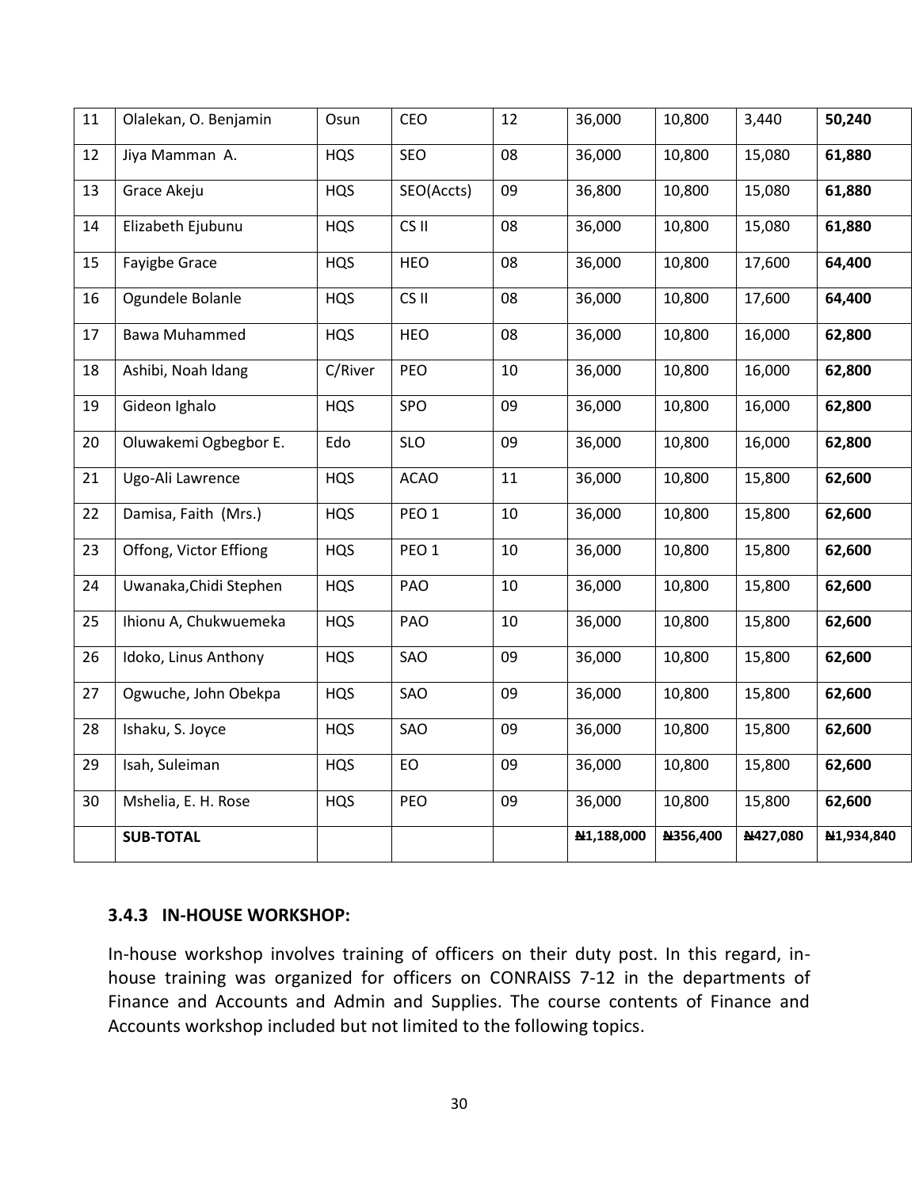| 11 | Olalekan, O. Benjamin | Osun | CEO | 12 | 36,000 | 10,800 | 3,440 | **50,240** |
|---|---|---|---|---|---|---|---|---|
| 12 | Jiya Mamman A. | HQS | SEO | 08 | 36,000 | 10,800 | 15,080 | **61,880** |
| 13 | Grace Akeju | HQS | SEO(Accts) | 09 | 36,800 | 10,800 | 15,080 | **61,880** |
| 14 | Elizabeth Ejubunu | HQS | CS II | 08 | 36,000 | 10,800 | 15,080 | **61,880** |
| 15 | Fayigbe Grace | HQS | HEO | 08 | 36,000 | 10,800 | 17,600 | **64,400** |
| 16 | Ogundele Bolanle | HQS | CS II | 08 | 36,000 | 10,800 | 17,600 | **64,400** |
| 17 | Bawa Muhammed | HQS | HEO | 08 | 36,000 | 10,800 | 16,000 | **62,800** |
| 18 | Ashibi, Noah ldang | C/River | PEO | 10 | 36,000 | 10,800 | 16,000 | **62,800** |
| 19 | Gideon Ighalo | HQS | SPO | 09 | 36,000 | 10,800 | 16,000 | **62,800** |
| 20 | Oluwakemi Ogbegbor E. | Edo | SLO | 09 | 36,000 | 10,800 | 16,000 | **62,800** |
| 21 | Ugo-Ali Lawrence | HQS | ACAO | 11 | 36,000 | 10,800 | 15,800 | **62,600** |
| 22 | Damisa, Faith (Mrs.) | HQS | PEO 1 | 10 | 36,000 | 10,800 | 15,800 | **62,600** |
| 23 | Offong, Victor Effiong | HQS | PEO 1 | 10 | 36,000 | 10,800 | 15,800 | **62,600** |
| 24 | Uwanaka,Chidi Stephen | HQS | PAO | 10 | 36,000 | 10,800 | 15,800 | **62,600** |
| 25 | Ihionu A, Chukwuemeka | HQS | PAO | 10 | 36,000 | 10,800 | 15,800 | **62,600** |
| 26 | Idoko, Linus Anthony | HQS | SAO | 09 | 36,000 | 10,800 | 15,800 | **62,600** |
| 27 | Ogwuche, John Obekpa | HQS | SAO | 09 | 36,000 | 10,800 | 15,800 | **62,600** |
| 28 | Ishaku, S. Joyce | HQS | SAO | 09 | 36,000 | 10,800 | 15,800 | **62,600** |
| 29 | Isah, Suleiman | HQS | EO | 09 | 36,000 | 10,800 | 15,800 | **62,600** |
| 30 | Mshelia, E. H. Rose | HQS | PEO | 09 | 36,000 | 10,800 | 15,800 | **62,600** |
| | **SUB-TOTAL** | | | | **₦1,188,000** | **₦356,400** | **₦427,080** | **₦1,934,840** |

### 3.4.3 IN-HOUSE WORKSHOP:

In-house workshop involves training of officers on their duty post. In this regard, in-house training was organized for officers on CONRAISS 7-12 in the departments of Finance and Accounts and Admin and Supplies. The course contents of Finance and Accounts workshop included but not limited to the following topics.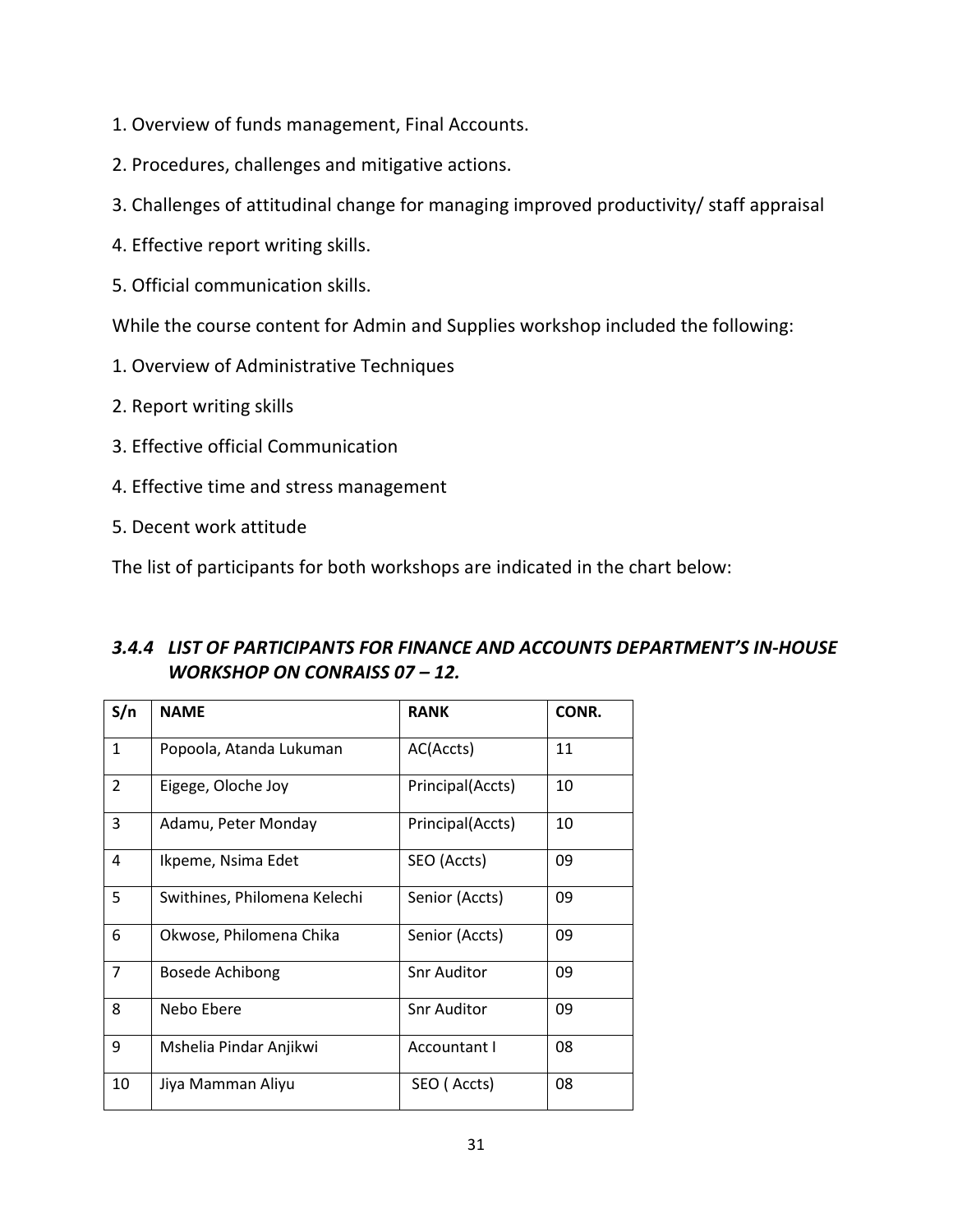1. Overview of funds management, Final Accounts.

2. Procedures, challenges and mitigative actions.

3. Challenges of attitudinal change for managing improved productivity/ staff appraisal

4. Effective report writing skills.

5. Official communication skills.

While the course content for Admin and Supplies workshop included the following:

1. Overview of Administrative Techniques

2. Report writing skills

3. Effective official Communication

4. Effective time and stress management

5. Decent work attitude

The list of participants for both workshops are indicated in the chart below:

### *3.4.4 LIST OF PARTICIPANTS FOR FINANCE AND ACCOUNTS DEPARTMENT'S IN-HOUSE WORKSHOP ON CONRAISS 07 – 12.*

| S/n | NAME | RANK | CONR. |
|---|---|---|---|
| 1 | Popoola, Atanda Lukuman | AC(Accts) | 11 |
| 2 | Eigege, Oloche Joy | Principal(Accts) | 10 |
| 3 | Adamu, Peter Monday | Principal(Accts) | 10 |
| 4 | Ikpeme, Nsima Edet | SEO (Accts) | 09 |
| 5 | Swithines, Philomena Kelechi | Senior (Accts) | 09 |
| 6 | Okwose, Philomena Chika | Senior (Accts) | 09 |
| 7 | Bosede Achibong | Snr Auditor | 09 |
| 8 | Nebo Ebere | Snr Auditor | 09 |
| 9 | Mshelia Pindar Anjikwi | Accountant I | 08 |
| 10 | Jiya Mamman Aliyu | SEO ( Accts) | 08 |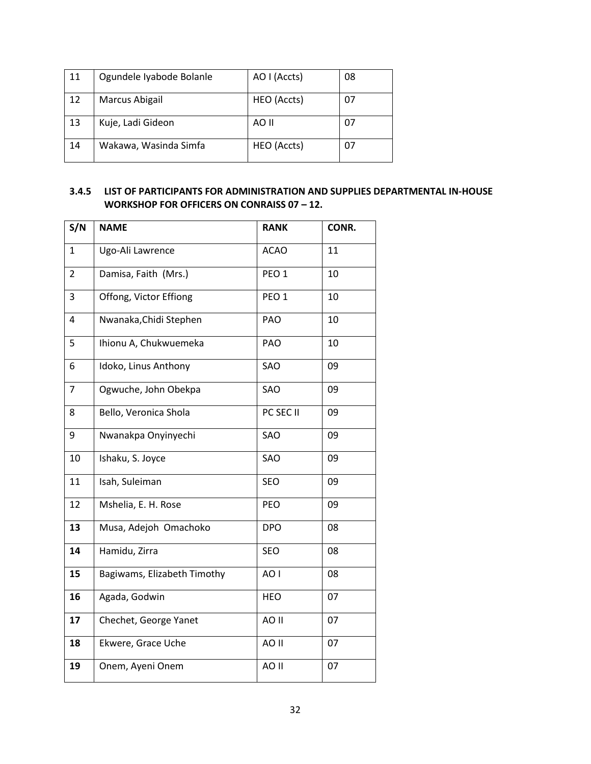| 11 | Ogundele Iyabode Bolanle | AO I (Accts) | 08 |
|---|---|---|---|
| 12 | Marcus Abigail | HEO (Accts) | 07 |
| 13 | Kuje, Ladi Gideon | AO II | 07 |
| 14 | Wakawa, Wasinda Simfa | HEO (Accts) | 07 |

### 3.4.5 LIST OF PARTICIPANTS FOR ADMINISTRATION AND SUPPLIES DEPARTMENTAL IN-HOUSE WORKSHOP FOR OFFICERS ON CONRAISS 07 – 12.

| S/N | NAME | RANK | CONR. |
|---|---|---|---|
| 1 | Ugo-Ali Lawrence | ACAO | 11 |
| 2 | Damisa, Faith (Mrs.) | PEO 1 | 10 |
| 3 | Offong, Victor Effiong | PEO 1 | 10 |
| 4 | Nwanaka,Chidi Stephen | PAO | 10 |
| 5 | Ihionu A, Chukwuemeka | PAO | 10 |
| 6 | Idoko, Linus Anthony | SAO | 09 |
| 7 | Ogwuche, John Obekpa | SAO | 09 |
| 8 | Bello, Veronica Shola | PC SEC II | 09 |
| 9 | Nwanakpa Onyinyechi | SAO | 09 |
| 10 | Ishaku, S. Joyce | SAO | 09 |
| 11 | Isah, Suleiman | SEO | 09 |
| 12 | Mshelia, E. H. Rose | PEO | 09 |
| **13** | Musa, Adejoh Omachoko | DPO | 08 |
| **14** | Hamidu, Zirra | SEO | 08 |
| **15** | Bagiwams, Elizabeth Timothy | AO I | 08 |
| **16** | Agada, Godwin | HEO | 07 |
| **17** | Chechet, George Yanet | AO II | 07 |
| **18** | Ekwere, Grace Uche | AO II | 07 |
| **19** | Onem, Ayeni Onem | AO II | 07 |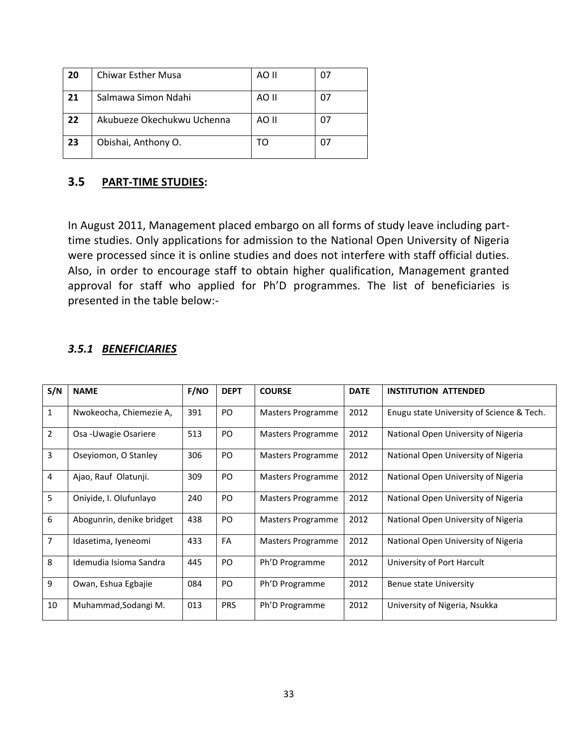| 20 | Chiwar Esther Musa | AO II | 07 |
|---|---|---|---|
| 21 | Salmawa Simon Ndahi | AO II | 07 |
| 22 | Akubueze Okechukwu Uchenna | AO II | 07 |
| 23 | Obishai, Anthony O. | TO | 07 |

## 3.5 PART-TIME STUDIES:

In August 2011, Management placed embargo on all forms of study leave including part-time studies. Only applications for admission to the National Open University of Nigeria were processed since it is online studies and does not interfere with staff official duties. Also, in order to encourage staff to obtain higher qualification, Management granted approval for staff who applied for Ph'D programmes. The list of beneficiaries is presented in the table below:-

### *3.5.1 BENEFICIARIES*

| S/N | NAME | F/NO | DEPT | COURSE | DATE | INSTITUTION ATTENDED |
|---|---|---|---|---|---|---|
| 1 | Nwokeocha, Chiemezie A, | 391 | PO | Masters Programme | 2012 | Enugu state University of Science & Tech. |
| 2 | Osa -Uwagie Osariere | 513 | PO | Masters Programme | 2012 | National Open University of Nigeria |
| 3 | Oseyiomon, O Stanley | 306 | PO | Masters Programme | 2012 | National Open University of Nigeria |
| 4 | Ajao, Rauf Olatunji. | 309 | PO | Masters Programme | 2012 | National Open University of Nigeria |
| 5 | Oniyide, I. Olufunlayo | 240 | PO | Masters Programme | 2012 | National Open University of Nigeria |
| 6 | Abogunrin, denike bridget | 438 | PO | Masters Programme | 2012 | National Open University of Nigeria |
| 7 | Idasetima, Iyeneomi | 433 | FA | Masters Programme | 2012 | National Open University of Nigeria |
| 8 | Idemudia Isioma Sandra | 445 | PO | Ph'D Programme | 2012 | University of Port Harcult |
| 9 | Owan, Eshua Egbajie | 084 | PO | Ph'D Programme | 2012 | Benue state University |
| 10 | Muhammad,Sodangi M. | 013 | PRS | Ph'D Programme | 2012 | University of Nigeria, Nsukka |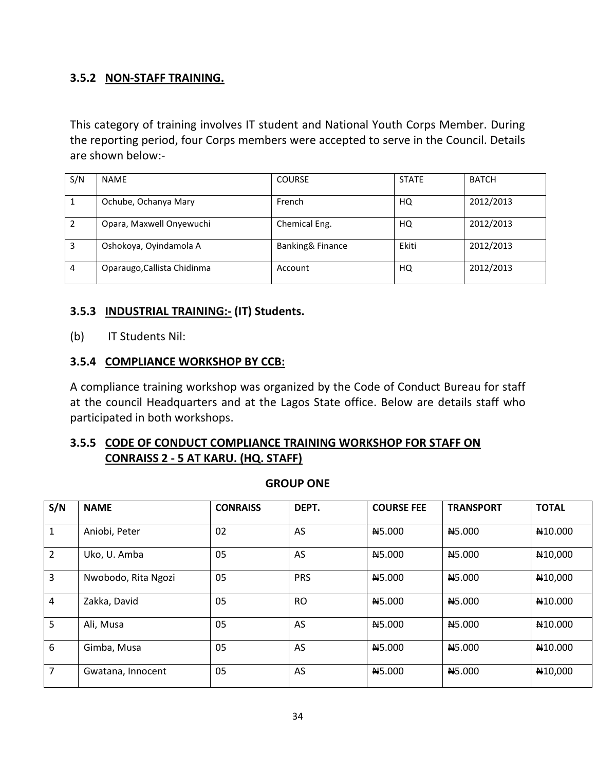### 3.5.2 NON-STAFF TRAINING.

This category of training involves IT student and National Youth Corps Member. During the reporting period, four Corps members were accepted to serve in the Council. Details are shown below:-

| S/N | NAME | COURSE | STATE | BATCH |
|---|---|---|---|---|
| 1 | Ochube, Ochanya Mary | French | HQ | 2012/2013 |
| 2 | Opara, Maxwell Onyewuchi | Chemical Eng. | HQ | 2012/2013 |
| 3 | Oshokoya, Oyindamola A | Banking& Finance | Ekiti | 2012/2013 |
| 4 | Oparaugo,Callista Chidinma | Account | HQ | 2012/2013 |

### 3.5.3 INDUSTRIAL TRAINING:- (IT) Students.

(b) IT Students Nil:

### 3.5.4 COMPLIANCE WORKSHOP BY CCB:

A compliance training workshop was organized by the Code of Conduct Bureau for staff at the council Headquarters and at the Lagos State office. Below are details staff who participated in both workshops.

### 3.5.5 CODE OF CONDUCT COMPLIANCE TRAINING WORKSHOP FOR STAFF ON CONRAISS 2 - 5 AT KARU. (HQ. STAFF)

**GROUP ONE**

| S/N | NAME | CONRAISS | DEPT. | COURSE FEE | TRANSPORT | TOTAL |
|---|---|---|---|---|---|---|
| 1 | Aniobi, Peter | 02 | AS | ₦5.000 | ₦5.000 | ₦10.000 |
| 2 | Uko, U. Amba | 05 | AS | ₦5.000 | ₦5.000 | ₦10,000 |
| 3 | Nwobodo, Rita Ngozi | 05 | PRS | ₦5.000 | ₦5.000 | ₦10,000 |
| 4 | Zakka, David | 05 | RO | ₦5.000 | ₦5.000 | ₦10.000 |
| 5 | Ali, Musa | 05 | AS | ₦5.000 | ₦5.000 | ₦10.000 |
| 6 | Gimba, Musa | 05 | AS | ₦5.000 | ₦5.000 | ₦10.000 |
| 7 | Gwatana, Innocent | 05 | AS | ₦5.000 | ₦5.000 | ₦10,000 |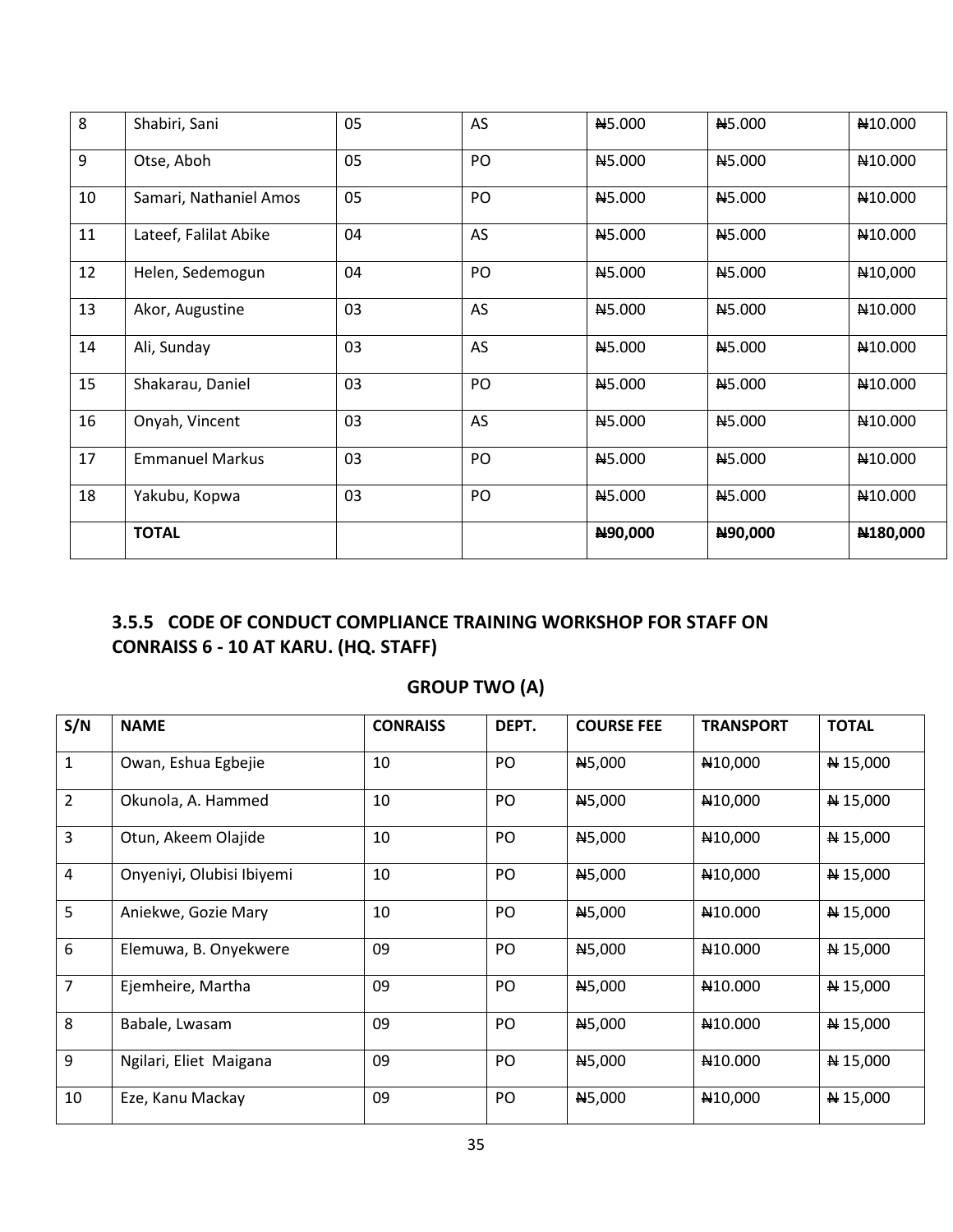| | | | | | | |
|---|---|---|---|---|---|---|
| 8 | Shabiri, Sani | 05 | AS | ₦5.000 | ₦5.000 | ₦10.000 |
| 9 | Otse, Aboh | 05 | PO | ₦5.000 | ₦5.000 | ₦10.000 |
| 10 | Samari, Nathaniel Amos | 05 | PO | ₦5.000 | ₦5.000 | ₦10.000 |
| 11 | Lateef, Falilat Abike | 04 | AS | ₦5.000 | ₦5.000 | ₦10.000 |
| 12 | Helen, Sedemogun | 04 | PO | ₦5.000 | ₦5.000 | ₦10,000 |
| 13 | Akor, Augustine | 03 | AS | ₦5.000 | ₦5.000 | ₦10.000 |
| 14 | Ali, Sunday | 03 | AS | ₦5.000 | ₦5.000 | ₦10.000 |
| 15 | Shakarau, Daniel | 03 | PO | ₦5.000 | ₦5.000 | ₦10.000 |
| 16 | Onyah, Vincent | 03 | AS | ₦5.000 | ₦5.000 | ₦10.000 |
| 17 | Emmanuel Markus | 03 | PO | ₦5.000 | ₦5.000 | ₦10.000 |
| 18 | Yakubu, Kopwa | 03 | PO | ₦5.000 | ₦5.000 | ₦10.000 |
| | **TOTAL** | | | **₦90,000** | **₦90,000** | **₦180,000** |

### 3.5.5 CODE OF CONDUCT COMPLIANCE TRAINING WORKSHOP FOR STAFF ON CONRAISS 6 - 10 AT KARU. (HQ. STAFF)

**GROUP TWO (A)**

| S/N | NAME | CONRAISS | DEPT. | COURSE FEE | TRANSPORT | TOTAL |
|---|---|---|---|---|---|---|
| 1 | Owan, Eshua Egbejie | 10 | PO | ₦5,000 | ₦10,000 | ₦ 15,000 |
| 2 | Okunola, A. Hammed | 10 | PO | ₦5,000 | ₦10,000 | ₦ 15,000 |
| 3 | Otun, Akeem Olajide | 10 | PO | ₦5,000 | ₦10,000 | ₦ 15,000 |
| 4 | Onyeniyi, Olubisi Ibiyemi | 10 | PO | ₦5,000 | ₦10,000 | ₦ 15,000 |
| 5 | Aniekwe, Gozie Mary | 10 | PO | ₦5,000 | ₦10.000 | ₦ 15,000 |
| 6 | Elemuwa, B. Onyekwere | 09 | PO | ₦5,000 | ₦10.000 | ₦ 15,000 |
| 7 | Ejemheire, Martha | 09 | PO | ₦5,000 | ₦10.000 | ₦ 15,000 |
| 8 | Babale, Lwasam | 09 | PO | ₦5,000 | ₦10.000 | ₦ 15,000 |
| 9 | Ngilari, Eliet Maigana | 09 | PO | ₦5,000 | ₦10.000 | ₦ 15,000 |
| 10 | Eze, Kanu Mackay | 09 | PO | ₦5,000 | ₦10,000 | ₦ 15,000 |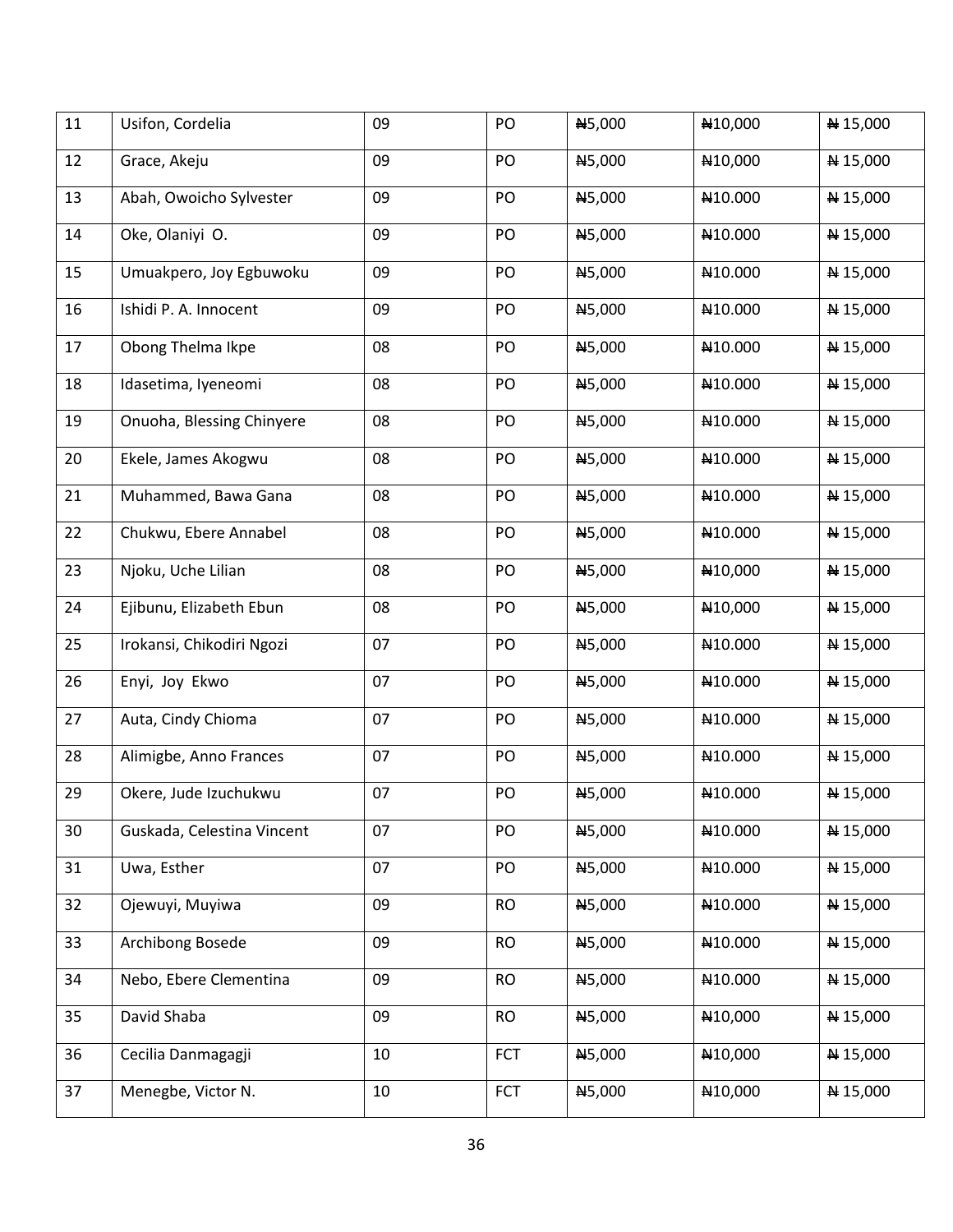| 11 | Usifon, Cordelia | 09 | PO | ₦5,000 | ₦10,000 | ₦ 15,000 |
|---|---|---|---|---|---|---|
| 12 | Grace, Akeju | 09 | PO | ₦5,000 | ₦10,000 | ₦ 15,000 |
| 13 | Abah, Owoicho Sylvester | 09 | PO | ₦5,000 | ₦10.000 | ₦ 15,000 |
| 14 | Oke, Olaniyi O. | 09 | PO | ₦5,000 | ₦10.000 | ₦ 15,000 |
| 15 | Umuakpero, Joy Egbuwoku | 09 | PO | ₦5,000 | ₦10.000 | ₦ 15,000 |
| 16 | Ishidi P. A. Innocent | 09 | PO | ₦5,000 | ₦10.000 | ₦ 15,000 |
| 17 | Obong Thelma Ikpe | 08 | PO | ₦5,000 | ₦10.000 | ₦ 15,000 |
| 18 | Idasetima, Iyeneomi | 08 | PO | ₦5,000 | ₦10.000 | ₦ 15,000 |
| 19 | Onuoha, Blessing Chinyere | 08 | PO | ₦5,000 | ₦10.000 | ₦ 15,000 |
| 20 | Ekele, James Akogwu | 08 | PO | ₦5,000 | ₦10.000 | ₦ 15,000 |
| 21 | Muhammed, Bawa Gana | 08 | PO | ₦5,000 | ₦10.000 | ₦ 15,000 |
| 22 | Chukwu, Ebere Annabel | 08 | PO | ₦5,000 | ₦10.000 | ₦ 15,000 |
| 23 | Njoku, Uche Lilian | 08 | PO | ₦5,000 | ₦10,000 | ₦ 15,000 |
| 24 | Ejibunu, Elizabeth Ebun | 08 | PO | ₦5,000 | ₦10,000 | ₦ 15,000 |
| 25 | Irokansi, Chikodiri Ngozi | 07 | PO | ₦5,000 | ₦10.000 | ₦ 15,000 |
| 26 | Enyi, Joy Ekwo | 07 | PO | ₦5,000 | ₦10.000 | ₦ 15,000 |
| 27 | Auta, Cindy Chioma | 07 | PO | ₦5,000 | ₦10.000 | ₦ 15,000 |
| 28 | Alimigbe, Anno Frances | 07 | PO | ₦5,000 | ₦10.000 | ₦ 15,000 |
| 29 | Okere, Jude Izuchukwu | 07 | PO | ₦5,000 | ₦10.000 | ₦ 15,000 |
| 30 | Guskada, Celestina Vincent | 07 | PO | ₦5,000 | ₦10.000 | ₦ 15,000 |
| 31 | Uwa, Esther | 07 | PO | ₦5,000 | ₦10.000 | ₦ 15,000 |
| 32 | Ojewuyi, Muyiwa | 09 | RO | ₦5,000 | ₦10.000 | ₦ 15,000 |
| 33 | Archibong Bosede | 09 | RO | ₦5,000 | ₦10.000 | ₦ 15,000 |
| 34 | Nebo, Ebere Clementina | 09 | RO | ₦5,000 | ₦10.000 | ₦ 15,000 |
| 35 | David Shaba | 09 | RO | ₦5,000 | ₦10,000 | ₦ 15,000 |
| 36 | Cecilia Danmagagji | 10 | FCT | ₦5,000 | ₦10,000 | ₦ 15,000 |
| 37 | Menegbe, Victor N. | 10 | FCT | ₦5,000 | ₦10,000 | ₦ 15,000 |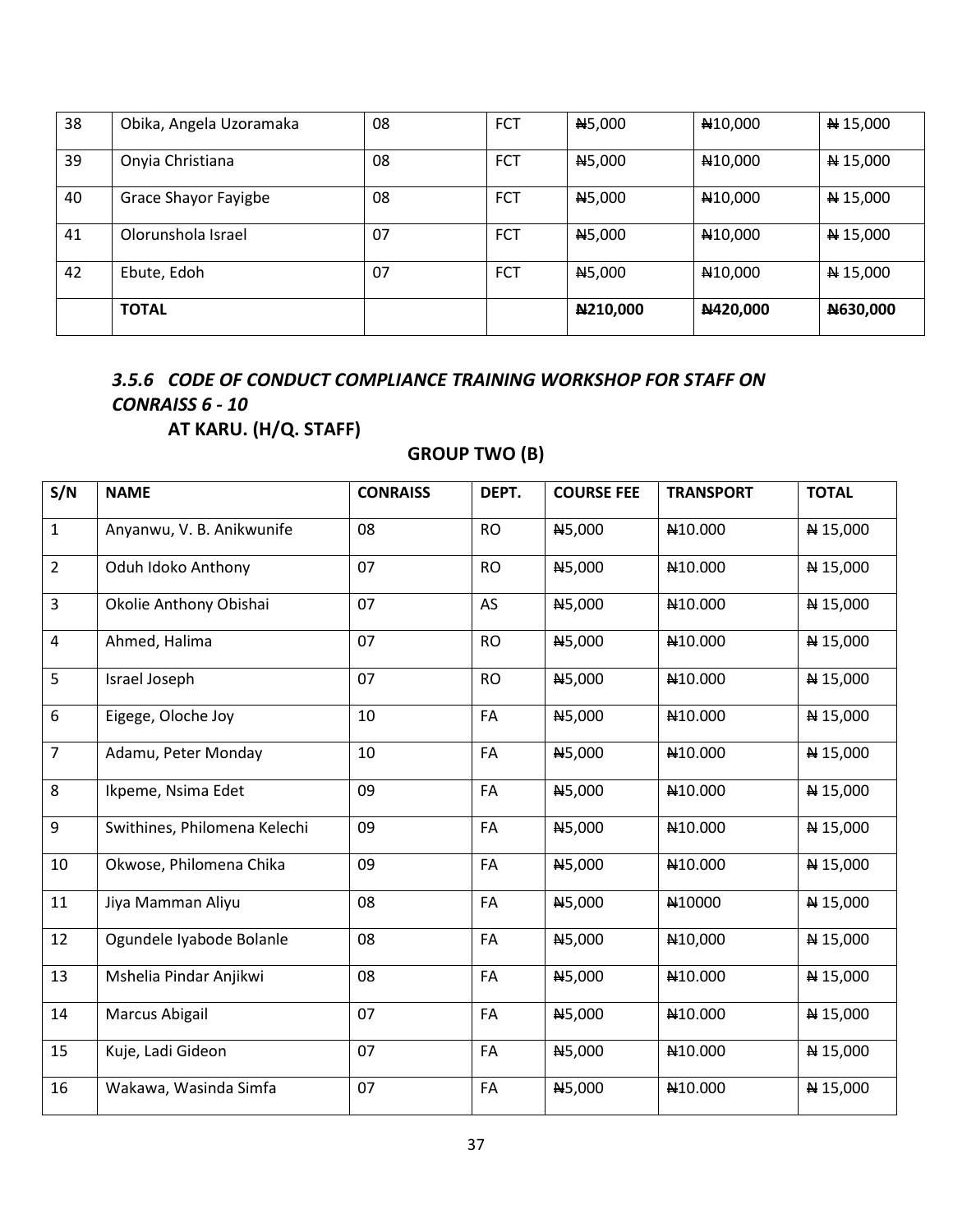| 38 | Obika, Angela Uzoramaka | 08 | FCT | ₦5,000 | ₦10,000 | ₦ 15,000 |
|---|---|---|---|---|---|---|
| 39 | Onyia Christiana | 08 | FCT | ₦5,000 | ₦10,000 | ₦ 15,000 |
| 40 | Grace Shayor Fayigbe | 08 | FCT | ₦5,000 | ₦10,000 | ₦ 15,000 |
| 41 | Olorunshola Israel | 07 | FCT | ₦5,000 | ₦10,000 | ₦ 15,000 |
| 42 | Ebute, Edoh | 07 | FCT | ₦5,000 | ₦10,000 | ₦ 15,000 |
| | **TOTAL** | | | **₦210,000** | **₦420,000** | **₦630,000** |

### *3.5.6 CODE OF CONDUCT COMPLIANCE TRAINING WORKSHOP FOR STAFF ON CONRAISS 6 - 10*

**AT KARU. (H/Q. STAFF)**

**GROUP TWO (B)**

| S/N | NAME | CONRAISS | DEPT. | COURSE FEE | TRANSPORT | TOTAL |
|---|---|---|---|---|---|---|
| 1 | Anyanwu, V. B. Anikwunife | 08 | RO | ₦5,000 | ₦10.000 | ₦ 15,000 |
| 2 | Oduh Idoko Anthony | 07 | RO | ₦5,000 | ₦10.000 | ₦ 15,000 |
| 3 | Okolie Anthony Obishai | 07 | AS | ₦5,000 | ₦10.000 | ₦ 15,000 |
| 4 | Ahmed, Halima | 07 | RO | ₦5,000 | ₦10.000 | ₦ 15,000 |
| 5 | Israel Joseph | 07 | RO | ₦5,000 | ₦10.000 | ₦ 15,000 |
| 6 | Eigege, Oloche Joy | 10 | FA | ₦5,000 | ₦10.000 | ₦ 15,000 |
| 7 | Adamu, Peter Monday | 10 | FA | ₦5,000 | ₦10.000 | ₦ 15,000 |
| 8 | Ikpeme, Nsima Edet | 09 | FA | ₦5,000 | ₦10.000 | ₦ 15,000 |
| 9 | Swithines, Philomena Kelechi | 09 | FA | ₦5,000 | ₦10.000 | ₦ 15,000 |
| 10 | Okwose, Philomena Chika | 09 | FA | ₦5,000 | ₦10.000 | ₦ 15,000 |
| 11 | Jiya Mamman Aliyu | 08 | FA | ₦5,000 | ₦10000 | ₦ 15,000 |
| 12 | Ogundele Iyabode Bolanle | 08 | FA | ₦5,000 | ₦10,000 | ₦ 15,000 |
| 13 | Mshelia Pindar Anjikwi | 08 | FA | ₦5,000 | ₦10.000 | ₦ 15,000 |
| 14 | Marcus Abigail | 07 | FA | ₦5,000 | ₦10.000 | ₦ 15,000 |
| 15 | Kuje, Ladi Gideon | 07 | FA | ₦5,000 | ₦10.000 | ₦ 15,000 |
| 16 | Wakawa, Wasinda Simfa | 07 | FA | ₦5,000 | ₦10.000 | ₦ 15,000 |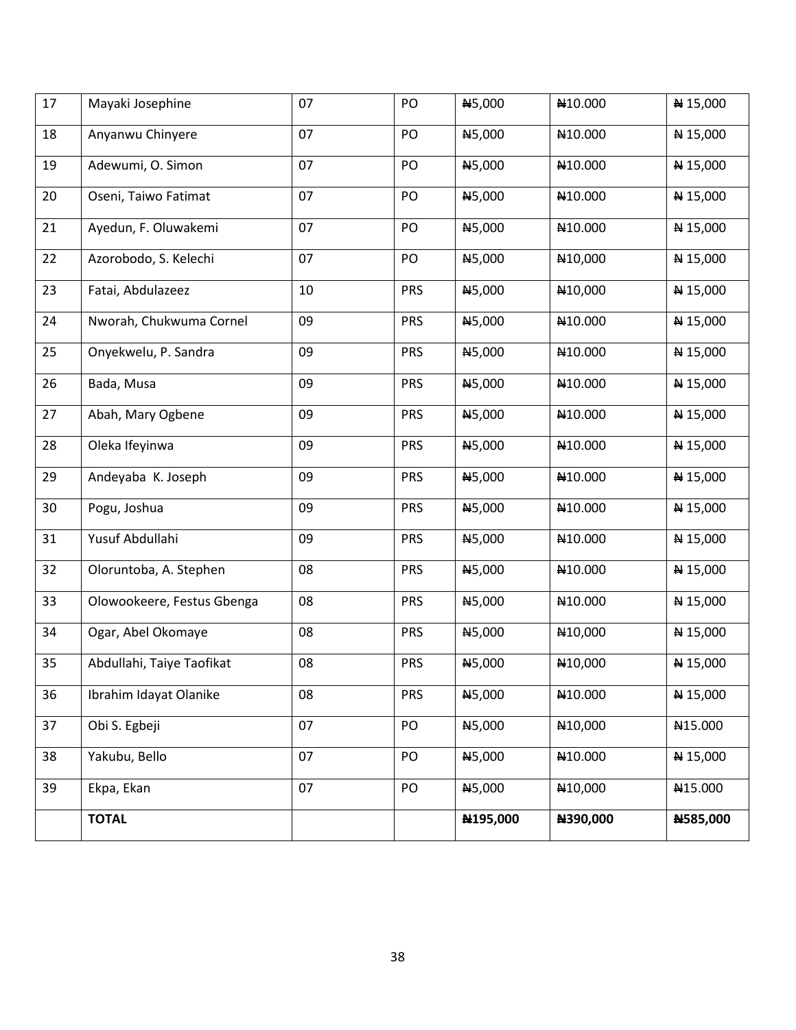| 17 | Mayaki Josephine | 07 | PO | ₦5,000 | ₦10.000 | ₦ 15,000 |
|---|---|---|---|---|---|---|
| 18 | Anyanwu Chinyere | 07 | PO | ₦5,000 | ₦10.000 | ₦ 15,000 |
| 19 | Adewumi, O. Simon | 07 | PO | ₦5,000 | ₦10.000 | ₦ 15,000 |
| 20 | Oseni, Taiwo Fatimat | 07 | PO | ₦5,000 | ₦10.000 | ₦ 15,000 |
| 21 | Ayedun, F. Oluwakemi | 07 | PO | ₦5,000 | ₦10.000 | ₦ 15,000 |
| 22 | Azorobodo, S. Kelechi | 07 | PO | ₦5,000 | ₦10,000 | ₦ 15,000 |
| 23 | Fatai, Abdulazeez | 10 | PRS | ₦5,000 | ₦10,000 | ₦ 15,000 |
| 24 | Nworah, Chukwuma Cornel | 09 | PRS | ₦5,000 | ₦10.000 | ₦ 15,000 |
| 25 | Onyekwelu, P. Sandra | 09 | PRS | ₦5,000 | ₦10.000 | ₦ 15,000 |
| 26 | Bada, Musa | 09 | PRS | ₦5,000 | ₦10.000 | ₦ 15,000 |
| 27 | Abah, Mary Ogbene | 09 | PRS | ₦5,000 | ₦10.000 | ₦ 15,000 |
| 28 | Oleka Ifeyinwa | 09 | PRS | ₦5,000 | ₦10.000 | ₦ 15,000 |
| 29 | Andeyaba K. Joseph | 09 | PRS | ₦5,000 | ₦10.000 | ₦ 15,000 |
| 30 | Pogu, Joshua | 09 | PRS | ₦5,000 | ₦10.000 | ₦ 15,000 |
| 31 | Yusuf Abdullahi | 09 | PRS | ₦5,000 | ₦10.000 | ₦ 15,000 |
| 32 | Oloruntoba, A. Stephen | 08 | PRS | ₦5,000 | ₦10.000 | ₦ 15,000 |
| 33 | Olowookeere, Festus Gbenga | 08 | PRS | ₦5,000 | ₦10.000 | ₦ 15,000 |
| 34 | Ogar, Abel Okomaye | 08 | PRS | ₦5,000 | ₦10,000 | ₦ 15,000 |
| 35 | Abdullahi, Taiye Taofikat | 08 | PRS | ₦5,000 | ₦10,000 | ₦ 15,000 |
| 36 | Ibrahim Idayat Olanike | 08 | PRS | ₦5,000 | ₦10.000 | ₦ 15,000 |
| 37 | Obi S. Egbeji | 07 | PO | ₦5,000 | ₦10,000 | ₦15.000 |
| 38 | Yakubu, Bello | 07 | PO | ₦5,000 | ₦10.000 | ₦ 15,000 |
| 39 | Ekpa, Ekan | 07 | PO | ₦5,000 | ₦10,000 | ₦15.000 |
| | **TOTAL** | | | **₦195,000** | **₦390,000** | **₦585,000** |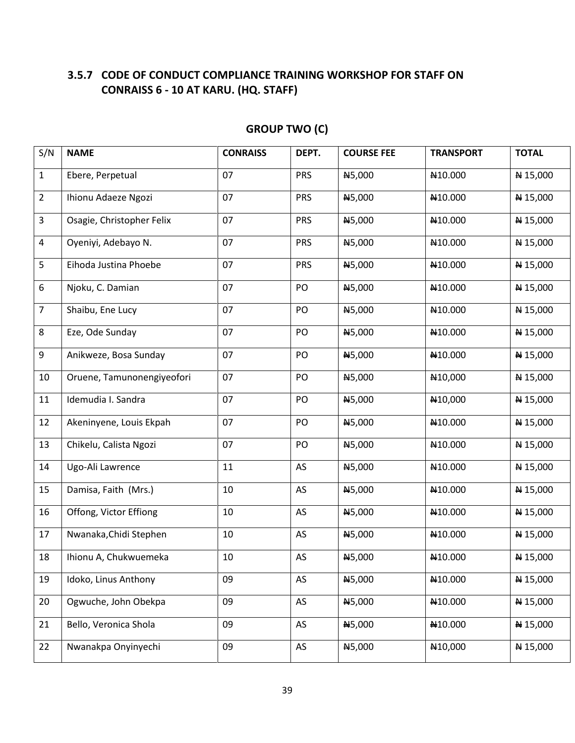### 3.5.7 CODE OF CONDUCT COMPLIANCE TRAINING WORKSHOP FOR STAFF ON CONRAISS 6 - 10 AT KARU. (HQ. STAFF)

**GROUP TWO (C)**

| S/N | NAME | CONRAISS | DEPT. | COURSE FEE | TRANSPORT | TOTAL |
|---|---|---|---|---|---|---|
| 1 | Ebere, Perpetual | 07 | PRS | ₦5,000 | ₦10.000 | ₦ 15,000 |
| 2 | Ihionu Adaeze Ngozi | 07 | PRS | ₦5,000 | ₦10.000 | ₦ 15,000 |
| 3 | Osagie, Christopher Felix | 07 | PRS | ₦5,000 | ₦10.000 | ₦ 15,000 |
| 4 | Oyeniyi, Adebayo N. | 07 | PRS | ₦5,000 | ₦10.000 | ₦ 15,000 |
| 5 | Eihoda Justina Phoebe | 07 | PRS | ₦5,000 | ₦10.000 | ₦ 15,000 |
| 6 | Njoku, C. Damian | 07 | PO | ₦5,000 | ₦10.000 | ₦ 15,000 |
| 7 | Shaibu, Ene Lucy | 07 | PO | ₦5,000 | ₦10.000 | ₦ 15,000 |
| 8 | Eze, Ode Sunday | 07 | PO | ₦5,000 | ₦10.000 | ₦ 15,000 |
| 9 | Anikweze, Bosa Sunday | 07 | PO | ₦5,000 | ₦10.000 | ₦ 15,000 |
| 10 | Oruene, Tamunonengiyeofori | 07 | PO | ₦5,000 | ₦10,000 | ₦ 15,000 |
| 11 | Idemudia I. Sandra | 07 | PO | ₦5,000 | ₦10,000 | ₦ 15,000 |
| 12 | Akeninyene, Louis Ekpah | 07 | PO | ₦5,000 | ₦10.000 | ₦ 15,000 |
| 13 | Chikelu, Calista Ngozi | 07 | PO | ₦5,000 | ₦10.000 | ₦ 15,000 |
| 14 | Ugo-Ali Lawrence | 11 | AS | ₦5,000 | ₦10.000 | ₦ 15,000 |
| 15 | Damisa, Faith (Mrs.) | 10 | AS | ₦5,000 | ₦10.000 | ₦ 15,000 |
| 16 | Offong, Victor Effiong | 10 | AS | ₦5,000 | ₦10.000 | ₦ 15,000 |
| 17 | Nwanaka,Chidi Stephen | 10 | AS | ₦5,000 | ₦10.000 | ₦ 15,000 |
| 18 | Ihionu A, Chukwuemeka | 10 | AS | ₦5,000 | ₦10.000 | ₦ 15,000 |
| 19 | Idoko, Linus Anthony | 09 | AS | ₦5,000 | ₦10.000 | ₦ 15,000 |
| 20 | Ogwuche, John Obekpa | 09 | AS | ₦5,000 | ₦10.000 | ₦ 15,000 |
| 21 | Bello, Veronica Shola | 09 | AS | ₦5,000 | ₦10.000 | ₦ 15,000 |
| 22 | Nwanakpa Onyinyechi | 09 | AS | ₦5,000 | ₦10,000 | ₦ 15,000 |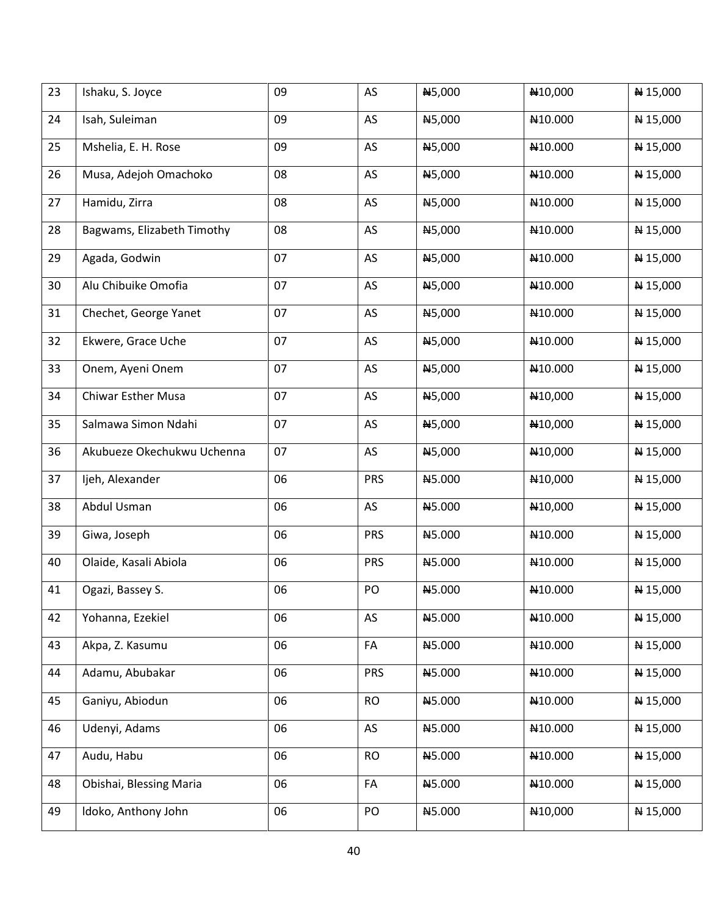| 23 | Ishaku, S. Joyce | 09 | AS | ₦5,000 | ₦10,000 | ₦ 15,000 |
|---|---|---|---|---|---|---|
| 24 | Isah, Suleiman | 09 | AS | ₦5,000 | ₦10.000 | ₦ 15,000 |
| 25 | Mshelia, E. H. Rose | 09 | AS | ₦5,000 | ₦10.000 | ₦ 15,000 |
| 26 | Musa, Adejoh Omachoko | 08 | AS | ₦5,000 | ₦10.000 | ₦ 15,000 |
| 27 | Hamidu, Zirra | 08 | AS | ₦5,000 | ₦10.000 | ₦ 15,000 |
| 28 | Bagwams, Elizabeth Timothy | 08 | AS | ₦5,000 | ₦10.000 | ₦ 15,000 |
| 29 | Agada, Godwin | 07 | AS | ₦5,000 | ₦10.000 | ₦ 15,000 |
| 30 | Alu Chibuike Omofia | 07 | AS | ₦5,000 | ₦10.000 | ₦ 15,000 |
| 31 | Chechet, George Yanet | 07 | AS | ₦5,000 | ₦10.000 | ₦ 15,000 |
| 32 | Ekwere, Grace Uche | 07 | AS | ₦5,000 | ₦10.000 | ₦ 15,000 |
| 33 | Onem, Ayeni Onem | 07 | AS | ₦5,000 | ₦10.000 | ₦ 15,000 |
| 34 | Chiwar Esther Musa | 07 | AS | ₦5,000 | ₦10,000 | ₦ 15,000 |
| 35 | Salmawa Simon Ndahi | 07 | AS | ₦5,000 | ₦10,000 | ₦ 15,000 |
| 36 | Akubueze Okechukwu Uchenna | 07 | AS | ₦5,000 | ₦10,000 | ₦ 15,000 |
| 37 | Ijeh, Alexander | 06 | PRS | ₦5.000 | ₦10,000 | ₦ 15,000 |
| 38 | Abdul Usman | 06 | AS | ₦5.000 | ₦10,000 | ₦ 15,000 |
| 39 | Giwa, Joseph | 06 | PRS | ₦5.000 | ₦10.000 | ₦ 15,000 |
| 40 | Olaide, Kasali Abiola | 06 | PRS | ₦5.000 | ₦10.000 | ₦ 15,000 |
| 41 | Ogazi, Bassey S. | 06 | PO | ₦5.000 | ₦10.000 | ₦ 15,000 |
| 42 | Yohanna, Ezekiel | 06 | AS | ₦5.000 | ₦10.000 | ₦ 15,000 |
| 43 | Akpa, Z. Kasumu | 06 | FA | ₦5.000 | ₦10.000 | ₦ 15,000 |
| 44 | Adamu, Abubakar | 06 | PRS | ₦5.000 | ₦10.000 | ₦ 15,000 |
| 45 | Ganiyu, Abiodun | 06 | RO | ₦5.000 | ₦10.000 | ₦ 15,000 |
| 46 | Udenyi, Adams | 06 | AS | ₦5.000 | ₦10.000 | ₦ 15,000 |
| 47 | Audu, Habu | 06 | RO | ₦5.000 | ₦10.000 | ₦ 15,000 |
| 48 | Obishai, Blessing Maria | 06 | FA | ₦5.000 | ₦10.000 | ₦ 15,000 |
| 49 | Idoko, Anthony John | 06 | PO | ₦5.000 | ₦10,000 | ₦ 15,000 |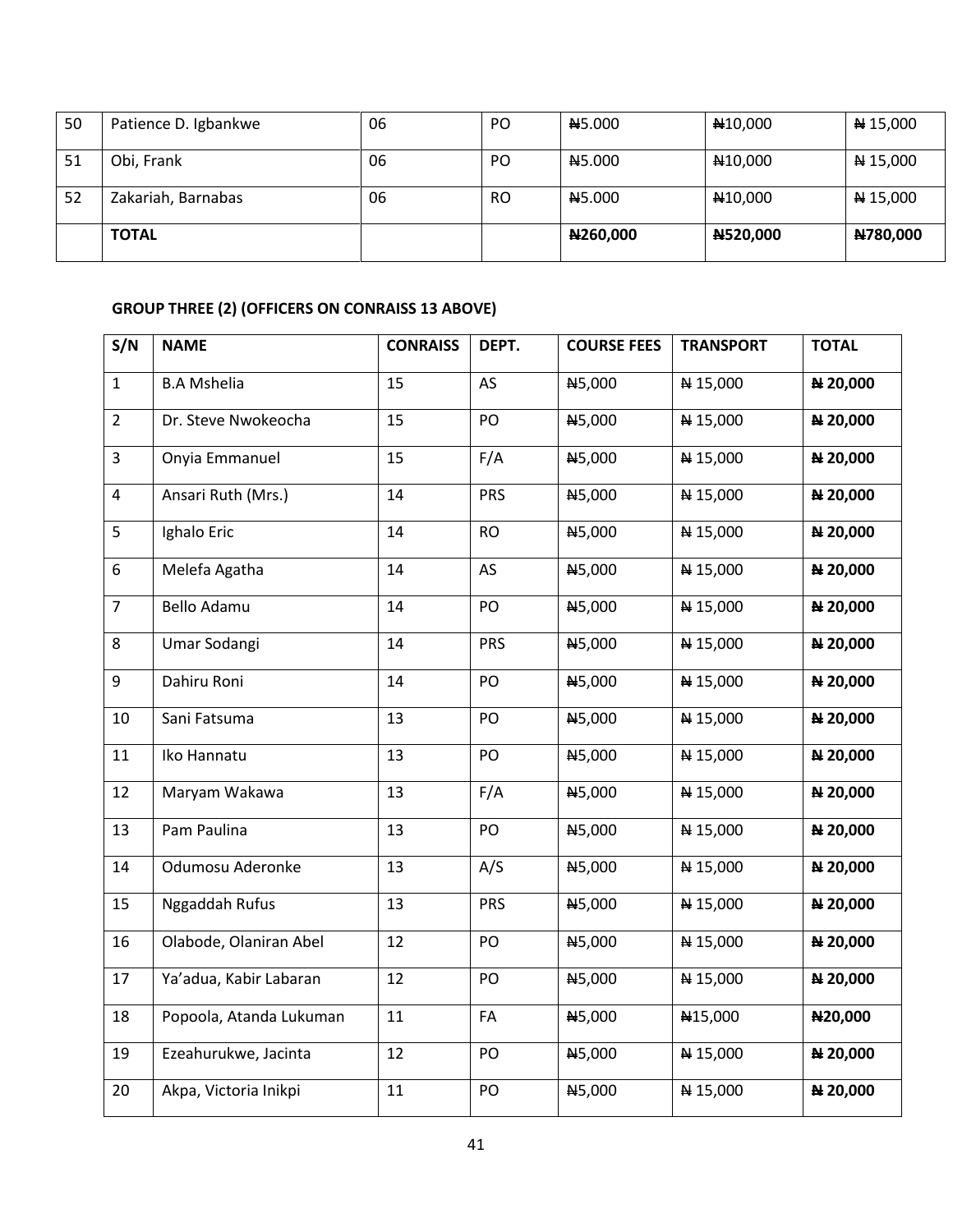| 50 | Patience D. Igbankwe | 06 | PO | ₦5.000 | ₦10,000 | ₦ 15,000 |
|---|---|---|---|---|---|---|
| 51 | Obi, Frank | 06 | PO | ₦5.000 | ₦10,000 | ₦ 15,000 |
| 52 | Zakariah, Barnabas | 06 | RO | ₦5.000 | ₦10,000 | ₦ 15,000 |
| | **TOTAL** | | | **₦260,000** | **₦520,000** | **₦780,000** |

**GROUP THREE (2) (OFFICERS ON CONRAISS 13 ABOVE)**

| S/N | NAME | CONRAISS | DEPT. | COURSE FEES | TRANSPORT | TOTAL |
|---|---|---|---|---|---|---|
| 1 | B.A Mshelia | 15 | AS | ₦5,000 | ₦ 15,000 | **₦ 20,000** |
| 2 | Dr. Steve Nwokeocha | 15 | PO | ₦5,000 | ₦ 15,000 | **₦ 20,000** |
| 3 | Onyia Emmanuel | 15 | F/A | ₦5,000 | ₦ 15,000 | **₦ 20,000** |
| 4 | Ansari Ruth (Mrs.) | 14 | PRS | ₦5,000 | ₦ 15,000 | **₦ 20,000** |
| 5 | Ighalo Eric | 14 | RO | ₦5,000 | ₦ 15,000 | **₦ 20,000** |
| 6 | Melefa Agatha | 14 | AS | ₦5,000 | ₦ 15,000 | **₦ 20,000** |
| 7 | Bello Adamu | 14 | PO | ₦5,000 | ₦ 15,000 | **₦ 20,000** |
| 8 | Umar Sodangi | 14 | PRS | ₦5,000 | ₦ 15,000 | **₦ 20,000** |
| 9 | Dahiru Roni | 14 | PO | ₦5,000 | ₦ 15,000 | **₦ 20,000** |
| 10 | Sani Fatsuma | 13 | PO | ₦5,000 | ₦ 15,000 | **₦ 20,000** |
| 11 | Iko Hannatu | 13 | PO | ₦5,000 | ₦ 15,000 | **₦ 20,000** |
| 12 | Maryam Wakawa | 13 | F/A | ₦5,000 | ₦ 15,000 | **₦ 20,000** |
| 13 | Pam Paulina | 13 | PO | ₦5,000 | ₦ 15,000 | **₦ 20,000** |
| 14 | Odumosu Aderonke | 13 | A/S | ₦5,000 | ₦ 15,000 | **₦ 20,000** |
| 15 | Nggaddah Rufus | 13 | PRS | ₦5,000 | ₦ 15,000 | **₦ 20,000** |
| 16 | Olabode, Olaniran Abel | 12 | PO | ₦5,000 | ₦ 15,000 | **₦ 20,000** |
| 17 | Ya'adua, Kabir Labaran | 12 | PO | ₦5,000 | ₦ 15,000 | **₦ 20,000** |
| 18 | Popoola, Atanda Lukuman | 11 | FA | ₦5,000 | ₦15,000 | **₦20,000** |
| 19 | Ezeahurukwe, Jacinta | 12 | PO | ₦5,000 | ₦ 15,000 | **₦ 20,000** |
| 20 | Akpa, Victoria Inikpi | 11 | PO | ₦5,000 | ₦ 15,000 | **₦ 20,000** |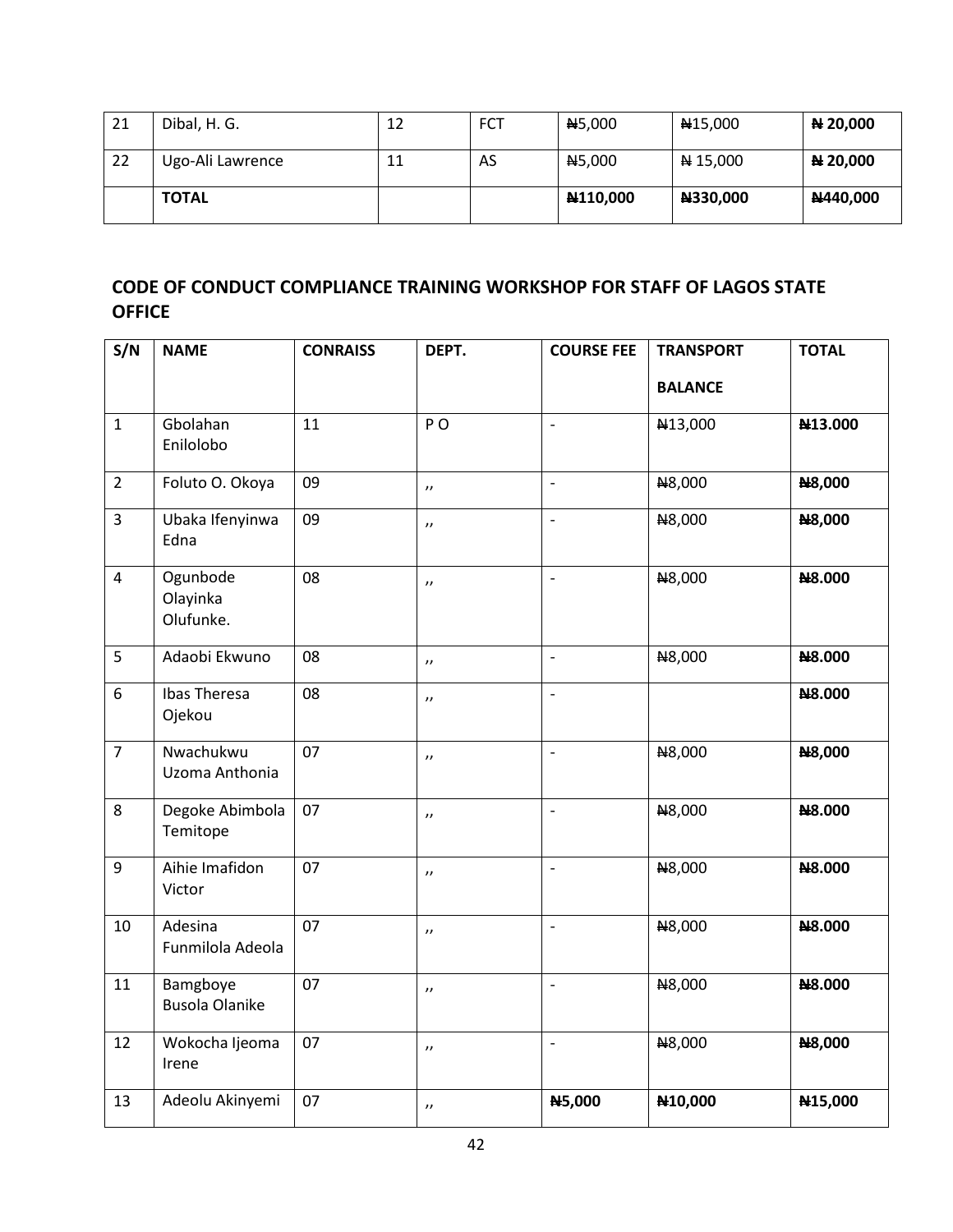| 21 | Dibal, H. G. | 12 | FCT | ₦5,000 | ₦15,000 | **₦ 20,000** |
|---|---|---|---|---|---|---|
| 22 | Ugo-Ali Lawrence | 11 | AS | ₦5,000 | ₦ 15,000 | **₦ 20,000** |
| | **TOTAL** | | | **₦110,000** | **₦330,000** | **₦440,000** |

## CODE OF CONDUCT COMPLIANCE TRAINING WORKSHOP FOR STAFF OF LAGOS STATE OFFICE

| S/N | NAME | CONRAISS | DEPT. | COURSE FEE | TRANSPORT BALANCE | TOTAL |
|---|---|---|---|---|---|---|
| 1 | Gbolahan Enilolobo | 11 | P O | - | ₦13,000 | **₦13.000** |
| 2 | Foluto O. Okoya | 09 | ,, | - | ₦8,000 | **₦8,000** |
| 3 | Ubaka Ifenyinwa Edna | 09 | ,, | - | ₦8,000 | **₦8,000** |
| 4 | Ogunbode Olayinka Olufunke. | 08 | ,, | - | ₦8,000 | **₦8.000** |
| 5 | Adaobi Ekwuno | 08 | ,, | - | ₦8,000 | **₦8.000** |
| 6 | Ibas Theresa Ojekou | 08 | ,, | - | | **₦8.000** |
| 7 | Nwachukwu Uzoma Anthonia | 07 | ,, | - | ₦8,000 | **₦8,000** |
| 8 | Degoke Abimbola Temitope | 07 | ,, | - | ₦8,000 | **₦8.000** |
| 9 | Aihie Imafidon Victor | 07 | ,, | - | ₦8,000 | **₦8.000** |
| 10 | Adesina Funmilola Adeola | 07 | ,, | - | ₦8,000 | **₦8.000** |
| 11 | Bamgboye Busola Olanike | 07 | ,, | - | ₦8,000 | **₦8.000** |
| 12 | Wokocha Ijeoma Irene | 07 | ,, | - | ₦8,000 | **₦8,000** |
| 13 | Adeolu Akinyemi | 07 | ,, | **₦5,000** | **₦10,000** | **₦15,000** |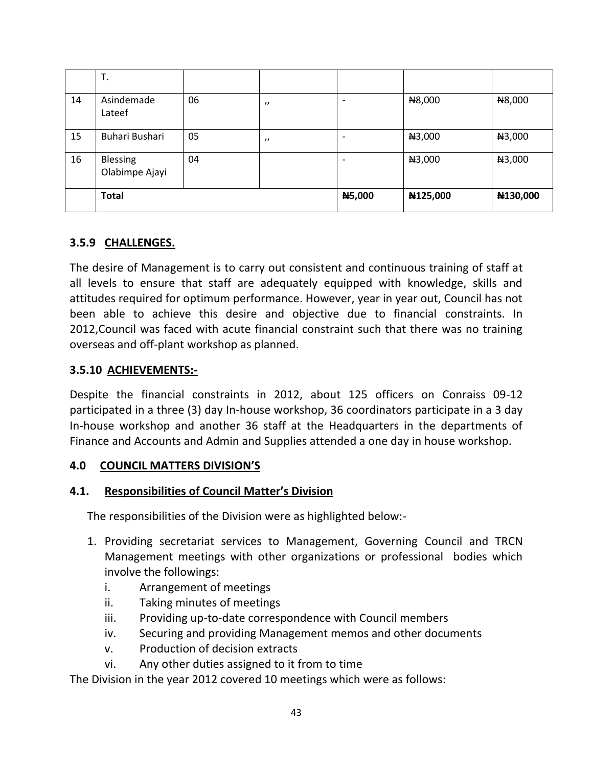| | | | | | | |
|---|---|---|---|---|---|---|
| | T. | | | | | |
| 14 | Asindemade Lateef | 06 | ,, | - | ₦8,000 | ₦8,000 |
| 15 | Buhari Bushari | 05 | ,, | - | ₦3,000 | ₦3,000 |
| 16 | Blessing Olabimpe Ajayi | 04 | | - | ₦3,000 | ₦3,000 |
| | **Total** | | | **₦5,000** | **₦125,000** | **₦130,000** |

### 3.5.9 CHALLENGES.

The desire of Management is to carry out consistent and continuous training of staff at all levels to ensure that staff are adequately equipped with knowledge, skills and attitudes required for optimum performance. However, year in year out, Council has not been able to achieve this desire and objective due to financial constraints. In 2012,Council was faced with acute financial constraint such that there was no training overseas and off-plant workshop as planned.

### 3.5.10 ACHIEVEMENTS:-

Despite the financial constraints in 2012, about 125 officers on Conraiss 09-12 participated in a three (3) day In-house workshop, 36 coordinators participate in a 3 day In-house workshop and another 36 staff at the Headquarters in the departments of Finance and Accounts and Admin and Supplies attended a one day in house workshop.

## 4.0 COUNCIL MATTERS DIVISION'S

### 4.1. Responsibilities of Council Matter's Division

The responsibilities of the Division were as highlighted below:-

1. Providing secretariat services to Management, Governing Council and TRCN Management meetings with other organizations or professional bodies which involve the followings:
   i. Arrangement of meetings
   ii. Taking minutes of meetings
   iii. Providing up-to-date correspondence with Council members
   iv. Securing and providing Management memos and other documents
   v. Production of decision extracts
   vi. Any other duties assigned to it from to time

The Division in the year 2012 covered 10 meetings which were as follows: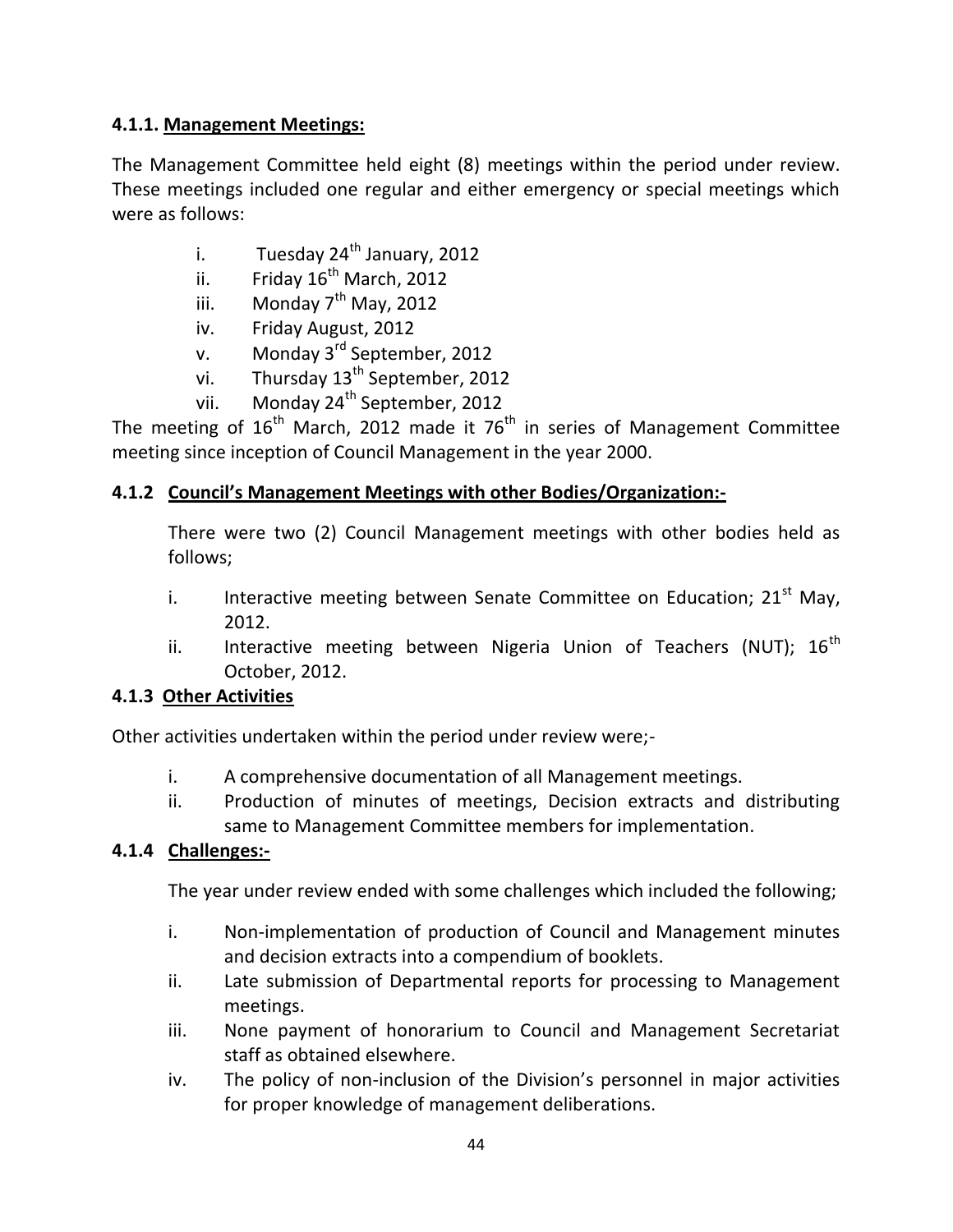#### 4.1.1. Management Meetings:

The Management Committee held eight (8) meetings within the period under review. These meetings included one regular and either emergency or special meetings which were as follows:

i. Tuesday 24th January, 2012
ii. Friday 16th March, 2012
iii. Monday 7th May, 2012
iv. Friday August, 2012
v. Monday 3rd September, 2012
vi. Thursday 13th September, 2012
vii. Monday 24th September, 2012

The meeting of 16th March, 2012 made it 76th in series of Management Committee meeting since inception of Council Management in the year 2000.

#### 4.1.2 Council's Management Meetings with other Bodies/Organization:-

There were two (2) Council Management meetings with other bodies held as follows;

i. Interactive meeting between Senate Committee on Education; 21st May, 2012.
ii. Interactive meeting between Nigeria Union of Teachers (NUT); 16th October, 2012.

#### 4.1.3 Other Activities

Other activities undertaken within the period under review were;-

i. A comprehensive documentation of all Management meetings.
ii. Production of minutes of meetings, Decision extracts and distributing same to Management Committee members for implementation.

#### 4.1.4 Challenges:-

The year under review ended with some challenges which included the following;

i. Non-implementation of production of Council and Management minutes and decision extracts into a compendium of booklets.
ii. Late submission of Departmental reports for processing to Management meetings.
iii. None payment of honorarium to Council and Management Secretariat staff as obtained elsewhere.
iv. The policy of non-inclusion of the Division's personnel in major activities for proper knowledge of management deliberations.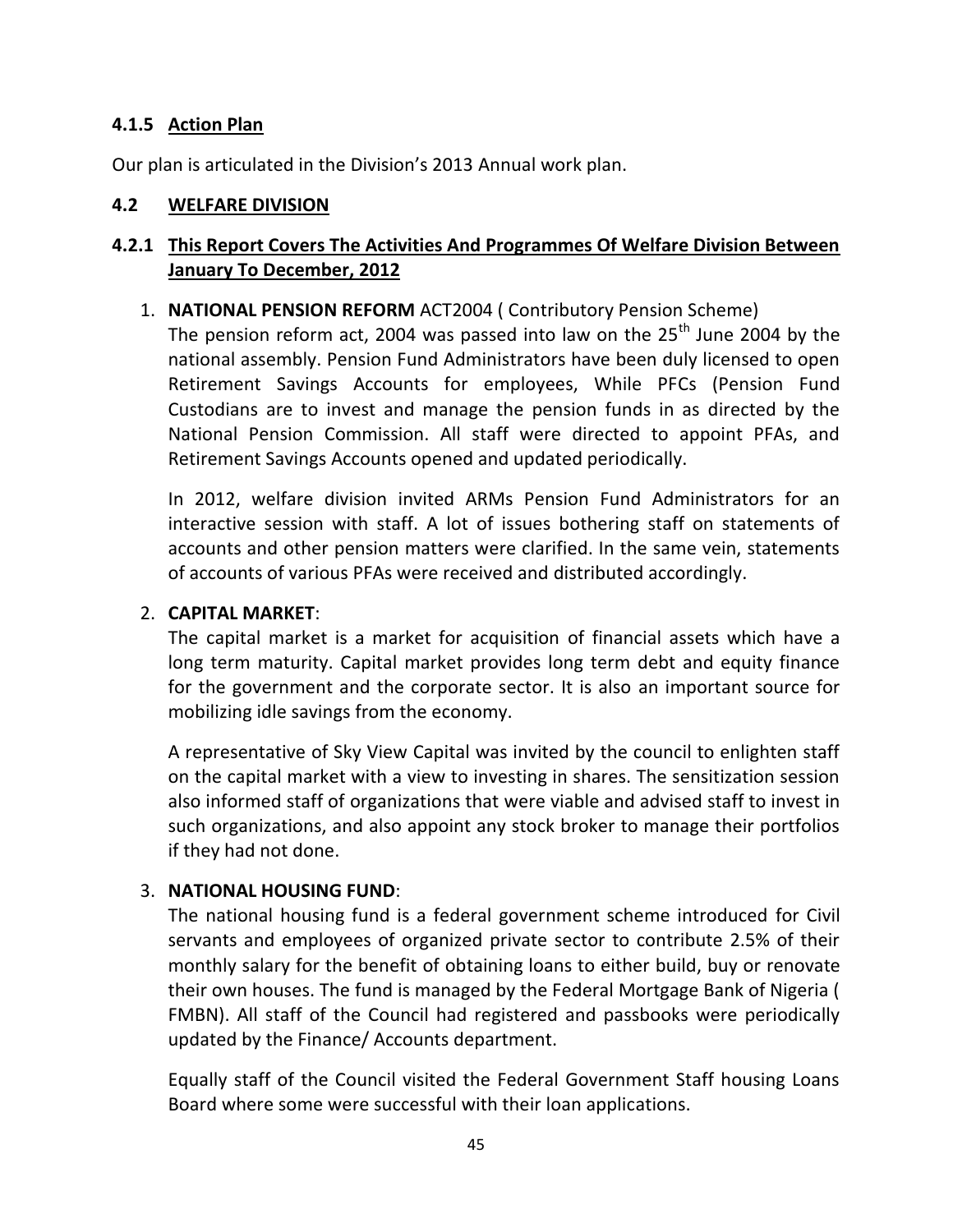#### 4.1.5 Action Plan

Our plan is articulated in the Division's 2013 Annual work plan.

### 4.2 WELFARE DIVISION

#### 4.2.1 This Report Covers The Activities And Programmes Of Welfare Division Between January To December, 2012

1. **NATIONAL PENSION REFORM** ACT2004 ( Contributory Pension Scheme)
   The pension reform act, 2004 was passed into law on the 25th June 2004 by the national assembly. Pension Fund Administrators have been duly licensed to open Retirement Savings Accounts for employees, While PFCs (Pension Fund Custodians are to invest and manage the pension funds in as directed by the National Pension Commission. All staff were directed to appoint PFAs, and Retirement Savings Accounts opened and updated periodically.

   In 2012, welfare division invited ARMs Pension Fund Administrators for an interactive session with staff. A lot of issues bothering staff on statements of accounts and other pension matters were clarified. In the same vein, statements of accounts of various PFAs were received and distributed accordingly.

2. **CAPITAL MARKET**:
   The capital market is a market for acquisition of financial assets which have a long term maturity. Capital market provides long term debt and equity finance for the government and the corporate sector. It is also an important source for mobilizing idle savings from the economy.

   A representative of Sky View Capital was invited by the council to enlighten staff on the capital market with a view to investing in shares. The sensitization session also informed staff of organizations that were viable and advised staff to invest in such organizations, and also appoint any stock broker to manage their portfolios if they had not done.

3. **NATIONAL HOUSING FUND**:
   The national housing fund is a federal government scheme introduced for Civil servants and employees of organized private sector to contribute 2.5% of their monthly salary for the benefit of obtaining loans to either build, buy or renovate their own houses. The fund is managed by the Federal Mortgage Bank of Nigeria ( FMBN). All staff of the Council had registered and passbooks were periodically updated by the Finance/ Accounts department.

   Equally staff of the Council visited the Federal Government Staff housing Loans Board where some were successful with their loan applications.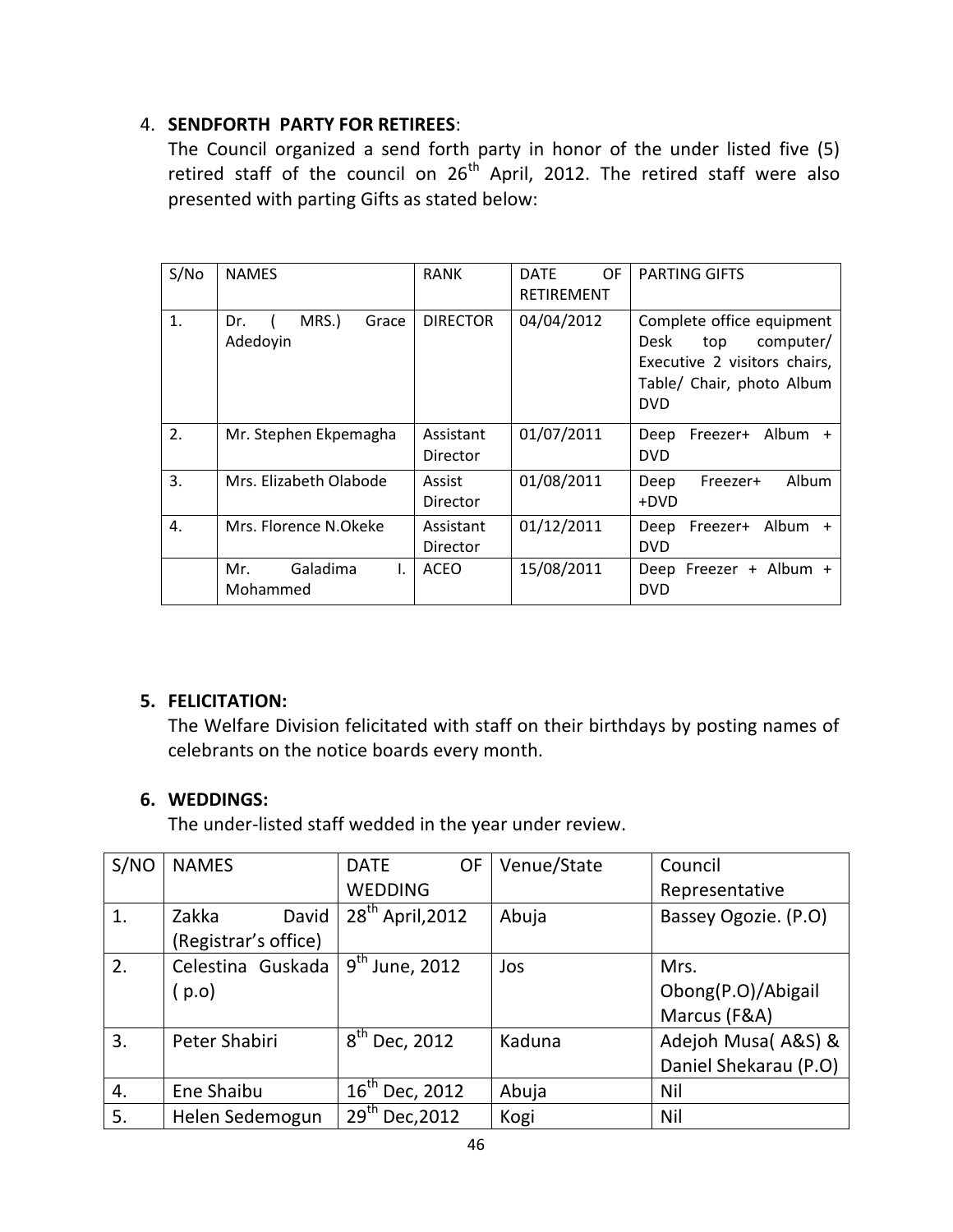4. **SENDFORTH PARTY FOR RETIREES**:

   The Council organized a send forth party in honor of the under listed five (5) retired staff of the council on 26th April, 2012. The retired staff were also presented with parting Gifts as stated below:

| S/No | NAMES | RANK | DATE OF RETIREMENT | PARTING GIFTS |
|---|---|---|---|---|
| 1. | Dr. ( MRS.) Grace Adedoyin | DIRECTOR | 04/04/2012 | Complete office equipment Desk top computer/ Executive 2 visitors chairs, Table/ Chair, photo Album DVD |
| 2. | Mr. Stephen Ekpemagha | Assistant Director | 01/07/2011 | Deep Freezer+ Album + DVD |
| 3. | Mrs. Elizabeth Olabode | Assist Director | 01/08/2011 | Deep Freezer+ Album +DVD |
| 4. | Mrs. Florence N.Okeke | Assistant Director | 01/12/2011 | Deep Freezer+ Album + DVD |
| | Mr. Galadima I. Mohammed | ACEO | 15/08/2011 | Deep Freezer + Album + DVD |

5. **FELICITATION:**

   The Welfare Division felicitated with staff on their birthdays by posting names of celebrants on the notice boards every month.

6. **WEDDINGS:**

   The under-listed staff wedded in the year under review.

| S/NO | NAMES | DATE OF WEDDING | Venue/State | Council Representative |
|---|---|---|---|---|
| 1. | Zakka David (Registrar's office) | 28th April,2012 | Abuja | Bassey Ogozie. (P.O) |
| 2. | Celestina Guskada ( p.o) | 9th June, 2012 | Jos | Mrs. Obong(P.O)/Abigail Marcus (F&A) |
| 3. | Peter Shabiri | 8th Dec, 2012 | Kaduna | Adejoh Musa( A&S) & Daniel Shekarau (P.O) |
| 4. | Ene Shaibu | 16th Dec, 2012 | Abuja | Nil |
| 5. | Helen Sedemogun | 29th Dec,2012 | Kogi | Nil |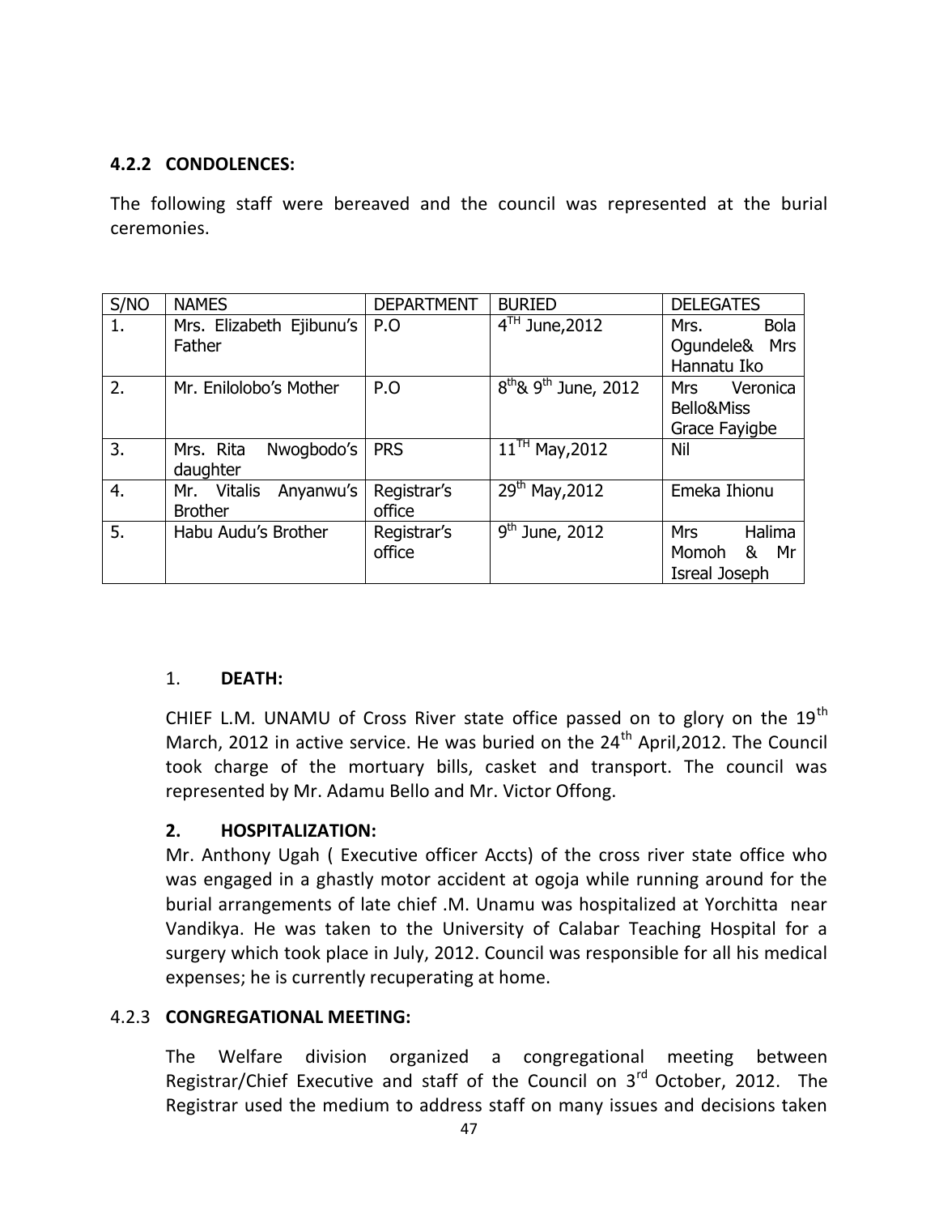### 4.2.2 CONDOLENCES:

The following staff were bereaved and the council was represented at the burial ceremonies.

| S/NO | NAMES | DEPARTMENT | BURIED | DELEGATES |
|---|---|---|---|---|
| 1. | Mrs. Elizabeth Ejibunu's Father | P.O | 4TH June,2012 | Mrs. Bola Ogundele& Mrs Hannatu Iko |
| 2. | Mr. Enilolobo's Mother | P.O | 8th& 9th June, 2012 | Mrs Veronica Bello&Miss Grace Fayigbe |
| 3. | Mrs. Rita Nwogbodo's daughter | PRS | 11TH May,2012 | Nil |
| 4. | Mr. Vitalis Anyanwu's Brother | Registrar's office | 29th May,2012 | Emeka Ihionu |
| 5. | Habu Audu's Brother | Registrar's office | 9th June, 2012 | Mrs Halima Momoh & Mr Isreal Joseph |

1. **DEATH:**

CHIEF L.M. UNAMU of Cross River state office passed on to glory on the 19th March, 2012 in active service. He was buried on the 24th April,2012. The Council took charge of the mortuary bills, casket and transport. The council was represented by Mr. Adamu Bello and Mr. Victor Offong.

**2. HOSPITALIZATION:**

Mr. Anthony Ugah ( Executive officer Accts) of the cross river state office who was engaged in a ghastly motor accident at ogoja while running around for the burial arrangements of late chief .M. Unamu was hospitalized at Yorchitta near Vandikya. He was taken to the University of Calabar Teaching Hospital for a surgery which took place in July, 2012. Council was responsible for all his medical expenses; he is currently recuperating at home.

### 4.2.3 CONGREGATIONAL MEETING:

The Welfare division organized a congregational meeting between Registrar/Chief Executive and staff of the Council on 3rd October, 2012. The Registrar used the medium to address staff on many issues and decisions taken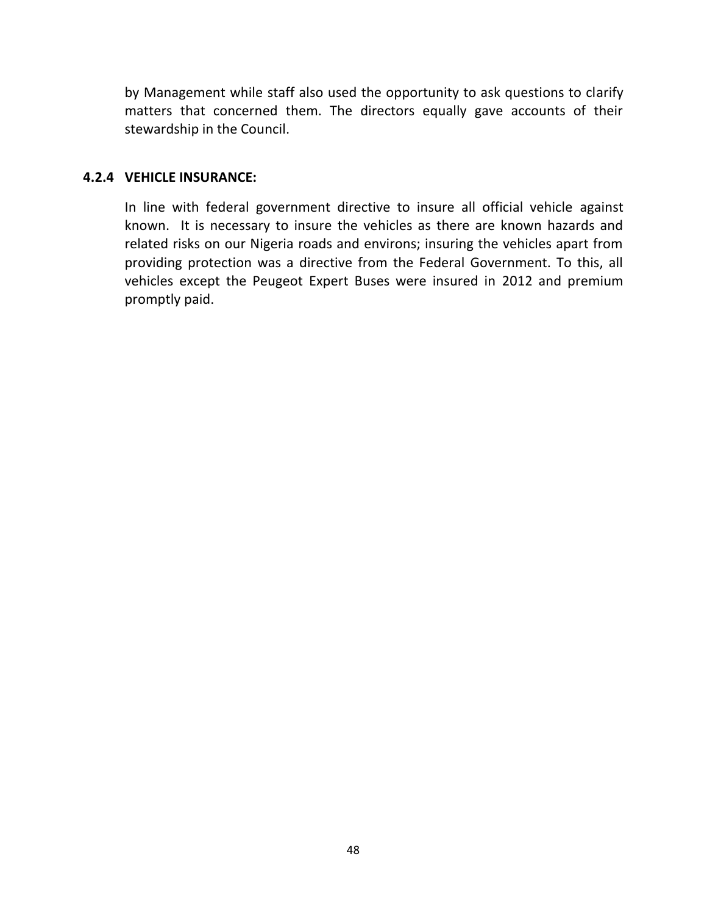by Management while staff also used the opportunity to ask questions to clarify matters that concerned them. The directors equally gave accounts of their stewardship in the Council.

#### 4.2.4 VEHICLE INSURANCE:

In line with federal government directive to insure all official vehicle against known. It is necessary to insure the vehicles as there are known hazards and related risks on our Nigeria roads and environs; insuring the vehicles apart from providing protection was a directive from the Federal Government. To this, all vehicles except the Peugeot Expert Buses were insured in 2012 and premium promptly paid.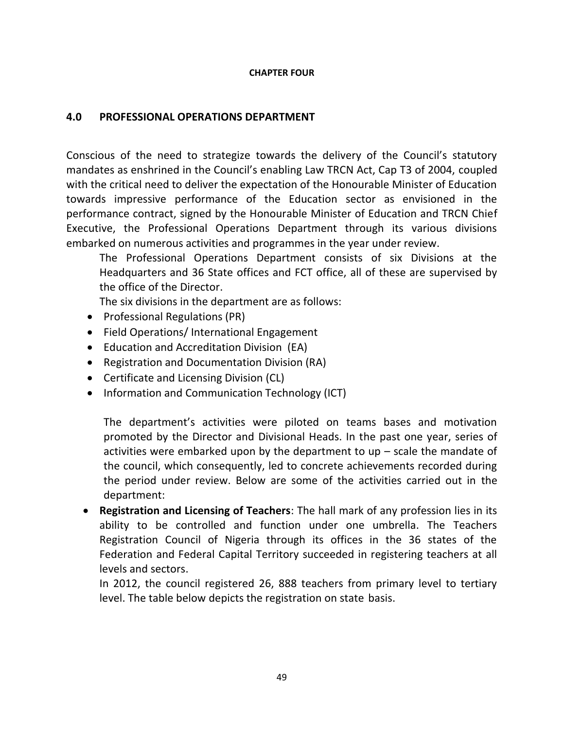**CHAPTER FOUR**

## 4.0 PROFESSIONAL OPERATIONS DEPARTMENT

Conscious of the need to strategize towards the delivery of the Council's statutory mandates as enshrined in the Council's enabling Law TRCN Act, Cap T3 of 2004, coupled with the critical need to deliver the expectation of the Honourable Minister of Education towards impressive performance of the Education sector as envisioned in the performance contract, signed by the Honourable Minister of Education and TRCN Chief Executive, the Professional Operations Department through its various divisions embarked on numerous activities and programmes in the year under review.

The Professional Operations Department consists of six Divisions at the Headquarters and 36 State offices and FCT office, all of these are supervised by the office of the Director.

The six divisions in the department are as follows:

- Professional Regulations (PR)
- Field Operations/ International Engagement
- Education and Accreditation Division (EA)
- Registration and Documentation Division (RA)
- Certificate and Licensing Division (CL)
- Information and Communication Technology (ICT)

The department's activities were piloted on teams bases and motivation promoted by the Director and Divisional Heads. In the past one year, series of activities were embarked upon by the department to up – scale the mandate of the council, which consequently, led to concrete achievements recorded during the period under review. Below are some of the activities carried out in the department:

- **Registration and Licensing of Teachers**: The hall mark of any profession lies in its ability to be controlled and function under one umbrella. The Teachers Registration Council of Nigeria through its offices in the 36 states of the Federation and Federal Capital Territory succeeded in registering teachers at all levels and sectors.

  In 2012, the council registered 26, 888 teachers from primary level to tertiary level. The table below depicts the registration on state basis.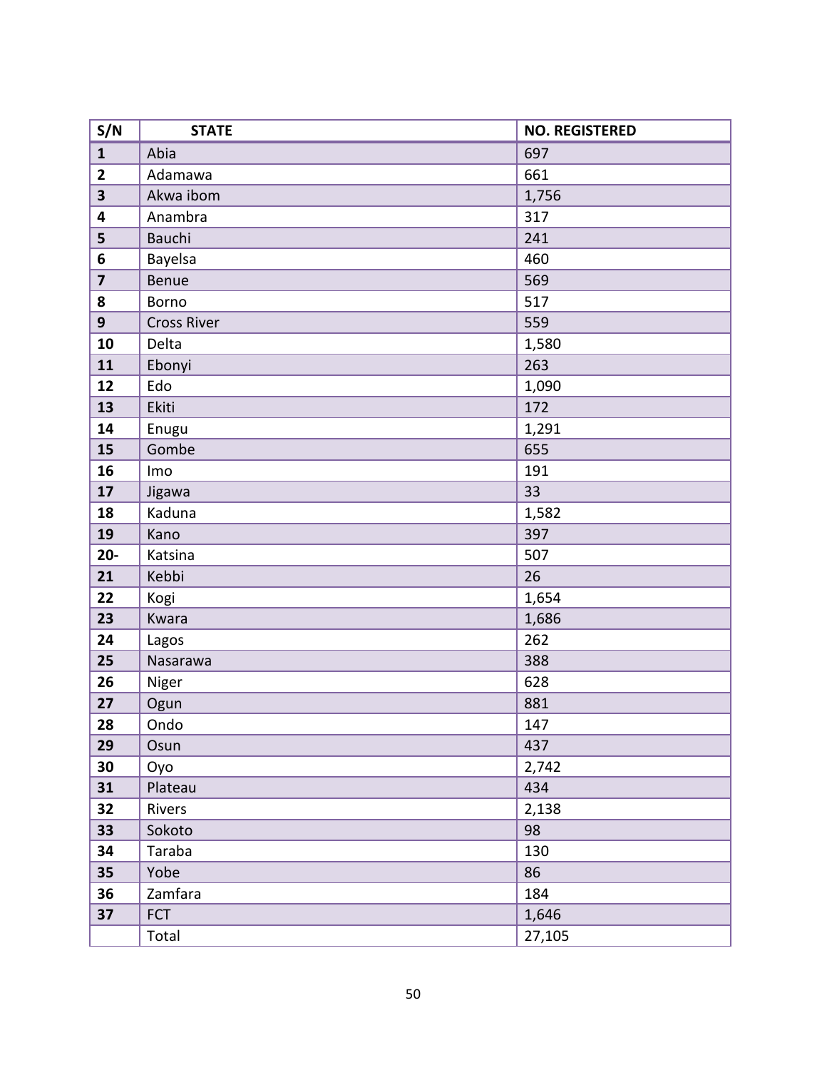| S/N | STATE | NO. REGISTERED |
|---|---|---|
| **1** | Abia | 697 |
| **2** | Adamawa | 661 |
| **3** | Akwa ibom | 1,756 |
| **4** | Anambra | 317 |
| **5** | Bauchi | 241 |
| **6** | Bayelsa | 460 |
| **7** | Benue | 569 |
| **8** | Borno | 517 |
| **9** | Cross River | 559 |
| **10** | Delta | 1,580 |
| **11** | Ebonyi | 263 |
| **12** | Edo | 1,090 |
| **13** | Ekiti | 172 |
| **14** | Enugu | 1,291 |
| **15** | Gombe | 655 |
| **16** | Imo | 191 |
| **17** | Jigawa | 33 |
| **18** | Kaduna | 1,582 |
| **19** | Kano | 397 |
| **20-** | Katsina | 507 |
| **21** | Kebbi | 26 |
| **22** | Kogi | 1,654 |
| **23** | Kwara | 1,686 |
| **24** | Lagos | 262 |
| **25** | Nasarawa | 388 |
| **26** | Niger | 628 |
| **27** | Ogun | 881 |
| **28** | Ondo | 147 |
| **29** | Osun | 437 |
| **30** | Oyo | 2,742 |
| **31** | Plateau | 434 |
| **32** | Rivers | 2,138 |
| **33** | Sokoto | 98 |
| **34** | Taraba | 130 |
| **35** | Yobe | 86 |
| **36** | Zamfara | 184 |
| **37** | FCT | 1,646 |
| | Total | 27,105 |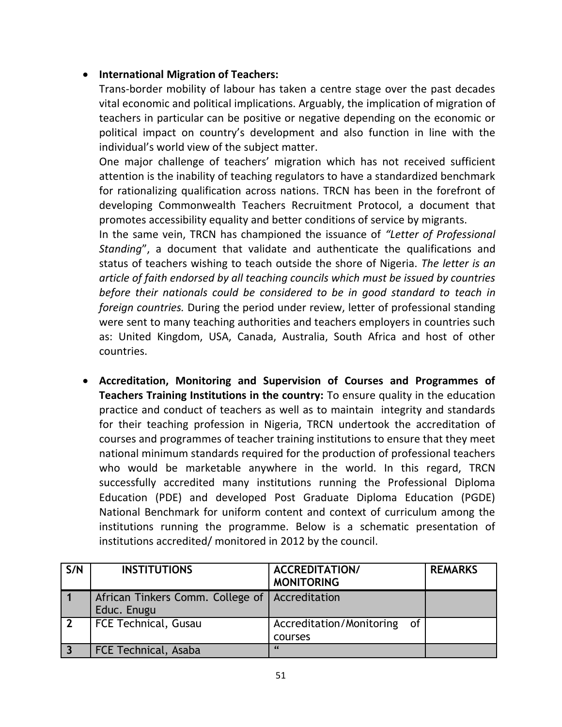- **International Migration of Teachers:**

  Trans-border mobility of labour has taken a centre stage over the past decades vital economic and political implications. Arguably, the implication of migration of teachers in particular can be positive or negative depending on the economic or political impact on country's development and also function in line with the individual's world view of the subject matter.

  One major challenge of teachers' migration which has not received sufficient attention is the inability of teaching regulators to have a standardized benchmark for rationalizing qualification across nations. TRCN has been in the forefront of developing Commonwealth Teachers Recruitment Protocol, a document that promotes accessibility equality and better conditions of service by migrants.

  In the same vein, TRCN has championed the issuance of *"Letter of Professional Standing*", a document that validate and authenticate the qualifications and status of teachers wishing to teach outside the shore of Nigeria. *The letter is an article of faith endorsed by all teaching councils which must be issued by countries before their nationals could be considered to be in good standard to teach in foreign countries.* During the period under review, letter of professional standing were sent to many teaching authorities and teachers employers in countries such as: United Kingdom, USA, Canada, Australia, South Africa and host of other countries.

- **Accreditation, Monitoring and Supervision of Courses and Programmes of Teachers Training Institutions in the country:** To ensure quality in the education practice and conduct of teachers as well as to maintain integrity and standards for their teaching profession in Nigeria, TRCN undertook the accreditation of courses and programmes of teacher training institutions to ensure that they meet national minimum standards required for the production of professional teachers who would be marketable anywhere in the world. In this regard, TRCN successfully accredited many institutions running the Professional Diploma Education (PDE) and developed Post Graduate Diploma Education (PGDE) National Benchmark for uniform content and context of curriculum among the institutions running the programme. Below is a schematic presentation of institutions accredited/ monitored in 2012 by the council.

| S/N | INSTITUTIONS | ACCREDITATION/ MONITORING | REMARKS |
|---|---|---|---|
| 1 | African Tinkers Comm. College of Educ. Enugu | Accreditation | |
| 2 | FCE Technical, Gusau | Accreditation/Monitoring of courses | |
| 3 | FCE Technical, Asaba | " | |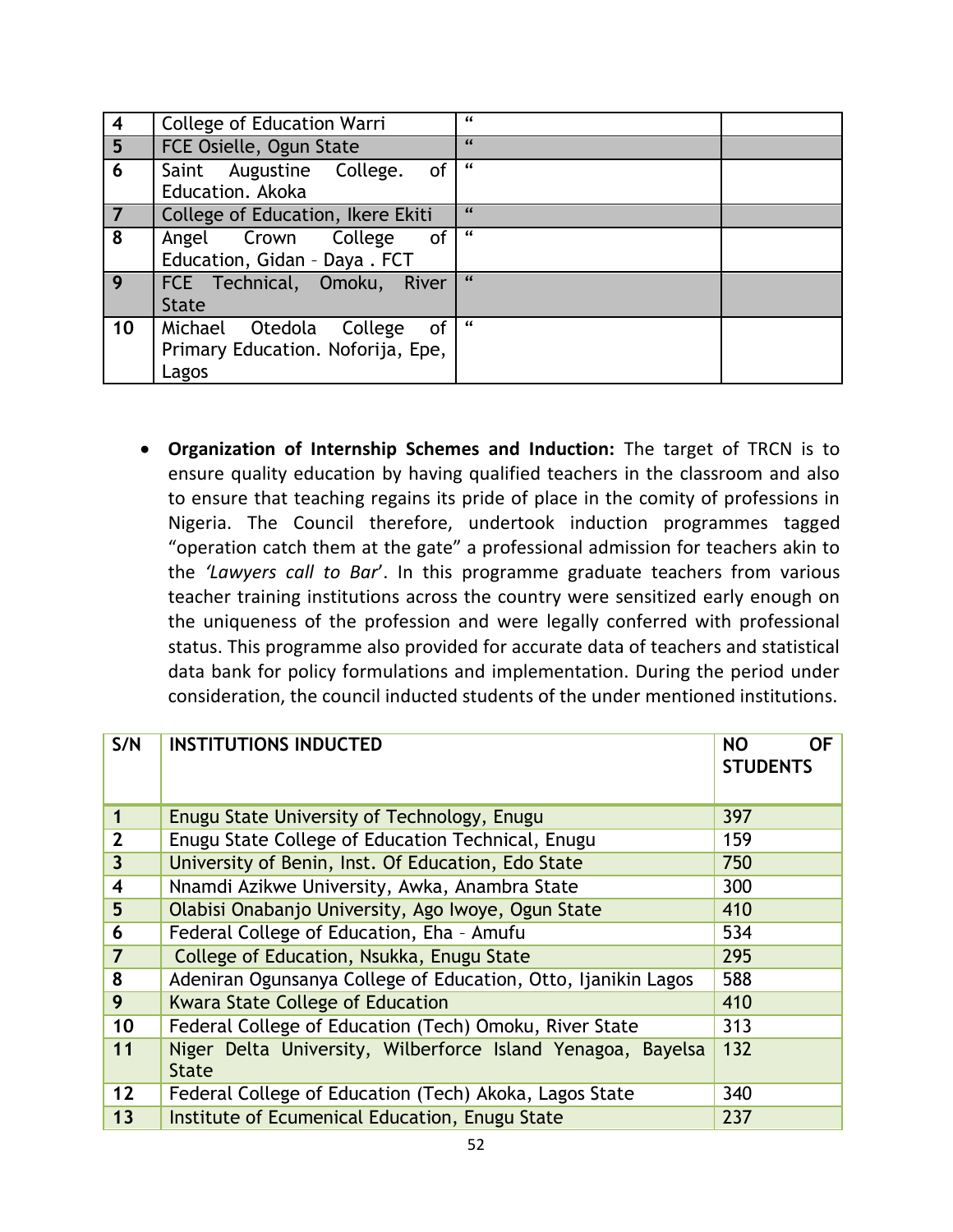| 4 | College of Education Warri | “ | |
|---|---|---|---|
| 5 | FCE Osielle, Ogun State | “ | |
| 6 | Saint Augustine College. of Education. Akoka | “ | |
| 7 | College of Education, Ikere Ekiti | “ | |
| 8 | Angel Crown College of Education, Gidan – Daya . FCT | “ | |
| 9 | FCE Technical, Omoku, River State | “ | |
| 10 | Michael Otedola College of Primary Education. Noforija, Epe, Lagos | “ | |

- **Organization of Internship Schemes and Induction:** The target of TRCN is to ensure quality education by having qualified teachers in the classroom and also to ensure that teaching regains its pride of place in the comity of professions in Nigeria. The Council therefore, undertook induction programmes tagged “operation catch them at the gate” a professional admission for teachers akin to the *‘Lawyers call to Bar*’. In this programme graduate teachers from various teacher training institutions across the country were sensitized early enough on the uniqueness of the profession and were legally conferred with professional status. This programme also provided for accurate data of teachers and statistical data bank for policy formulations and implementation. During the period under consideration, the council inducted students of the under mentioned institutions.

| S/N | INSTITUTIONS INDUCTED | NO OF STUDENTS |
|---|---|---|
| 1 | Enugu State University of Technology, Enugu | 397 |
| 2 | Enugu State College of Education Technical, Enugu | 159 |
| 3 | University of Benin, Inst. Of Education, Edo State | 750 |
| 4 | Nnamdi Azikwe University, Awka, Anambra State | 300 |
| 5 | Olabisi Onabanjo University, Ago Iwoye, Ogun State | 410 |
| 6 | Federal College of Education, Eha – Amufu | 534 |
| 7 | College of Education, Nsukka, Enugu State | 295 |
| 8 | Adeniran Ogunsanya College of Education, Otto, Ijanikin Lagos | 588 |
| 9 | Kwara State College of Education | 410 |
| 10 | Federal College of Education (Tech) Omoku, River State | 313 |
| 11 | Niger Delta University, Wilberforce Island Yenagoa, Bayelsa State | 132 |
| 12 | Federal College of Education (Tech) Akoka, Lagos State | 340 |
| 13 | Institute of Ecumenical Education, Enugu State | 237 |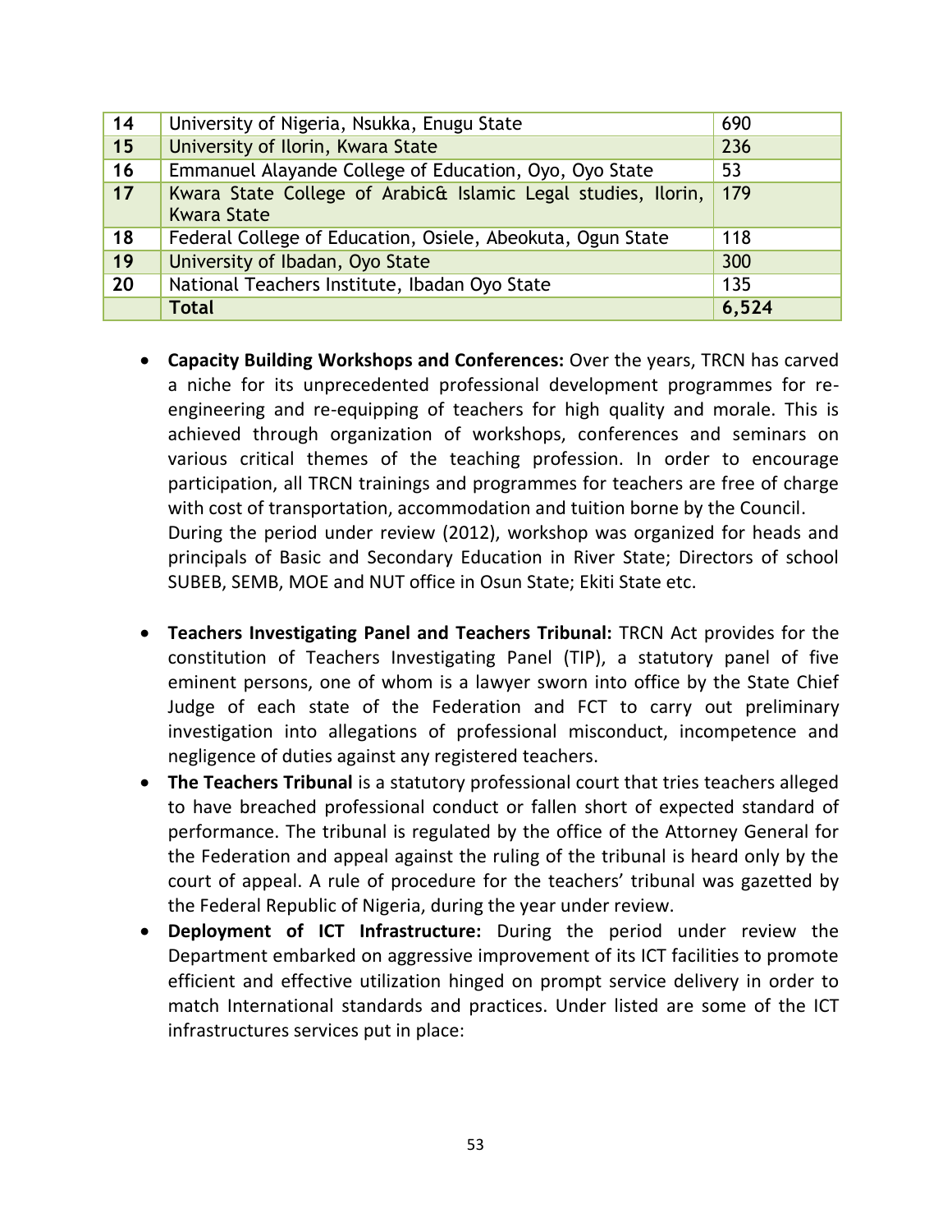| | | |
|---|---|---|
| 14 | University of Nigeria, Nsukka, Enugu State | 690 |
| 15 | University of Ilorin, Kwara State | 236 |
| 16 | Emmanuel Alayande College of Education, Oyo, Oyo State | 53 |
| 17 | Kwara State College of Arabic& Islamic Legal studies, Ilorin, Kwara State | 179 |
| 18 | Federal College of Education, Osiele, Abeokuta, Ogun State | 118 |
| 19 | University of Ibadan, Oyo State | 300 |
| 20 | National Teachers Institute, Ibadan Oyo State | 135 |
| | **Total** | **6,524** |

- **Capacity Building Workshops and Conferences:** Over the years, TRCN has carved a niche for its unprecedented professional development programmes for re-engineering and re-equipping of teachers for high quality and morale. This is achieved through organization of workshops, conferences and seminars on various critical themes of the teaching profession. In order to encourage participation, all TRCN trainings and programmes for teachers are free of charge with cost of transportation, accommodation and tuition borne by the Council.
  During the period under review (2012), workshop was organized for heads and principals of Basic and Secondary Education in River State; Directors of school SUBEB, SEMB, MOE and NUT office in Osun State; Ekiti State etc.

- **Teachers Investigating Panel and Teachers Tribunal:** TRCN Act provides for the constitution of Teachers Investigating Panel (TIP), a statutory panel of five eminent persons, one of whom is a lawyer sworn into office by the State Chief Judge of each state of the Federation and FCT to carry out preliminary investigation into allegations of professional misconduct, incompetence and negligence of duties against any registered teachers.
- **The Teachers Tribunal** is a statutory professional court that tries teachers alleged to have breached professional conduct or fallen short of expected standard of performance. The tribunal is regulated by the office of the Attorney General for the Federation and appeal against the ruling of the tribunal is heard only by the court of appeal. A rule of procedure for the teachers' tribunal was gazetted by the Federal Republic of Nigeria, during the year under review.
- **Deployment of ICT Infrastructure:** During the period under review the Department embarked on aggressive improvement of its ICT facilities to promote efficient and effective utilization hinged on prompt service delivery in order to match International standards and practices. Under listed are some of the ICT infrastructures services put in place: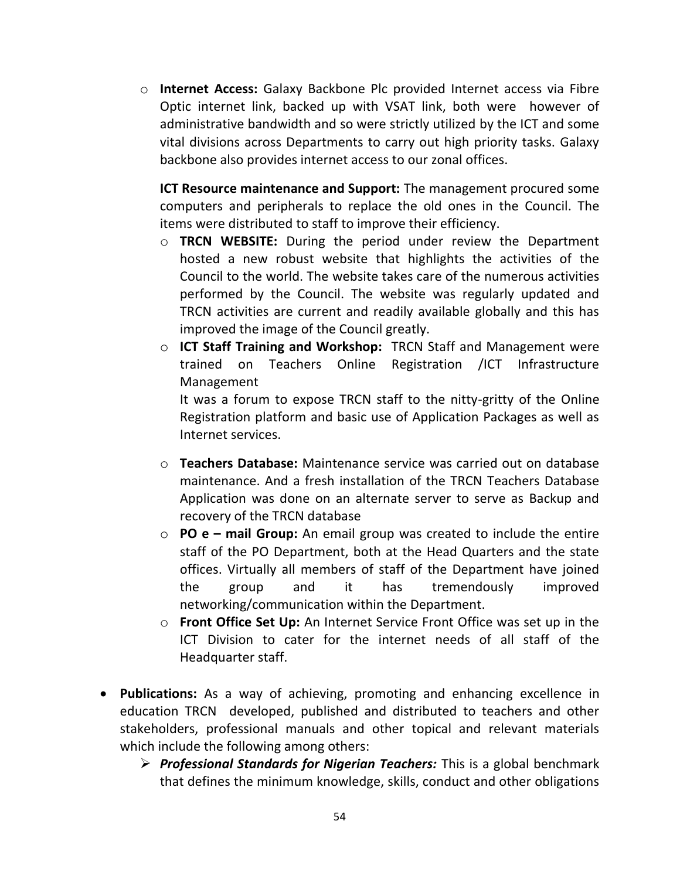- **Internet Access:** Galaxy Backbone Plc provided Internet access via Fibre Optic internet link, backed up with VSAT link, both were however of administrative bandwidth and so were strictly utilized by the ICT and some vital divisions across Departments to carry out high priority tasks. Galaxy backbone also provides internet access to our zonal offices.

  **ICT Resource maintenance and Support:** The management procured some computers and peripherals to replace the old ones in the Council. The items were distributed to staff to improve their efficiency.

  - **TRCN WEBSITE:** During the period under review the Department hosted a new robust website that highlights the activities of the Council to the world. The website takes care of the numerous activities performed by the Council. The website was regularly updated and TRCN activities are current and readily available globally and this has improved the image of the Council greatly.
  - **ICT Staff Training and Workshop:** TRCN Staff and Management were trained on Teachers Online Registration /ICT Infrastructure Management

    It was a forum to expose TRCN staff to the nitty-gritty of the Online Registration platform and basic use of Application Packages as well as Internet services.

  - **Teachers Database:** Maintenance service was carried out on database maintenance. And a fresh installation of the TRCN Teachers Database Application was done on an alternate server to serve as Backup and recovery of the TRCN database
  - **PO e – mail Group:** An email group was created to include the entire staff of the PO Department, both at the Head Quarters and the state offices. Virtually all members of staff of the Department have joined the group and it has tremendously improved networking/communication within the Department.
  - **Front Office Set Up:** An Internet Service Front Office was set up in the ICT Division to cater for the internet needs of all staff of the Headquarter staff.

- **Publications:** As a way of achieving, promoting and enhancing excellence in education TRCN developed, published and distributed to teachers and other stakeholders, professional manuals and other topical and relevant materials which include the following among others:
  - ***Professional Standards for Nigerian Teachers:*** This is a global benchmark that defines the minimum knowledge, skills, conduct and other obligations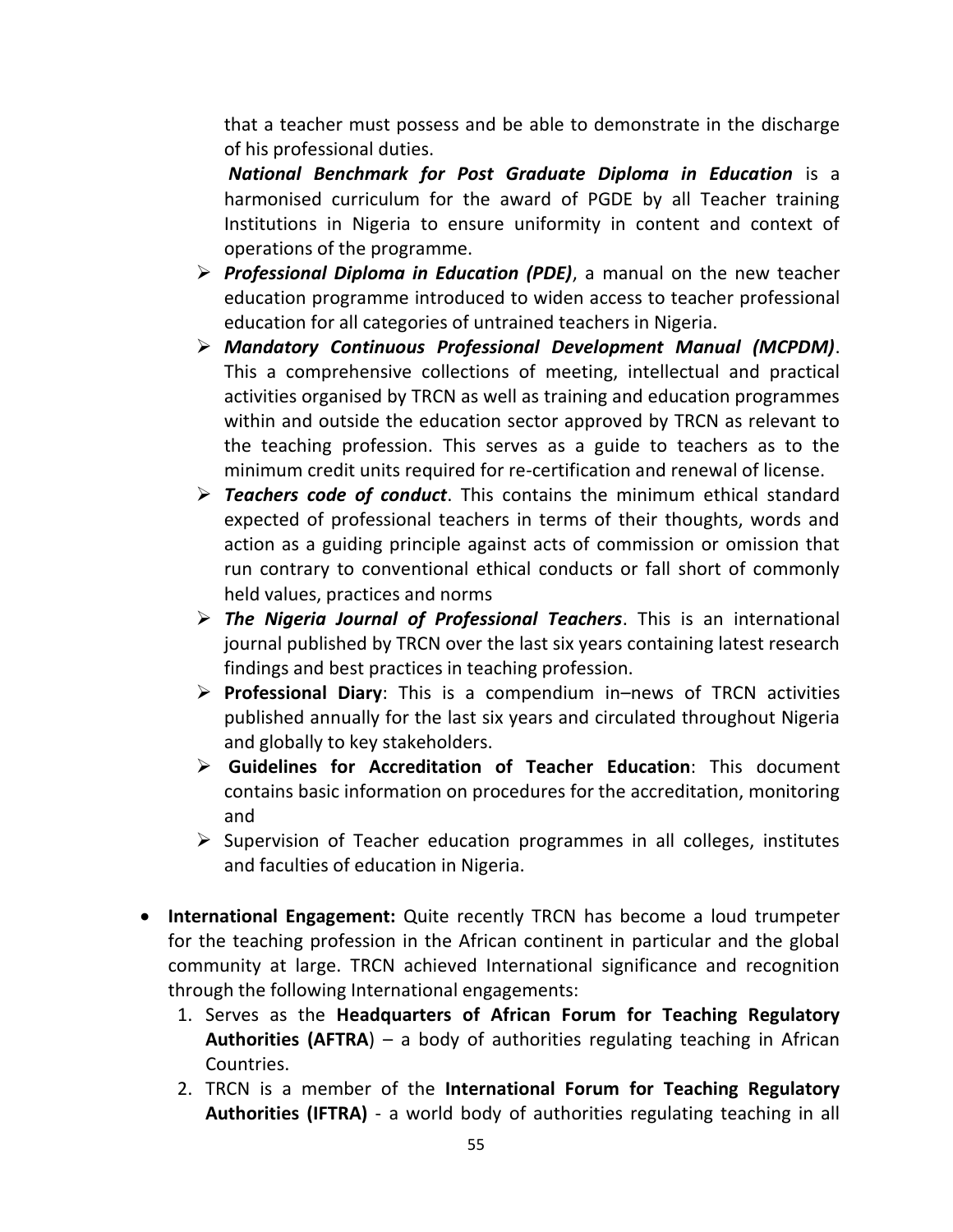that a teacher must possess and be able to demonstrate in the discharge of his professional duties.

***National Benchmark for Post Graduate Diploma in Education*** is a harmonised curriculum for the award of PGDE by all Teacher training Institutions in Nigeria to ensure uniformity in content and context of operations of the programme.

- ***Professional Diploma in Education (PDE)***, a manual on the new teacher education programme introduced to widen access to teacher professional education for all categories of untrained teachers in Nigeria.
- ***Mandatory Continuous Professional Development Manual (MCPDM)***. This a comprehensive collections of meeting, intellectual and practical activities organised by TRCN as well as training and education programmes within and outside the education sector approved by TRCN as relevant to the teaching profession. This serves as a guide to teachers as to the minimum credit units required for re-certification and renewal of license.
- ***Teachers code of conduct***. This contains the minimum ethical standard expected of professional teachers in terms of their thoughts, words and action as a guiding principle against acts of commission or omission that run contrary to conventional ethical conducts or fall short of commonly held values, practices and norms
- ***The Nigeria Journal of Professional Teachers***. This is an international journal published by TRCN over the last six years containing latest research findings and best practices in teaching profession.
- **Professional Diary**: This is a compendium in–news of TRCN activities published annually for the last six years and circulated throughout Nigeria and globally to key stakeholders.
- **Guidelines for Accreditation of Teacher Education**: This document contains basic information on procedures for the accreditation, monitoring and
- Supervision of Teacher education programmes in all colleges, institutes and faculties of education in Nigeria.

- **International Engagement:** Quite recently TRCN has become a loud trumpeter for the teaching profession in the African continent in particular and the global community at large. TRCN achieved International significance and recognition through the following International engagements:
  1. Serves as the **Headquarters of African Forum for Teaching Regulatory Authorities (AFTRA**) – a body of authorities regulating teaching in African Countries.
  2. TRCN is a member of the **International Forum for Teaching Regulatory Authorities (IFTRA)** - a world body of authorities regulating teaching in all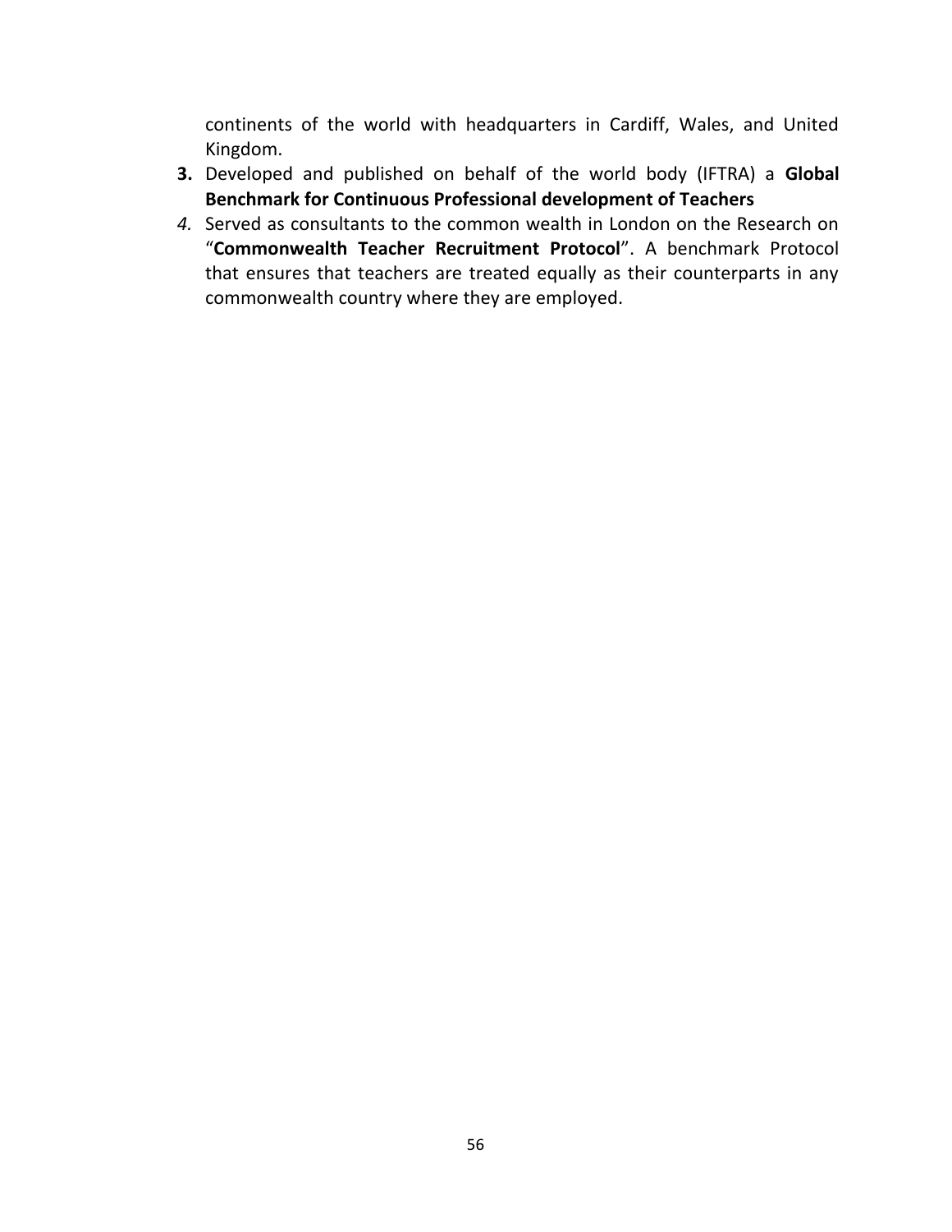continents of the world with headquarters in Cardiff, Wales, and United Kingdom.

3. Developed and published on behalf of the world body (IFTRA) a **Global Benchmark for Continuous Professional development of Teachers**
4. Served as consultants to the common wealth in London on the Research on "**Commonwealth Teacher Recruitment Protocol**". A benchmark Protocol that ensures that teachers are treated equally as their counterparts in any commonwealth country where they are employed.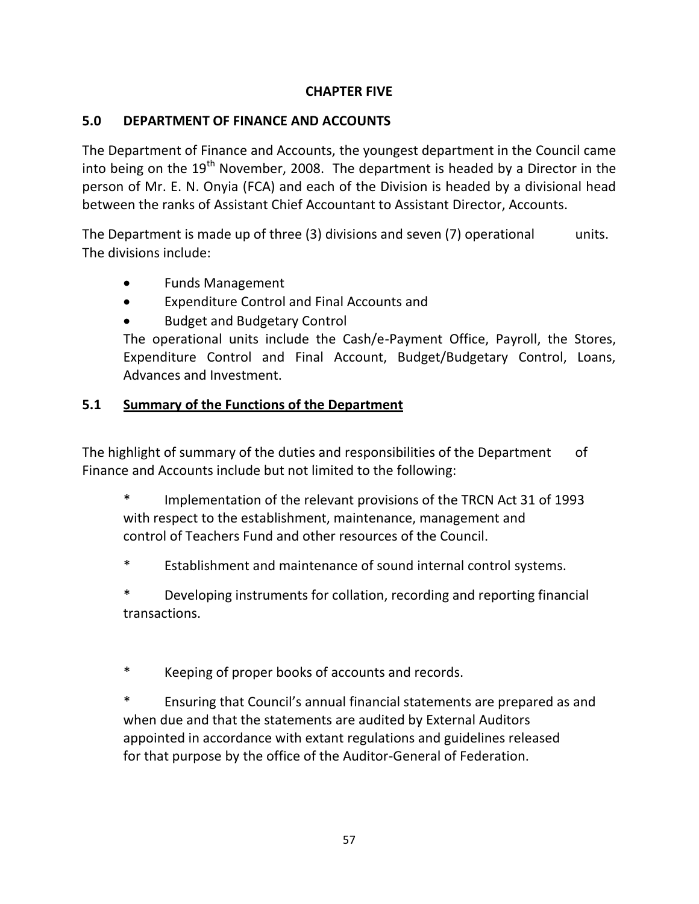**CHAPTER FIVE**

## 5.0 DEPARTMENT OF FINANCE AND ACCOUNTS

The Department of Finance and Accounts, the youngest department in the Council came into being on the 19th November, 2008. The department is headed by a Director in the person of Mr. E. N. Onyia (FCA) and each of the Division is headed by a divisional head between the ranks of Assistant Chief Accountant to Assistant Director, Accounts.

The Department is made up of three (3) divisions and seven (7) operational units. The divisions include:

- Funds Management
- Expenditure Control and Final Accounts and
- Budget and Budgetary Control

The operational units include the Cash/e-Payment Office, Payroll, the Stores, Expenditure Control and Final Account, Budget/Budgetary Control, Loans, Advances and Investment.

### 5.1 Summary of the Functions of the Department

The highlight of summary of the duties and responsibilities of the Department of Finance and Accounts include but not limited to the following:

* Implementation of the relevant provisions of the TRCN Act 31 of 1993 with respect to the establishment, maintenance, management and control of Teachers Fund and other resources of the Council.

* Establishment and maintenance of sound internal control systems.

* Developing instruments for collation, recording and reporting financial transactions.

* Keeping of proper books of accounts and records.

* Ensuring that Council's annual financial statements are prepared as and when due and that the statements are audited by External Auditors appointed in accordance with extant regulations and guidelines released for that purpose by the office of the Auditor-General of Federation.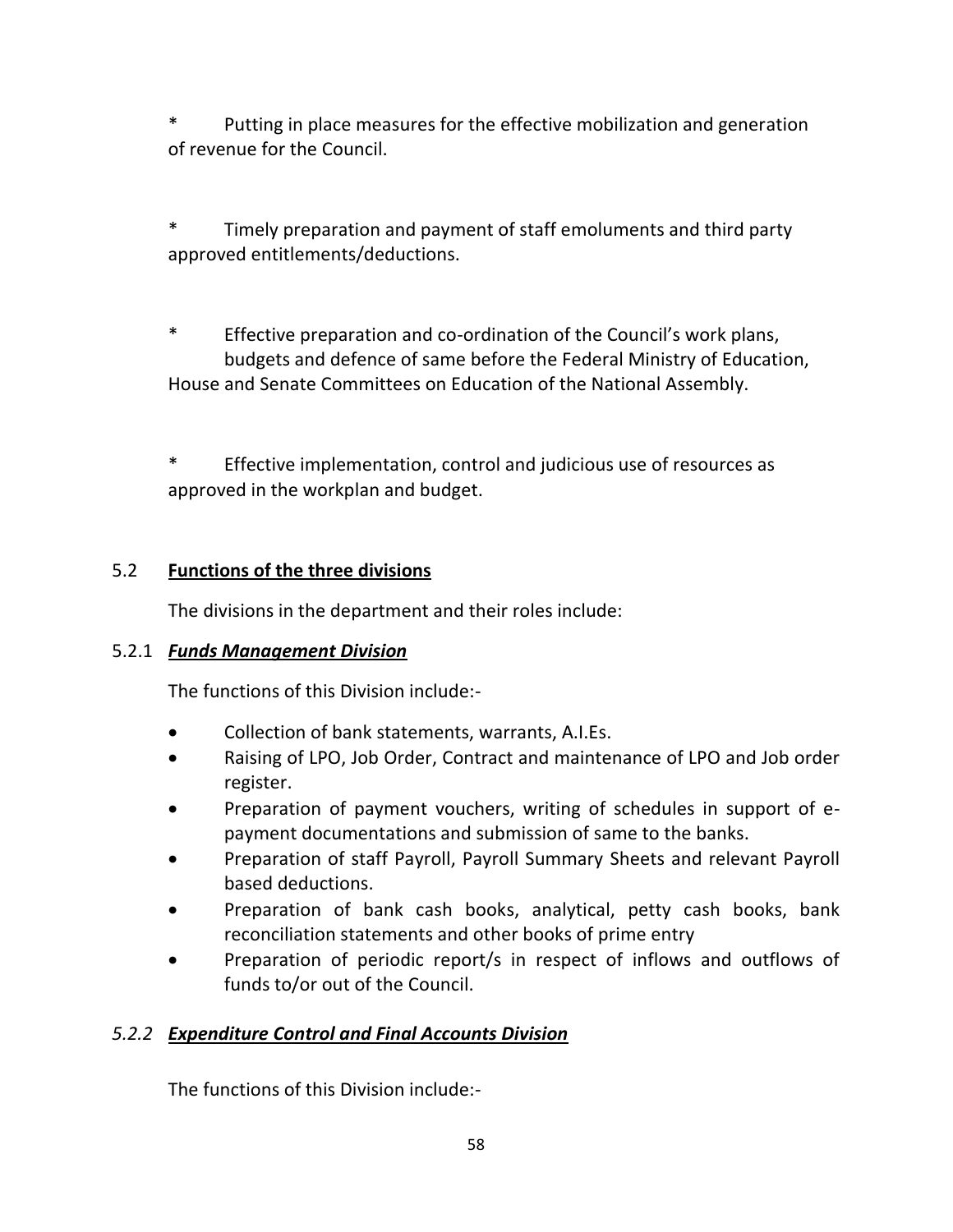* Putting in place measures for the effective mobilization and generation of revenue for the Council.

* Timely preparation and payment of staff emoluments and third party approved entitlements/deductions.

* Effective preparation and co-ordination of the Council's work plans, budgets and defence of same before the Federal Ministry of Education, House and Senate Committees on Education of the National Assembly.

* Effective implementation, control and judicious use of resources as approved in the workplan and budget.

## 5.2 **Functions of the three divisions**

The divisions in the department and their roles include:

### 5.2.1 ***Funds Management Division***

The functions of this Division include:-

- Collection of bank statements, warrants, A.I.Es.
- Raising of LPO, Job Order, Contract and maintenance of LPO and Job order register.
- Preparation of payment vouchers, writing of schedules in support of e-payment documentations and submission of same to the banks.
- Preparation of staff Payroll, Payroll Summary Sheets and relevant Payroll based deductions.
- Preparation of bank cash books, analytical, petty cash books, bank reconciliation statements and other books of prime entry
- Preparation of periodic report/s in respect of inflows and outflows of funds to/or out of the Council.

### *5.2.2* ***Expenditure Control and Final Accounts Division***

The functions of this Division include:-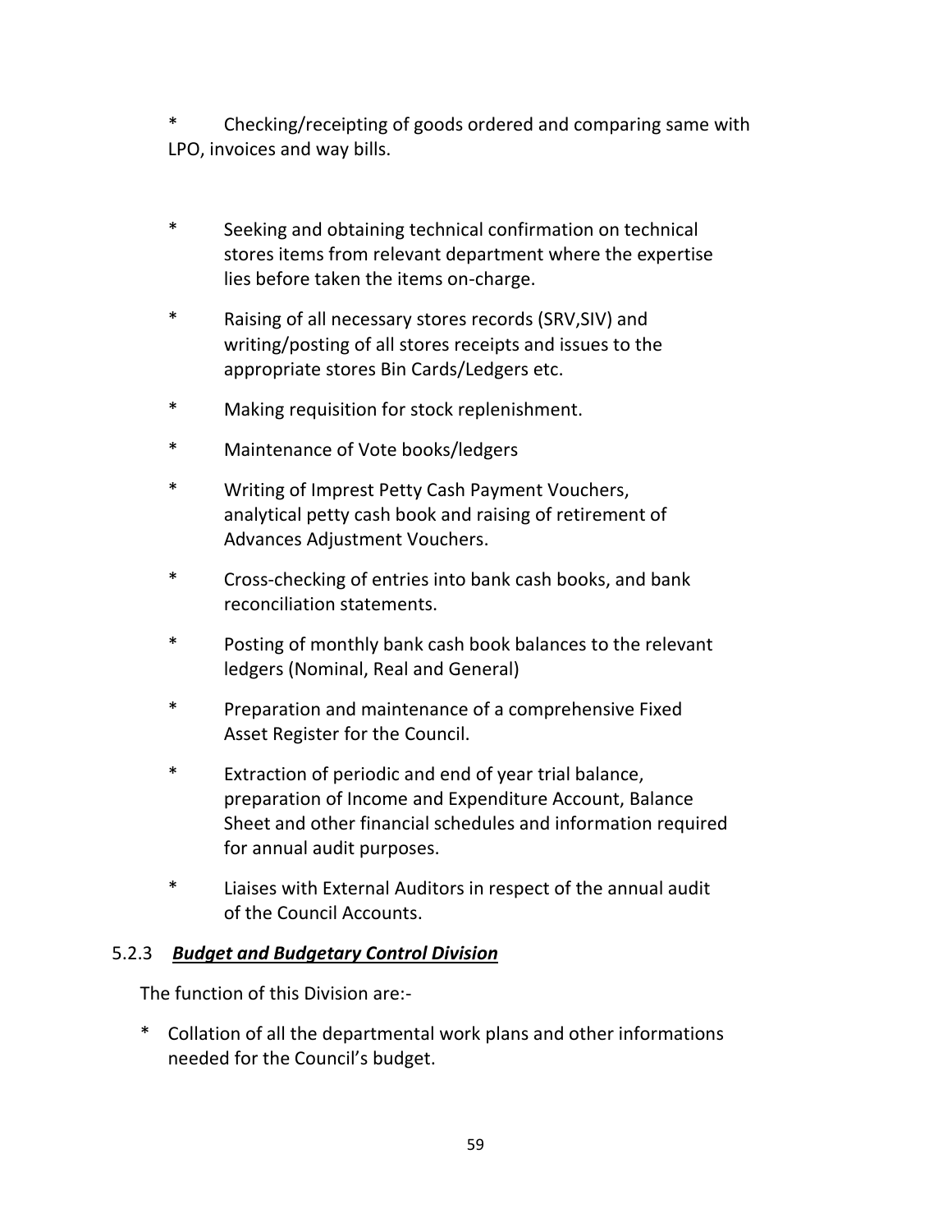* Checking/receipting of goods ordered and comparing same with LPO, invoices and way bills.

* Seeking and obtaining technical confirmation on technical stores items from relevant department where the expertise lies before taken the items on-charge.
* Raising of all necessary stores records (SRV,SIV) and writing/posting of all stores receipts and issues to the appropriate stores Bin Cards/Ledgers etc.
* Making requisition for stock replenishment.
* Maintenance of Vote books/ledgers
* Writing of Imprest Petty Cash Payment Vouchers, analytical petty cash book and raising of retirement of Advances Adjustment Vouchers.
* Cross-checking of entries into bank cash books, and bank reconciliation statements.
* Posting of monthly bank cash book balances to the relevant ledgers (Nominal, Real and General)
* Preparation and maintenance of a comprehensive Fixed Asset Register for the Council.
* Extraction of periodic and end of year trial balance, preparation of Income and Expenditure Account, Balance Sheet and other financial schedules and information required for annual audit purposes.
* Liaises with External Auditors in respect of the annual audit of the Council Accounts.

### 5.2.3 ***Budget and Budgetary Control Division***

The function of this Division are:-

* Collation of all the departmental work plans and other informations needed for the Council's budget.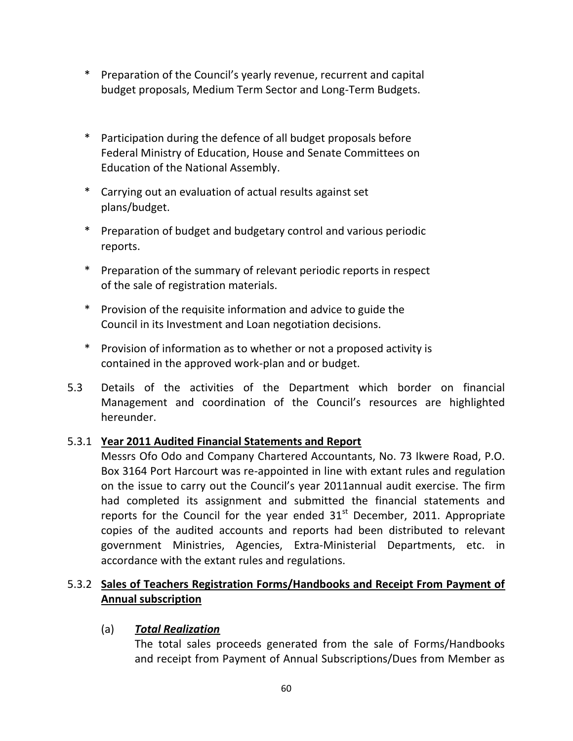* Preparation of the Council's yearly revenue, recurrent and capital budget proposals, Medium Term Sector and Long-Term Budgets.

* Participation during the defence of all budget proposals before Federal Ministry of Education, House and Senate Committees on Education of the National Assembly.

* Carrying out an evaluation of actual results against set plans/budget.

* Preparation of budget and budgetary control and various periodic reports.

* Preparation of the summary of relevant periodic reports in respect of the sale of registration materials.

* Provision of the requisite information and advice to guide the Council in its Investment and Loan negotiation decisions.

* Provision of information as to whether or not a proposed activity is contained in the approved work-plan and or budget.

5.3 Details of the activities of the Department which border on financial Management and coordination of the Council's resources are highlighted hereunder.

5.3.1 **Year 2011 Audited Financial Statements and Report**

Messrs Ofo Odo and Company Chartered Accountants, No. 73 Ikwere Road, P.O. Box 3164 Port Harcourt was re-appointed in line with extant rules and regulation on the issue to carry out the Council's year 2011annual audit exercise. The firm had completed its assignment and submitted the financial statements and reports for the Council for the year ended 31st December, 2011. Appropriate copies of the audited accounts and reports had been distributed to relevant government Ministries, Agencies, Extra-Ministerial Departments, etc. in accordance with the extant rules and regulations.

5.3.2 **Sales of Teachers Registration Forms/Handbooks and Receipt From Payment of Annual subscription**

(a) ***Total Realization***

The total sales proceeds generated from the sale of Forms/Handbooks and receipt from Payment of Annual Subscriptions/Dues from Member as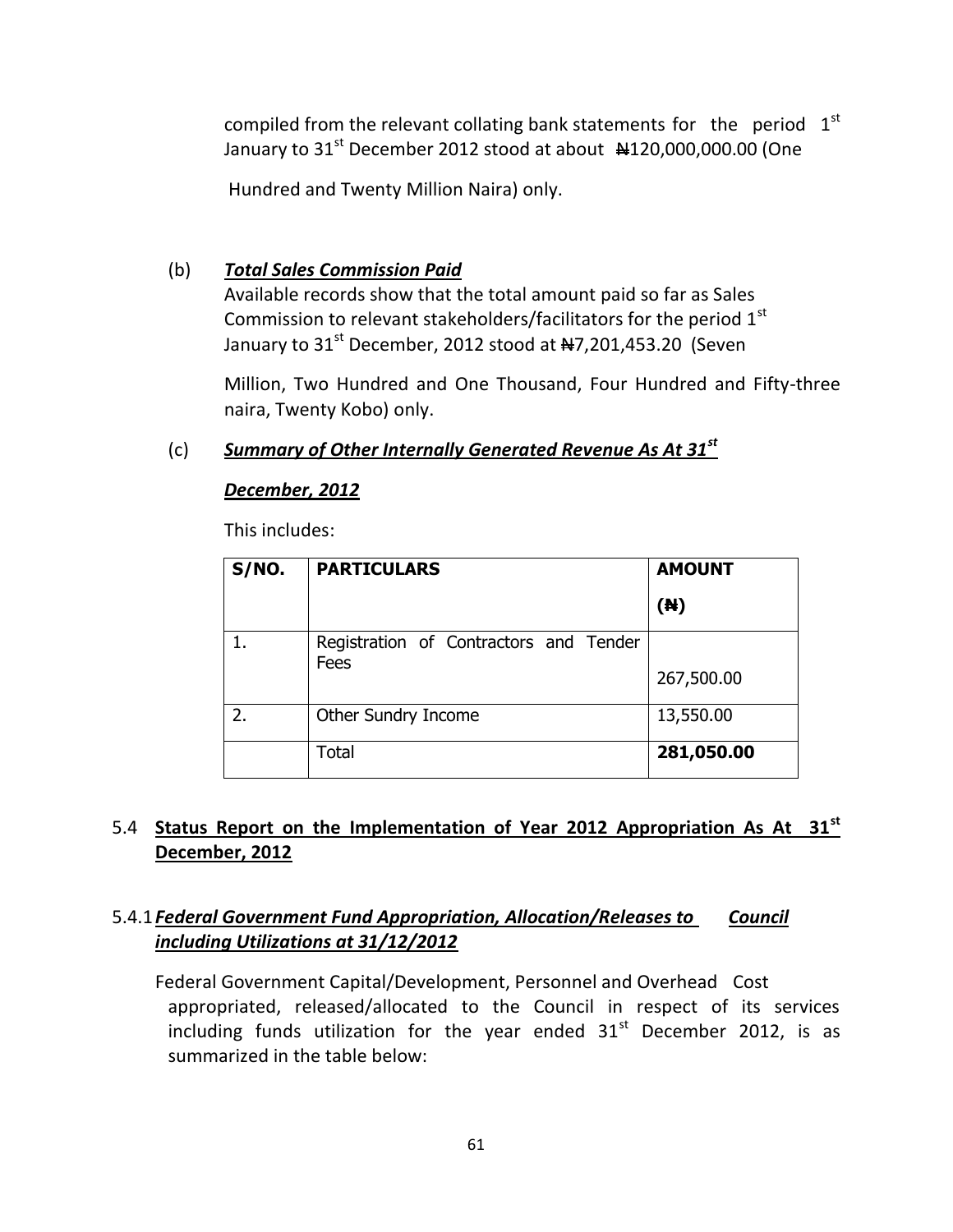compiled from the relevant collating bank statements for the period 1st January to 31st December 2012 stood at about ₦120,000,000.00 (One Hundred and Twenty Million Naira) only.

(b) ***Total Sales Commission Paid***

Available records show that the total amount paid so far as Sales Commission to relevant stakeholders/facilitators for the period 1st January to 31st December, 2012 stood at ₦7,201,453.20 (Seven Million, Two Hundred and One Thousand, Four Hundred and Fifty-three naira, Twenty Kobo) only.

(c) ***Summary of Other Internally Generated Revenue As At 31st December, 2012***

This includes:

| S/NO. | PARTICULARS | AMOUNT (₦) |
|---|---|---|
| 1. | Registration of Contractors and Tender Fees | 267,500.00 |
| 2. | Other Sundry Income | 13,550.00 |
| | Total | **281,050.00** |

## 5.4 Status Report on the Implementation of Year 2012 Appropriation As At 31st December, 2012

### 5.4.1 *Federal Government Fund Appropriation, Allocation/Releases to Council including Utilizations at 31/12/2012*

Federal Government Capital/Development, Personnel and Overhead Cost appropriated, released/allocated to the Council in respect of its services including funds utilization for the year ended 31st December 2012, is as summarized in the table below: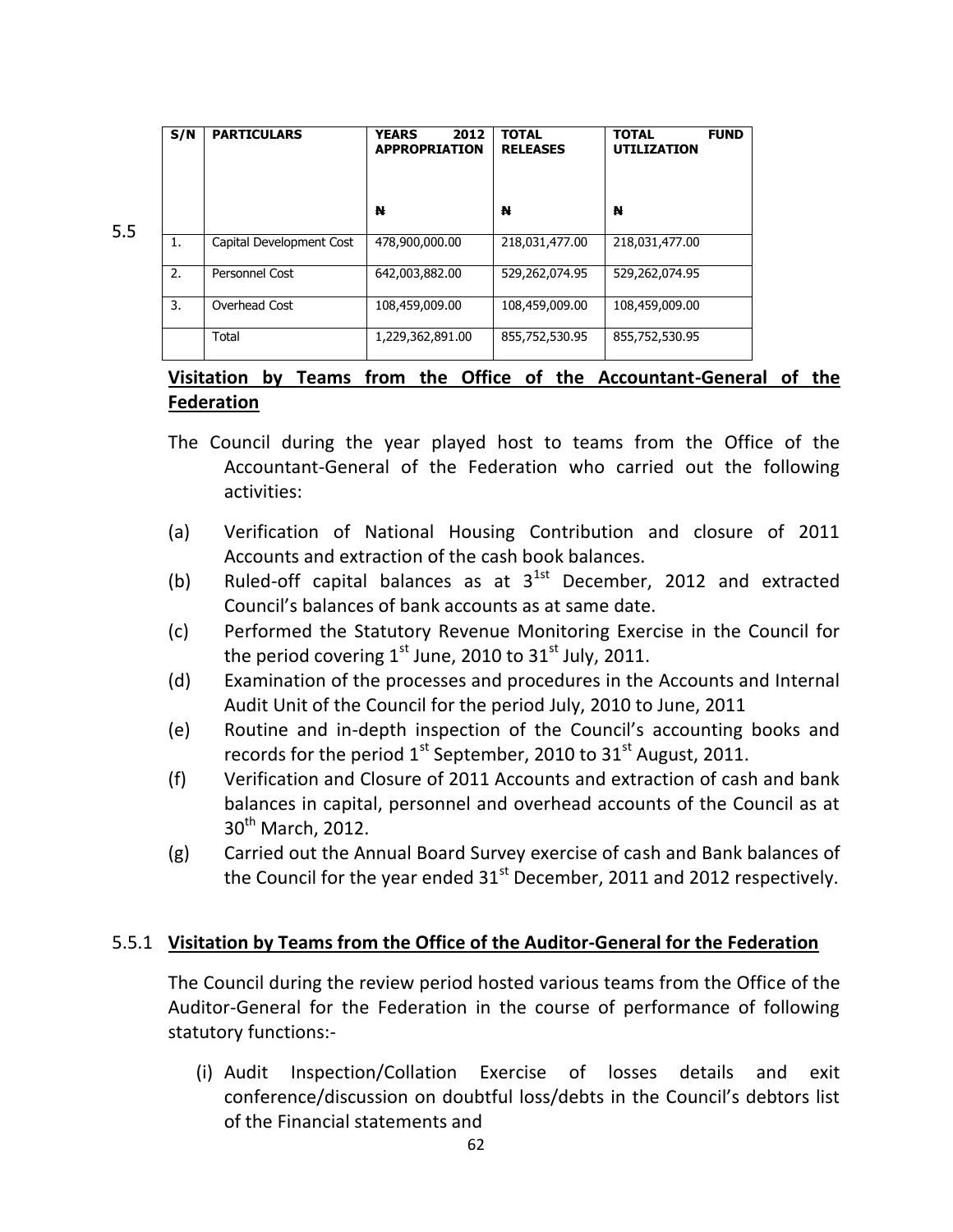| S/N | PARTICULARS | YEARS 2012 APPROPRIATION<br><br>₦ | TOTAL RELEASES<br><br>₦ | TOTAL FUND UTILIZATION<br><br>₦ |
|---|---|---|---|---|
| 1. | Capital Development Cost | 478,900,000.00 | 218,031,477.00 | 218,031,477.00 |
| 2. | Personnel Cost | 642,003,882.00 | 529,262,074.95 | 529,262,074.95 |
| 3. | Overhead Cost | 108,459,009.00 | 108,459,009.00 | 108,459,009.00 |
| | Total | 1,229,362,891.00 | 855,752,530.95 | 855,752,530.95 |

## 5.5 Visitation by Teams from the Office of the Accountant-General of the Federation

The Council during the year played host to teams from the Office of the Accountant-General of the Federation who carried out the following activities:

(a) Verification of National Housing Contribution and closure of 2011 Accounts and extraction of the cash book balances.

(b) Ruled-off capital balances as at 3[1st] December, 2012 and extracted Council's balances of bank accounts as at same date.

(c) Performed the Statutory Revenue Monitoring Exercise in the Council for the period covering 1st June, 2010 to 31st July, 2011.

(d) Examination of the processes and procedures in the Accounts and Internal Audit Unit of the Council for the period July, 2010 to June, 2011

(e) Routine and in-depth inspection of the Council's accounting books and records for the period 1st September, 2010 to 31st August, 2011.

(f) Verification and Closure of 2011 Accounts and extraction of cash and bank balances in capital, personnel and overhead accounts of the Council as at 30th March, 2012.

(g) Carried out the Annual Board Survey exercise of cash and Bank balances of the Council for the year ended 31st December, 2011 and 2012 respectively.

### 5.5.1 Visitation by Teams from the Office of the Auditor-General for the Federation

The Council during the review period hosted various teams from the Office of the Auditor-General for the Federation in the course of performance of following statutory functions:-

(i) Audit Inspection/Collation Exercise of losses details and exit conference/discussion on doubtful loss/debts in the Council's debtors list of the Financial statements and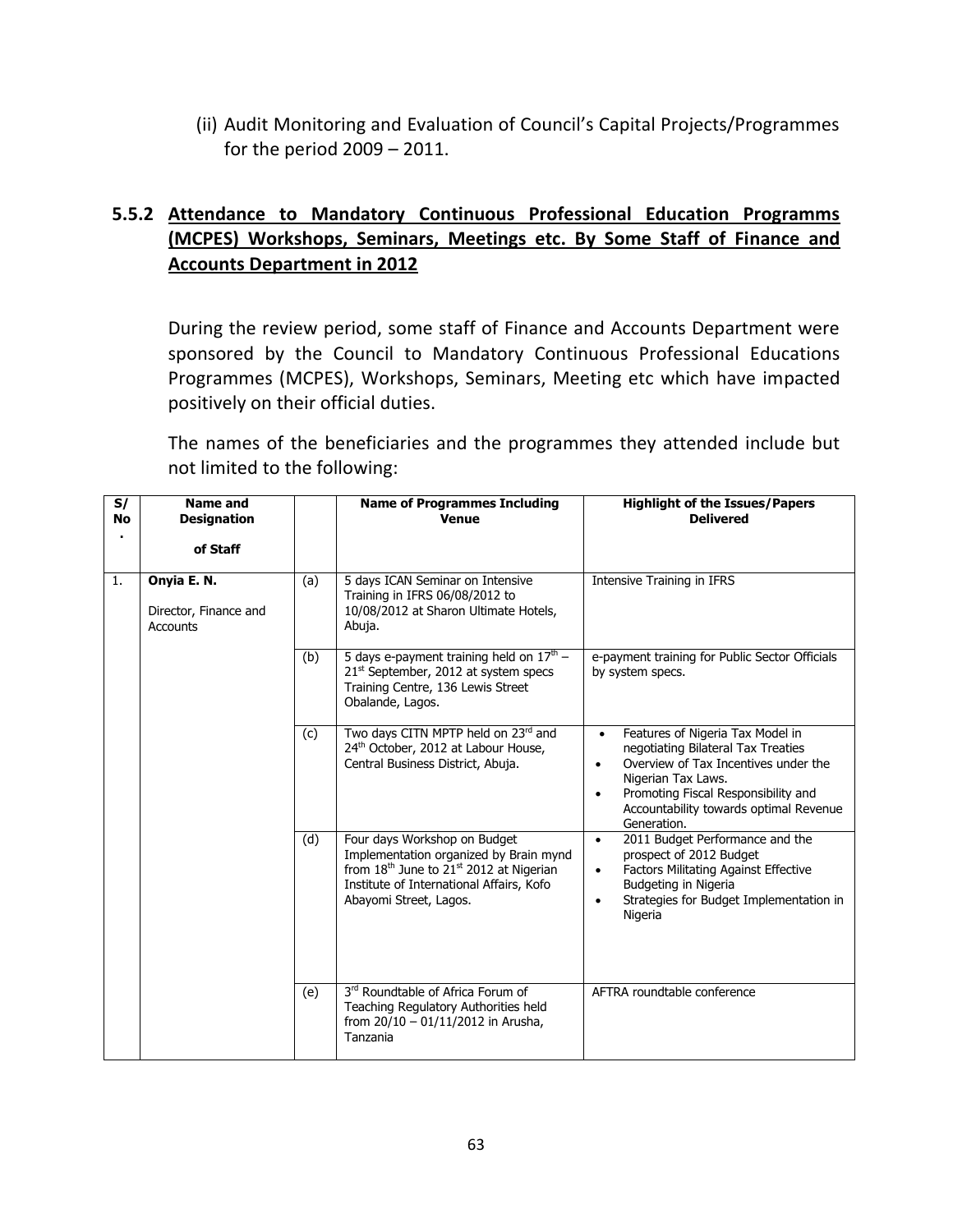(ii) Audit Monitoring and Evaluation of Council's Capital Projects/Programmes for the period 2009 – 2011.

### 5.5.2 Attendance to Mandatory Continuous Professional Education Programms (MCPES) Workshops, Seminars, Meetings etc. By Some Staff of Finance and Accounts Department in 2012

During the review period, some staff of Finance and Accounts Department were sponsored by the Council to Mandatory Continuous Professional Educations Programmes (MCPES), Workshops, Seminars, Meeting etc which have impacted positively on their official duties.

The names of the beneficiaries and the programmes they attended include but not limited to the following:

| S/No. | Name and Designation of Staff | | Name of Programmes Including Venue | Highlight of the Issues/Papers Delivered |
|---|---|---|---|---|
| 1. | **Onyia E. N.** Director, Finance and Accounts | (a) | 5 days ICAN Seminar on Intensive Training in IFRS 06/08/2012 to 10/08/2012 at Sharon Ultimate Hotels, Abuja. | Intensive Training in IFRS |
| | | (b) | 5 days e-payment training held on 17th – 21st September, 2012 at system specs Training Centre, 136 Lewis Street Obalande, Lagos. | e-payment training for Public Sector Officials by system specs. |
| | | (c) | Two days CITN MPTP held on 23rd and 24th October, 2012 at Labour House, Central Business District, Abuja. | • Features of Nigeria Tax Model in negotiating Bilateral Tax Treaties<br>• Overview of Tax Incentives under the Nigerian Tax Laws.<br>• Promoting Fiscal Responsibility and Accountability towards optimal Revenue Generation. |
| | | (d) | Four days Workshop on Budget Implementation organized by Brain mynd from 18th June to 21st 2012 at Nigerian Institute of International Affairs, Kofo Abayomi Street, Lagos. | • 2011 Budget Performance and the prospect of 2012 Budget<br>• Factors Militating Against Effective Budgeting in Nigeria<br>• Strategies for Budget Implementation in Nigeria |
| | | (e) | 3rd Roundtable of Africa Forum of Teaching Regulatory Authorities held from 20/10 – 01/11/2012 in Arusha, Tanzania | AFTRA roundtable conference |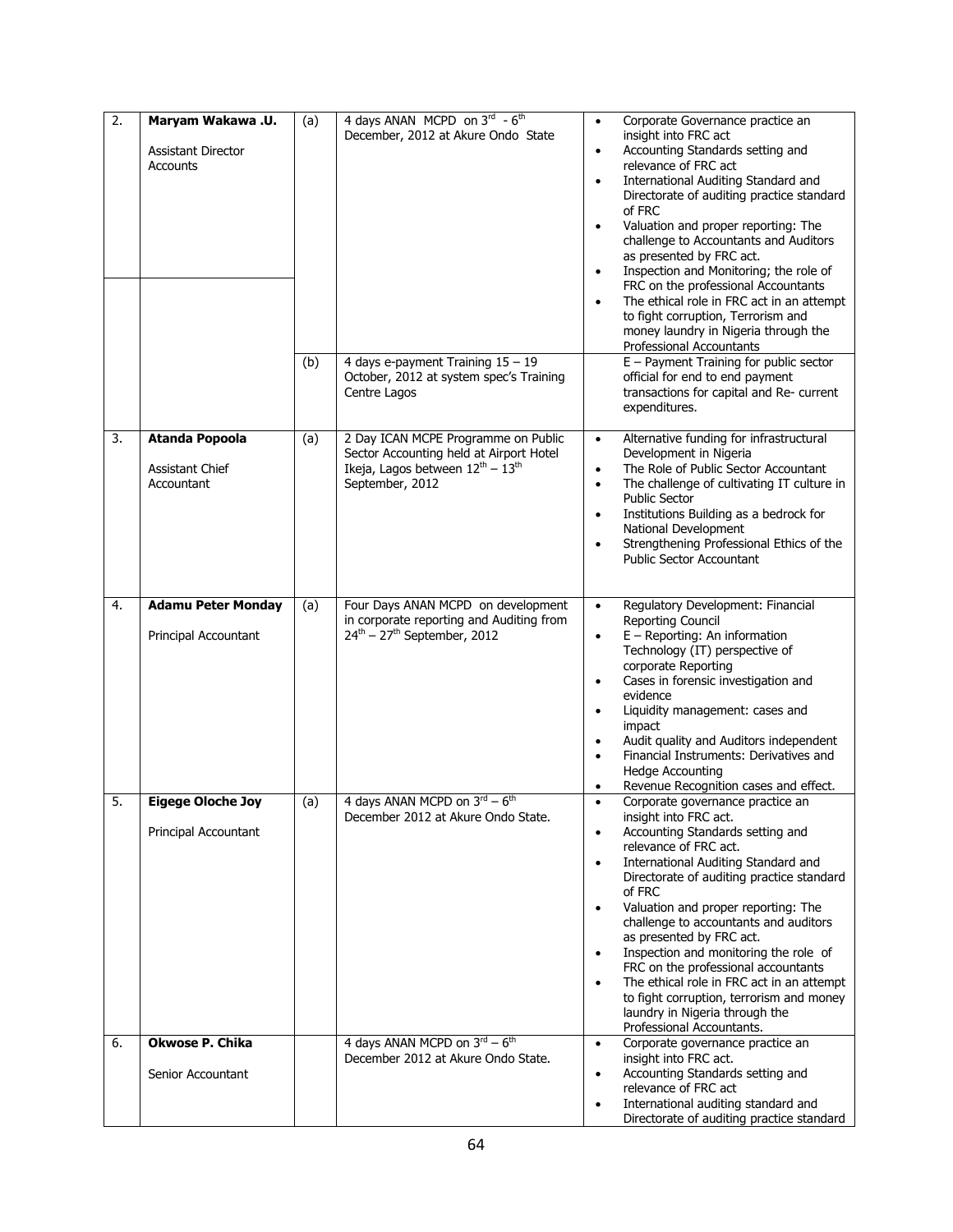| 2. | **Maryam Wakawa .U.**<br><br>Assistant Director Accounts | (a) | 4 days ANAN MCPD on 3rd - 6th December, 2012 at Akure Ondo State | • Corporate Governance practice an insight into FRC act<br>• Accounting Standards setting and relevance of FRC act<br>• International Auditing Standard and Directorate of auditing practice standard of FRC<br>• Valuation and proper reporting: The challenge to Accountants and Auditors as presented by FRC act.<br>• Inspection and Monitoring; the role of FRC on the professional Accountants<br>• The ethical role in FRC act in an attempt to fight corruption, Terrorism and money laundry in Nigeria through the Professional Accountants |
|---|---|---|---|---|
| | | (b) | 4 days e-payment Training 15 – 19 October, 2012 at system spec's Training Centre Lagos | E – Payment Training for public sector official for end to end payment transactions for capital and Re- current expenditures. |
| 3. | **Atanda Popoola**<br><br>Assistant Chief Accountant | (a) | 2 Day ICAN MCPE Programme on Public Sector Accounting held at Airport Hotel Ikeja, Lagos between 12th – 13th September, 2012 | • Alternative funding for infrastructural Development in Nigeria<br>• The Role of Public Sector Accountant<br>• The challenge of cultivating IT culture in Public Sector<br>• Institutions Building as a bedrock for National Development<br>• Strengthening Professional Ethics of the Public Sector Accountant |
| 4. | **Adamu Peter Monday**<br><br>Principal Accountant | (a) | Four Days ANAN MCPD on development in corporate reporting and Auditing from 24th – 27th September, 2012 | • Regulatory Development: Financial Reporting Council<br>• E – Reporting: An information Technology (IT) perspective of corporate Reporting<br>• Cases in forensic investigation and evidence<br>• Liquidity management: cases and impact<br>• Audit quality and Auditors independent<br>• Financial Instruments: Derivatives and Hedge Accounting<br>• Revenue Recognition cases and effect. |
| 5. | **Eigege Oloche Joy**<br><br>Principal Accountant | (a) | 4 days ANAN MCPD on 3rd – 6th December 2012 at Akure Ondo State. | • Corporate governance practice an insight into FRC act.<br>• Accounting Standards setting and relevance of FRC act.<br>• International Auditing Standard and Directorate of auditing practice standard of FRC<br>• Valuation and proper reporting: The challenge to accountants and auditors as presented by FRC act.<br>• Inspection and monitoring the role of FRC on the professional accountants<br>• The ethical role in FRC act in an attempt to fight corruption, terrorism and money laundry in Nigeria through the Professional Accountants. |
| 6. | **Okwose P. Chika**<br><br>Senior Accountant | | 4 days ANAN MCPD on 3rd – 6th December 2012 at Akure Ondo State. | • Corporate governance practice an insight into FRC act.<br>• Accounting Standards setting and relevance of FRC act<br>• International auditing standard and Directorate of auditing practice standard |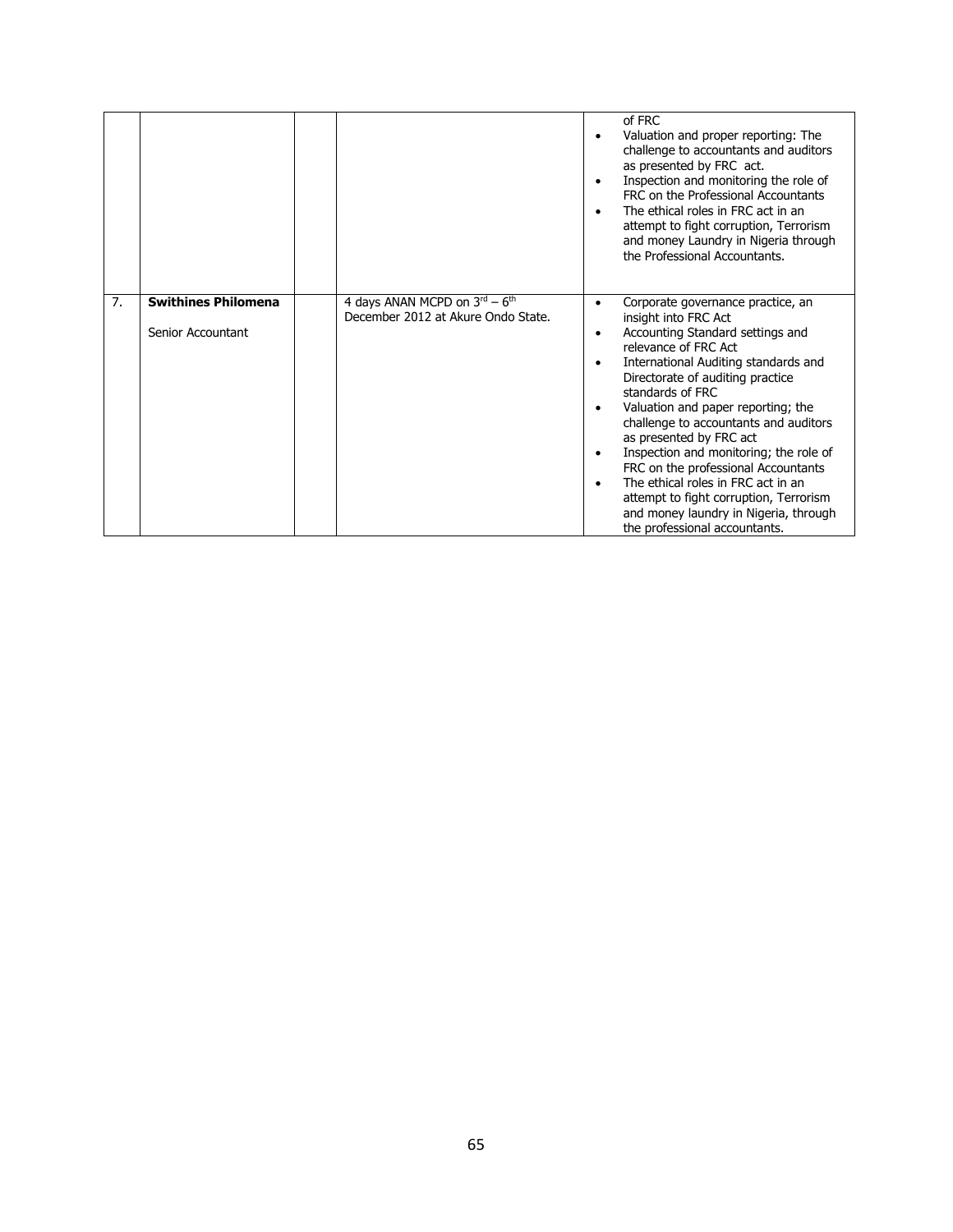| | | | | |
|---|---|---|---|---|
| | | | | of FRC<br>• Valuation and proper reporting: The challenge to accountants and auditors as presented by FRC act.<br>• Inspection and monitoring the role of FRC on the Professional Accountants<br>• The ethical roles in FRC act in an attempt to fight corruption, Terrorism and money Laundry in Nigeria through the Professional Accountants. |
| 7. | **Swithines Philomena**<br><br>Senior Accountant | | 4 days ANAN MCPD on 3rd – 6th December 2012 at Akure Ondo State. | • Corporate governance practice, an insight into FRC Act<br>• Accounting Standard settings and relevance of FRC Act<br>• International Auditing standards and Directorate of auditing practice standards of FRC<br>• Valuation and paper reporting; the challenge to accountants and auditors as presented by FRC act<br>• Inspection and monitoring; the role of FRC on the professional Accountants<br>• The ethical roles in FRC act in an attempt to fight corruption, Terrorism and money laundry in Nigeria, through the professional accountants. |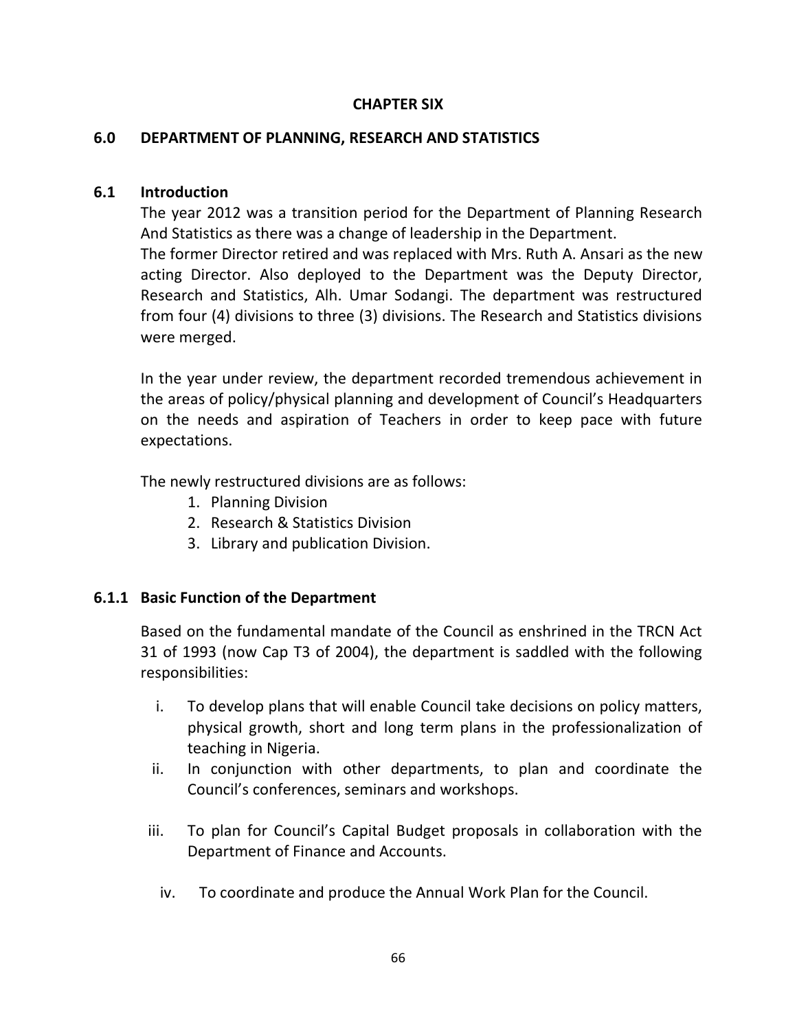# CHAPTER SIX

## 6.0 DEPARTMENT OF PLANNING, RESEARCH AND STATISTICS

### 6.1 Introduction

The year 2012 was a transition period for the Department of Planning Research And Statistics as there was a change of leadership in the Department.
The former Director retired and was replaced with Mrs. Ruth A. Ansari as the new acting Director. Also deployed to the Department was the Deputy Director, Research and Statistics, Alh. Umar Sodangi. The department was restructured from four (4) divisions to three (3) divisions. The Research and Statistics divisions were merged.

In the year under review, the department recorded tremendous achievement in the areas of policy/physical planning and development of Council's Headquarters on the needs and aspiration of Teachers in order to keep pace with future expectations.

The newly restructured divisions are as follows:

1. Planning Division
2. Research & Statistics Division
3. Library and publication Division.

#### 6.1.1 Basic Function of the Department

Based on the fundamental mandate of the Council as enshrined in the TRCN Act 31 of 1993 (now Cap T3 of 2004), the department is saddled with the following responsibilities:

i. To develop plans that will enable Council take decisions on policy matters, physical growth, short and long term plans in the professionalization of teaching in Nigeria.
ii. In conjunction with other departments, to plan and coordinate the Council's conferences, seminars and workshops.
iii. To plan for Council's Capital Budget proposals in collaboration with the Department of Finance and Accounts.
iv. To coordinate and produce the Annual Work Plan for the Council.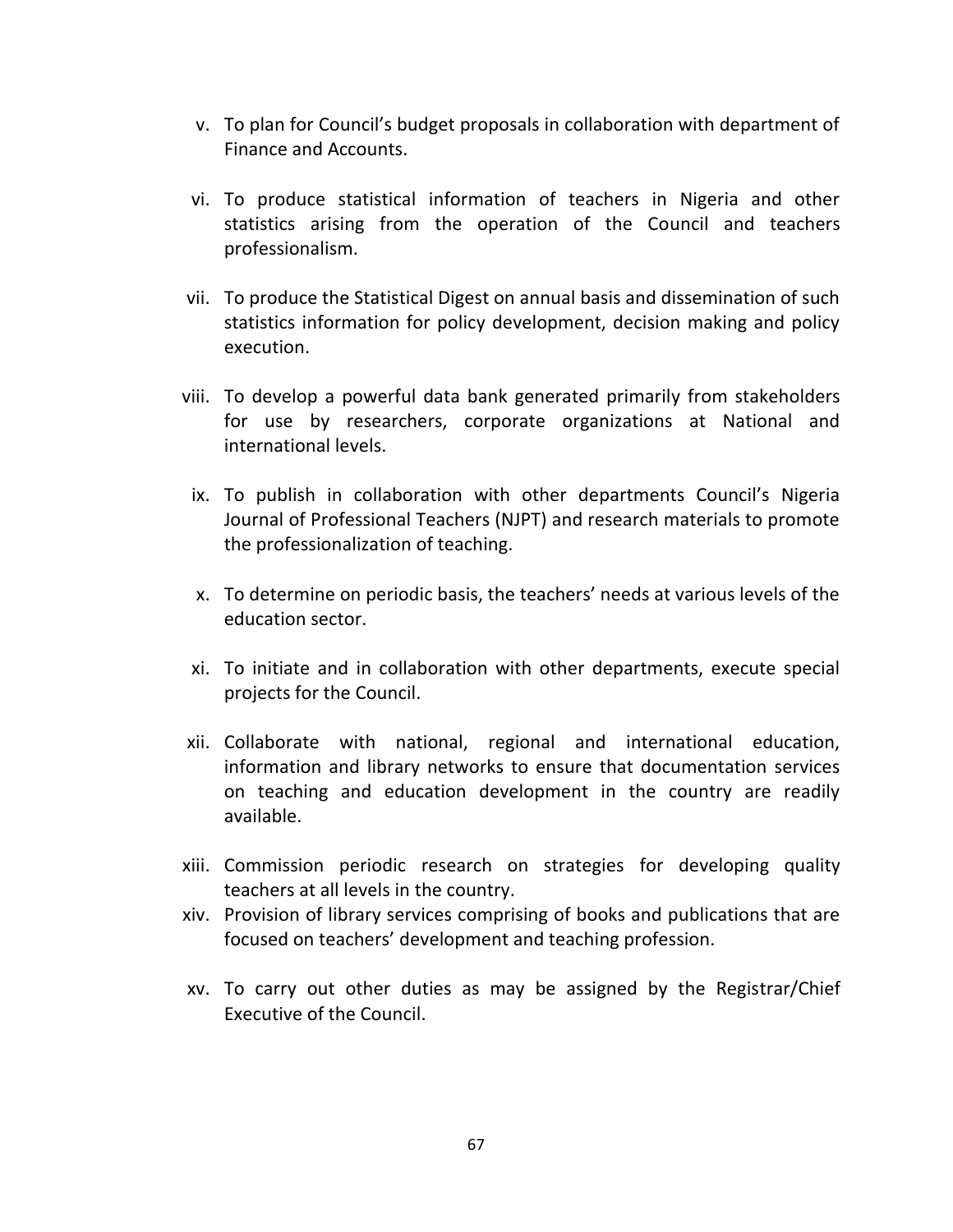v. To plan for Council's budget proposals in collaboration with department of Finance and Accounts.

vi. To produce statistical information of teachers in Nigeria and other statistics arising from the operation of the Council and teachers professionalism.

vii. To produce the Statistical Digest on annual basis and dissemination of such statistics information for policy development, decision making and policy execution.

viii. To develop a powerful data bank generated primarily from stakeholders for use by researchers, corporate organizations at National and international levels.

ix. To publish in collaboration with other departments Council's Nigeria Journal of Professional Teachers (NJPT) and research materials to promote the professionalization of teaching.

x. To determine on periodic basis, the teachers' needs at various levels of the education sector.

xi. To initiate and in collaboration with other departments, execute special projects for the Council.

xii. Collaborate with national, regional and international education, information and library networks to ensure that documentation services on teaching and education development in the country are readily available.

xiii. Commission periodic research on strategies for developing quality teachers at all levels in the country.

xiv. Provision of library services comprising of books and publications that are focused on teachers' development and teaching profession.

xv. To carry out other duties as may be assigned by the Registrar/Chief Executive of the Council.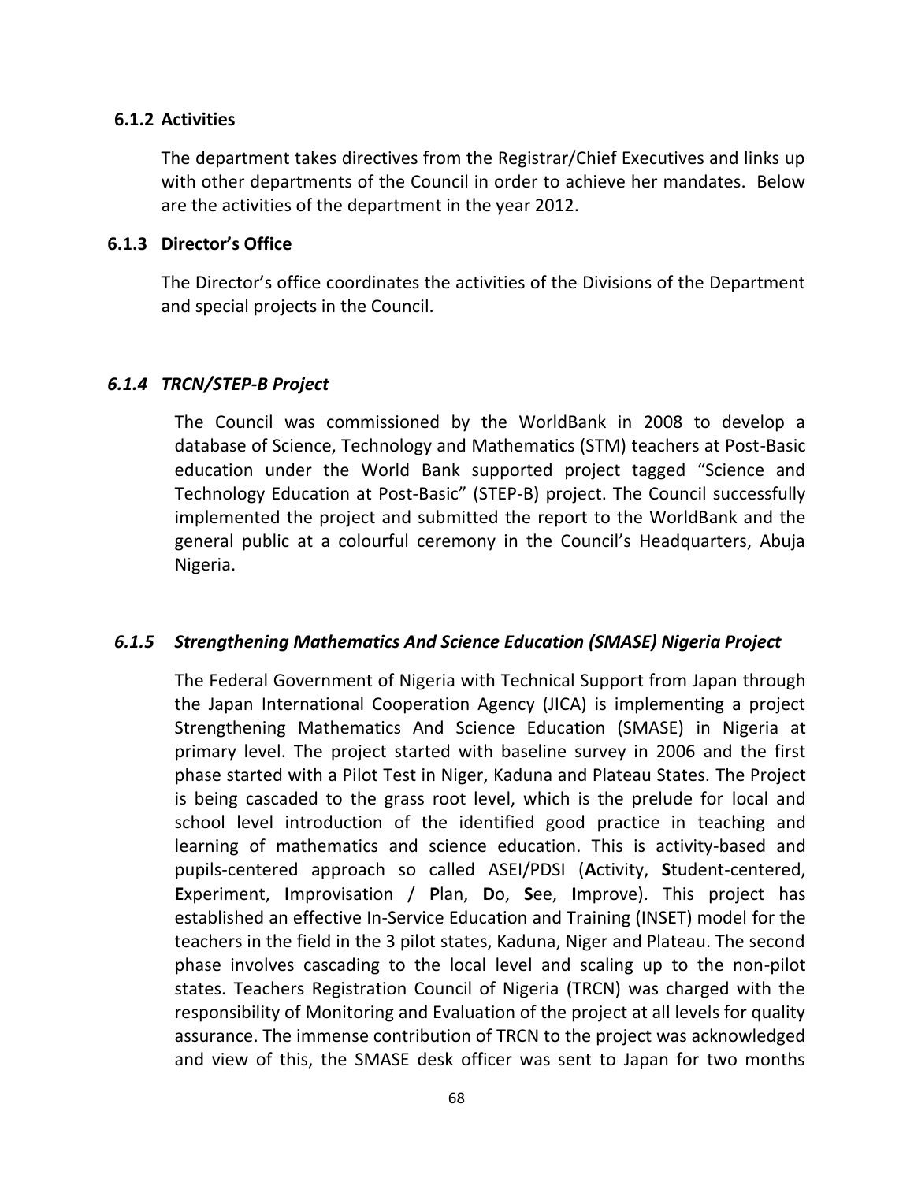### 6.1.2 Activities

The department takes directives from the Registrar/Chief Executives and links up with other departments of the Council in order to achieve her mandates. Below are the activities of the department in the year 2012.

### 6.1.3 Director's Office

The Director's office coordinates the activities of the Divisions of the Department and special projects in the Council.

### *6.1.4 TRCN/STEP-B Project*

The Council was commissioned by the WorldBank in 2008 to develop a database of Science, Technology and Mathematics (STM) teachers at Post-Basic education under the World Bank supported project tagged "Science and Technology Education at Post-Basic" (STEP-B) project. The Council successfully implemented the project and submitted the report to the WorldBank and the general public at a colourful ceremony in the Council's Headquarters, Abuja Nigeria.

### *6.1.5 Strengthening Mathematics And Science Education (SMASE) Nigeria Project*

The Federal Government of Nigeria with Technical Support from Japan through the Japan International Cooperation Agency (JICA) is implementing a project Strengthening Mathematics And Science Education (SMASE) in Nigeria at primary level. The project started with baseline survey in 2006 and the first phase started with a Pilot Test in Niger, Kaduna and Plateau States. The Project is being cascaded to the grass root level, which is the prelude for local and school level introduction of the identified good practice in teaching and learning of mathematics and science education. This is activity-based and pupils-centered approach so called ASEI/PDSI (**A**ctivity, **S**tudent-centered, **E**xperiment, **I**mprovisation / **P**lan, **D**o, **S**ee, **I**mprove). This project has established an effective In-Service Education and Training (INSET) model for the teachers in the field in the 3 pilot states, Kaduna, Niger and Plateau. The second phase involves cascading to the local level and scaling up to the non-pilot states. Teachers Registration Council of Nigeria (TRCN) was charged with the responsibility of Monitoring and Evaluation of the project at all levels for quality assurance. The immense contribution of TRCN to the project was acknowledged and view of this, the SMASE desk officer was sent to Japan for two months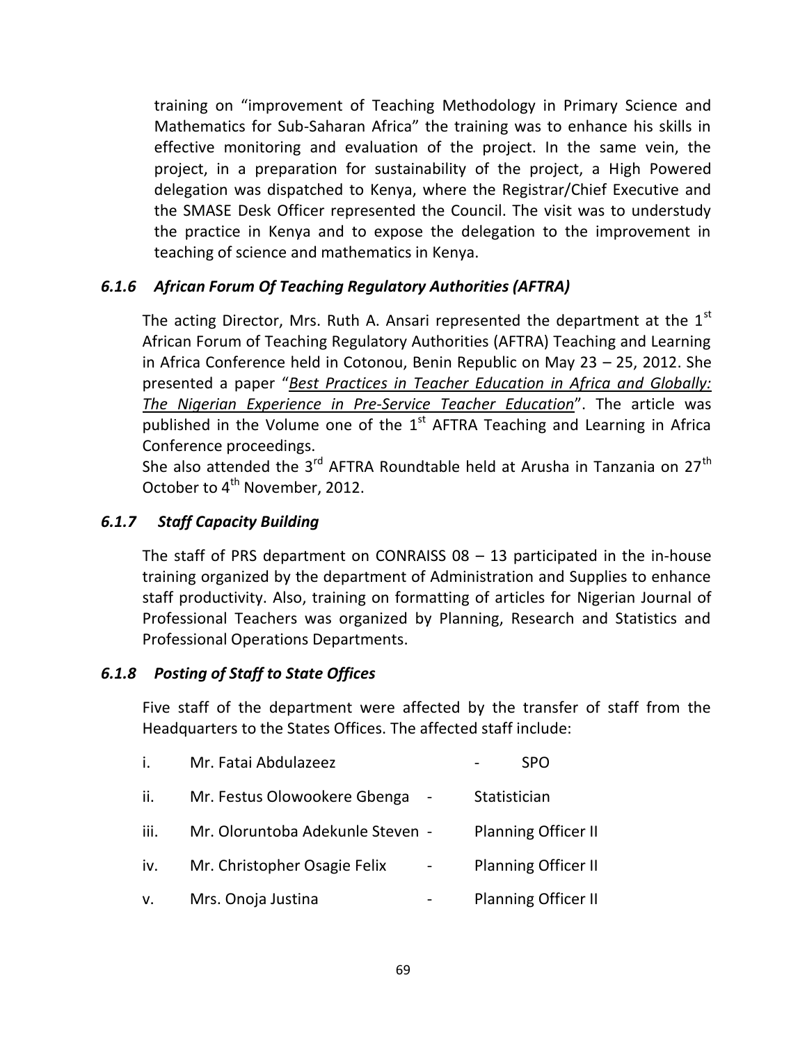training on "improvement of Teaching Methodology in Primary Science and Mathematics for Sub-Saharan Africa" the training was to enhance his skills in effective monitoring and evaluation of the project. In the same vein, the project, in a preparation for sustainability of the project, a High Powered delegation was dispatched to Kenya, where the Registrar/Chief Executive and the SMASE Desk Officer represented the Council. The visit was to understudy the practice in Kenya and to expose the delegation to the improvement in teaching of science and mathematics in Kenya.

### *6.1.6 African Forum Of Teaching Regulatory Authorities (AFTRA)*

The acting Director, Mrs. Ruth A. Ansari represented the department at the 1st African Forum of Teaching Regulatory Authorities (AFTRA) Teaching and Learning in Africa Conference held in Cotonou, Benin Republic on May 23 – 25, 2012. She presented a paper "*Best Practices in Teacher Education in Africa and Globally: The Nigerian Experience in Pre-Service Teacher Education*". The article was published in the Volume one of the 1st AFTRA Teaching and Learning in Africa Conference proceedings.

She also attended the 3rd AFTRA Roundtable held at Arusha in Tanzania on 27th October to 4th November, 2012.

### *6.1.7 Staff Capacity Building*

The staff of PRS department on CONRAISS 08 – 13 participated in the in-house training organized by the department of Administration and Supplies to enhance staff productivity. Also, training on formatting of articles for Nigerian Journal of Professional Teachers was organized by Planning, Research and Statistics and Professional Operations Departments.

### *6.1.8 Posting of Staff to State Offices*

Five staff of the department were affected by the transfer of staff from the Headquarters to the States Offices. The affected staff include:

i. Mr. Fatai Abdulazeez - SPO

ii. Mr. Festus Olowookere Gbenga - Statistician

iii. Mr. Oloruntoba Adekunle Steven - Planning Officer II

iv. Mr. Christopher Osagie Felix - Planning Officer II

v. Mrs. Onoja Justina - Planning Officer II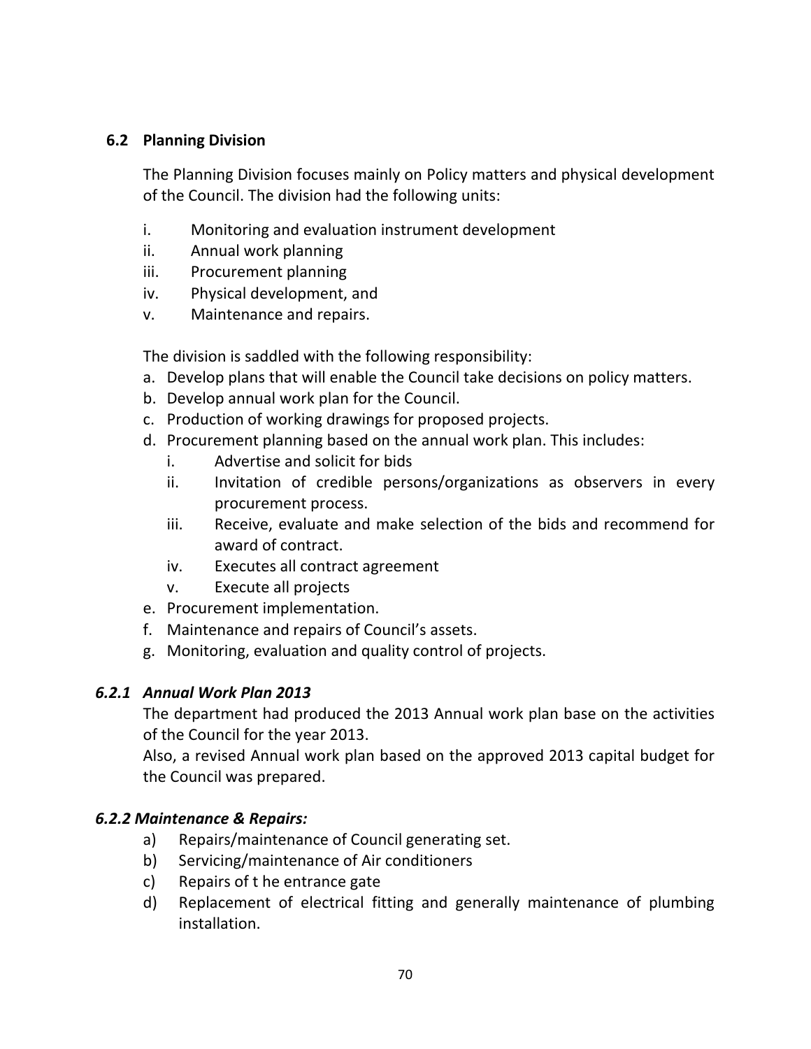## 6.2 Planning Division

The Planning Division focuses mainly on Policy matters and physical development of the Council. The division had the following units:

i. Monitoring and evaluation instrument development
ii. Annual work planning
iii. Procurement planning
iv. Physical development, and
v. Maintenance and repairs.

The division is saddled with the following responsibility:

a. Develop plans that will enable the Council take decisions on policy matters.
b. Develop annual work plan for the Council.
c. Production of working drawings for proposed projects.
d. Procurement planning based on the annual work plan. This includes:
   i. Advertise and solicit for bids
   ii. Invitation of credible persons/organizations as observers in every procurement process.
   iii. Receive, evaluate and make selection of the bids and recommend for award of contract.
   iv. Executes all contract agreement
   v. Execute all projects
e. Procurement implementation.
f. Maintenance and repairs of Council's assets.
g. Monitoring, evaluation and quality control of projects.

### *6.2.1 Annual Work Plan 2013*

The department had produced the 2013 Annual work plan base on the activities of the Council for the year 2013.

Also, a revised Annual work plan based on the approved 2013 capital budget for the Council was prepared.

### *6.2.2 Maintenance & Repairs:*

a) Repairs/maintenance of Council generating set.
b) Servicing/maintenance of Air conditioners
c) Repairs of t he entrance gate
d) Replacement of electrical fitting and generally maintenance of plumbing installation.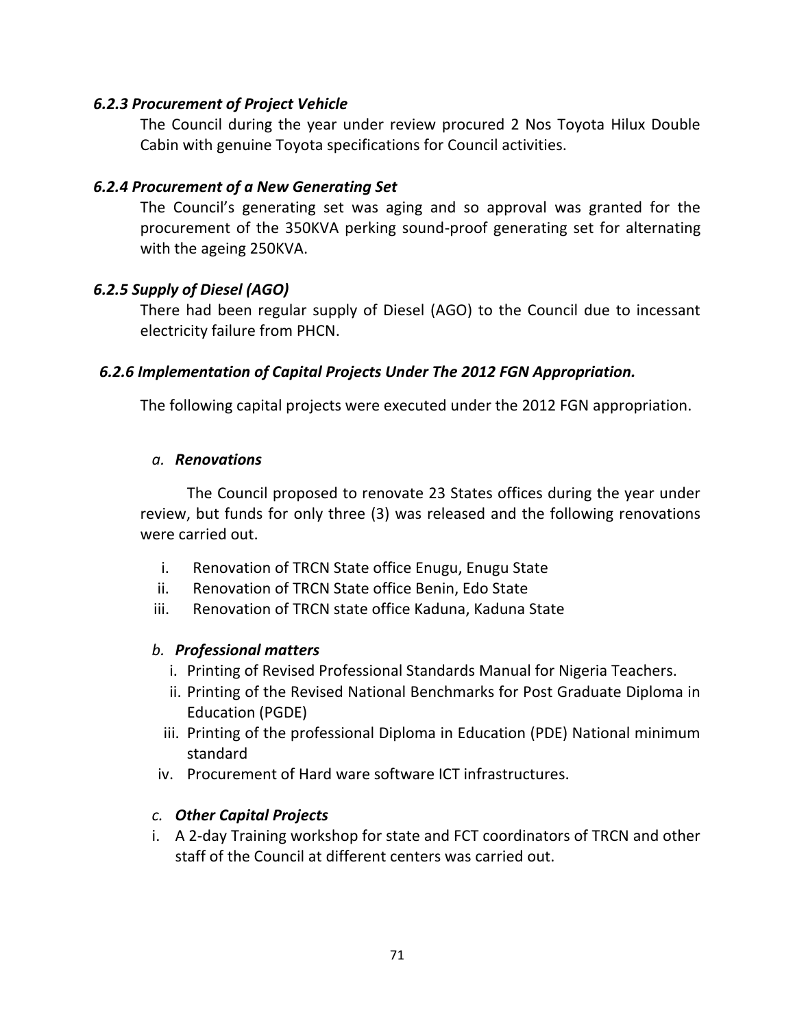#### *6.2.3 Procurement of Project Vehicle*

The Council during the year under review procured 2 Nos Toyota Hilux Double Cabin with genuine Toyota specifications for Council activities.

#### *6.2.4 Procurement of a New Generating Set*

The Council's generating set was aging and so approval was granted for the procurement of the 350KVA perking sound-proof generating set for alternating with the ageing 250KVA.

#### *6.2.5 Supply of Diesel (AGO)*

There had been regular supply of Diesel (AGO) to the Council due to incessant electricity failure from PHCN.

#### *6.2.6 Implementation of Capital Projects Under The 2012 FGN Appropriation.*

The following capital projects were executed under the 2012 FGN appropriation.

*a. **Renovations***

The Council proposed to renovate 23 States offices during the year under review, but funds for only three (3) was released and the following renovations were carried out.

i. Renovation of TRCN State office Enugu, Enugu State
ii. Renovation of TRCN State office Benin, Edo State
iii. Renovation of TRCN state office Kaduna, Kaduna State

*b. **Professional matters***

i. Printing of Revised Professional Standards Manual for Nigeria Teachers.
ii. Printing of the Revised National Benchmarks for Post Graduate Diploma in Education (PGDE)
iii. Printing of the professional Diploma in Education (PDE) National minimum standard
iv. Procurement of Hard ware software ICT infrastructures.

*c. **Other Capital Projects***

i. A 2-day Training workshop for state and FCT coordinators of TRCN and other staff of the Council at different centers was carried out.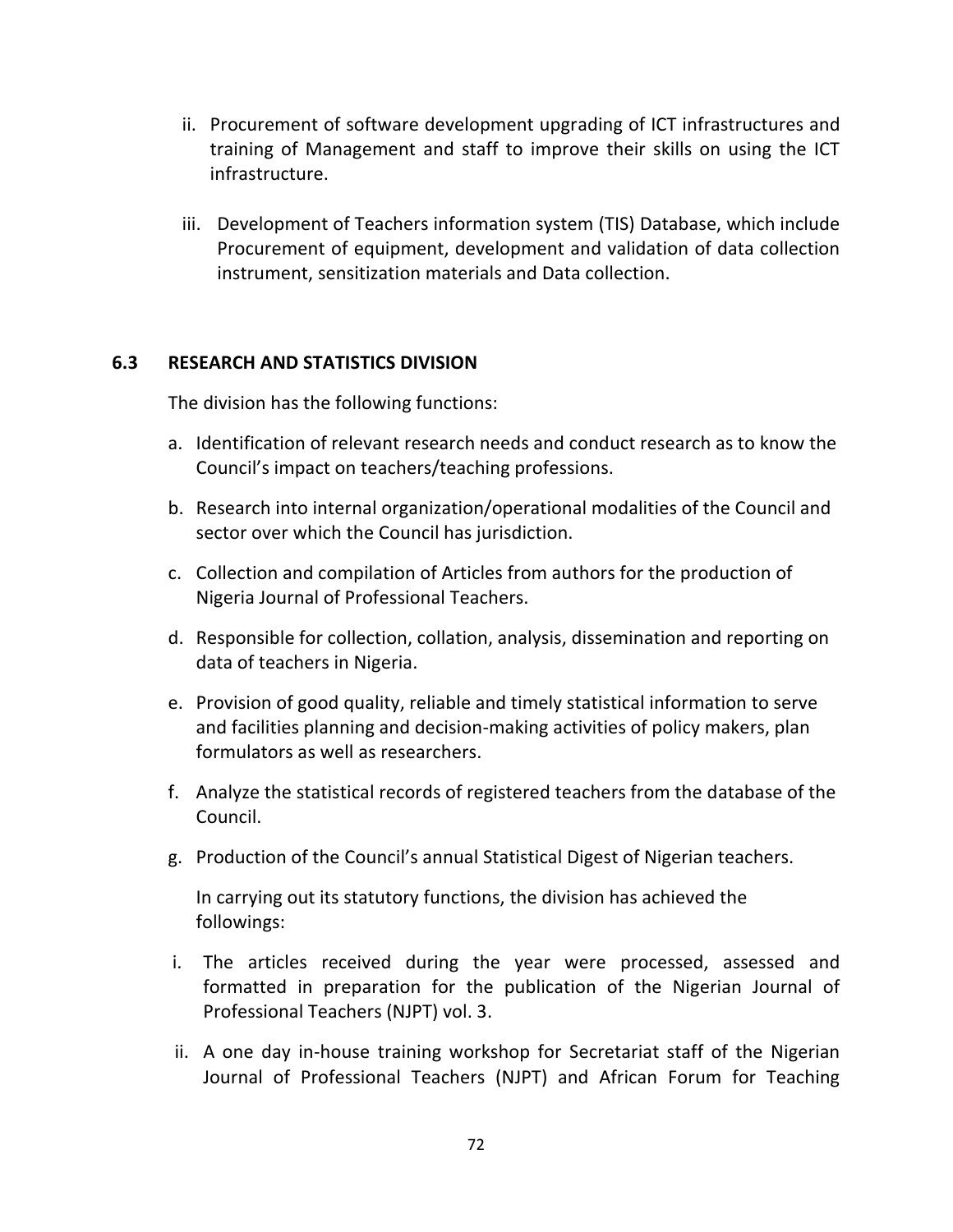ii. Procurement of software development upgrading of ICT infrastructures and training of Management and staff to improve their skills on using the ICT infrastructure.

iii. Development of Teachers information system (TIS) Database, which include Procurement of equipment, development and validation of data collection instrument, sensitization materials and Data collection.

## 6.3 RESEARCH AND STATISTICS DIVISION

The division has the following functions:

a. Identification of relevant research needs and conduct research as to know the Council's impact on teachers/teaching professions.

b. Research into internal organization/operational modalities of the Council and sector over which the Council has jurisdiction.

c. Collection and compilation of Articles from authors for the production of Nigeria Journal of Professional Teachers.

d. Responsible for collection, collation, analysis, dissemination and reporting on data of teachers in Nigeria.

e. Provision of good quality, reliable and timely statistical information to serve and facilities planning and decision-making activities of policy makers, plan formulators as well as researchers.

f. Analyze the statistical records of registered teachers from the database of the Council.

g. Production of the Council's annual Statistical Digest of Nigerian teachers.

In carrying out its statutory functions, the division has achieved the followings:

i. The articles received during the year were processed, assessed and formatted in preparation for the publication of the Nigerian Journal of Professional Teachers (NJPT) vol. 3.

ii. A one day in-house training workshop for Secretariat staff of the Nigerian Journal of Professional Teachers (NJPT) and African Forum for Teaching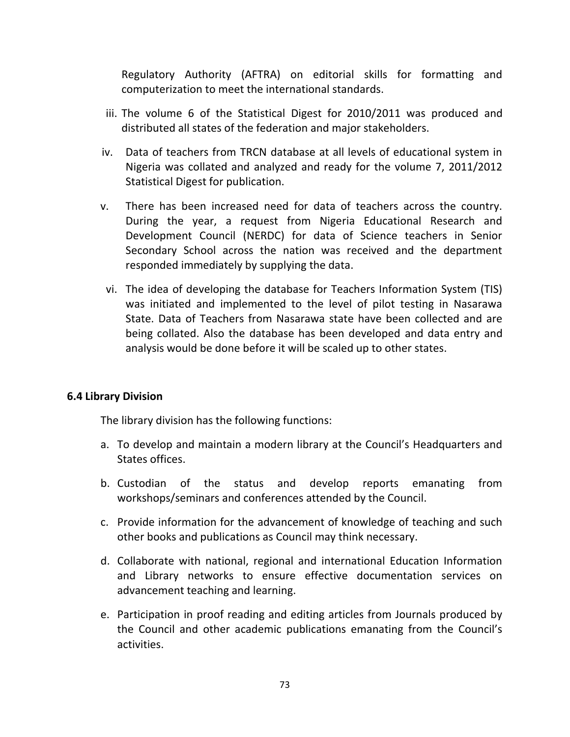Regulatory Authority (AFTRA) on editorial skills for formatting and computerization to meet the international standards.

iii. The volume 6 of the Statistical Digest for 2010/2011 was produced and distributed all states of the federation and major stakeholders.

iv. Data of teachers from TRCN database at all levels of educational system in Nigeria was collated and analyzed and ready for the volume 7, 2011/2012 Statistical Digest for publication.

v. There has been increased need for data of teachers across the country. During the year, a request from Nigeria Educational Research and Development Council (NERDC) for data of Science teachers in Senior Secondary School across the nation was received and the department responded immediately by supplying the data.

vi. The idea of developing the database for Teachers Information System (TIS) was initiated and implemented to the level of pilot testing in Nasarawa State. Data of Teachers from Nasarawa state have been collected and are being collated. Also the database has been developed and data entry and analysis would be done before it will be scaled up to other states.

**6.4 Library Division**

The library division has the following functions:

a. To develop and maintain a modern library at the Council's Headquarters and States offices.

b. Custodian of the status and develop reports emanating from workshops/seminars and conferences attended by the Council.

c. Provide information for the advancement of knowledge of teaching and such other books and publications as Council may think necessary.

d. Collaborate with national, regional and international Education Information and Library networks to ensure effective documentation services on advancement teaching and learning.

e. Participation in proof reading and editing articles from Journals produced by the Council and other academic publications emanating from the Council's activities.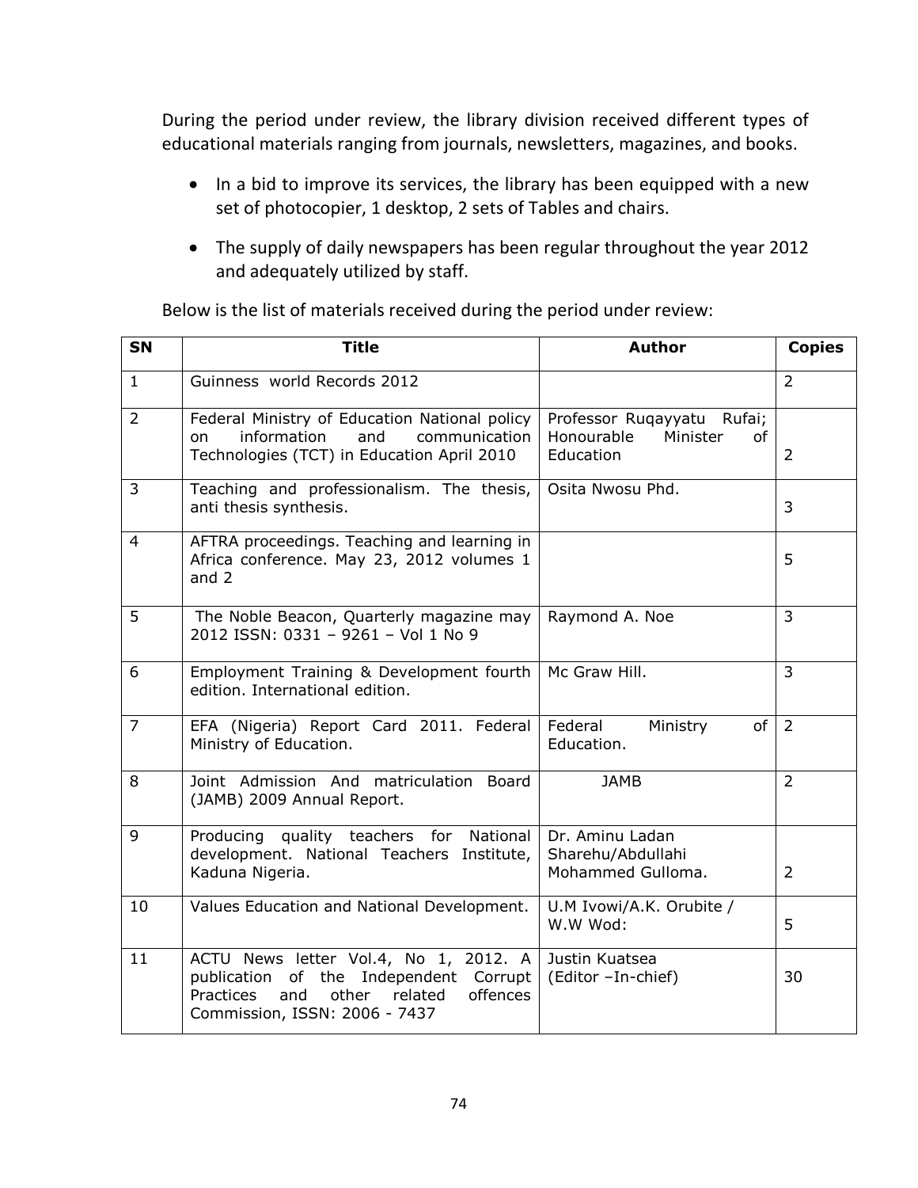During the period under review, the library division received different types of educational materials ranging from journals, newsletters, magazines, and books.

- In a bid to improve its services, the library has been equipped with a new set of photocopier, 1 desktop, 2 sets of Tables and chairs.
- The supply of daily newspapers has been regular throughout the year 2012 and adequately utilized by staff.

Below is the list of materials received during the period under review:

| SN | Title | Author | Copies |
|---|---|---|---|
| 1 | Guinness world Records 2012 | | 2 |
| 2 | Federal Ministry of Education National policy on information and communication Technologies (TCT) in Education April 2010 | Professor Ruqayyatu Rufai; Honourable Minister of Education | 2 |
| 3 | Teaching and professionalism. The thesis, anti thesis synthesis. | Osita Nwosu Phd. | 3 |
| 4 | AFTRA proceedings. Teaching and learning in Africa conference. May 23, 2012 volumes 1 and 2 | | 5 |
| 5 | The Noble Beacon, Quarterly magazine may 2012 ISSN: 0331 – 9261 – Vol 1 No 9 | Raymond A. Noe | 3 |
| 6 | Employment Training & Development fourth edition. International edition. | Mc Graw Hill. | 3 |
| 7 | EFA (Nigeria) Report Card 2011. Federal Ministry of Education. | Federal Ministry of Education. | 2 |
| 8 | Joint Admission And matriculation Board (JAMB) 2009 Annual Report. | JAMB | 2 |
| 9 | Producing quality teachers for National development. National Teachers Institute, Kaduna Nigeria. | Dr. Aminu Ladan Sharehu/Abdullahi Mohammed Gulloma. | 2 |
| 10 | Values Education and National Development. | U.M Ivowi/A.K. Orubite / W.W Wod: | 5 |
| 11 | ACTU News letter Vol.4, No 1, 2012. A publication of the Independent Corrupt Practices and other related offences Commission, ISSN: 2006 - 7437 | Justin Kuatsea (Editor –In-chief) | 30 |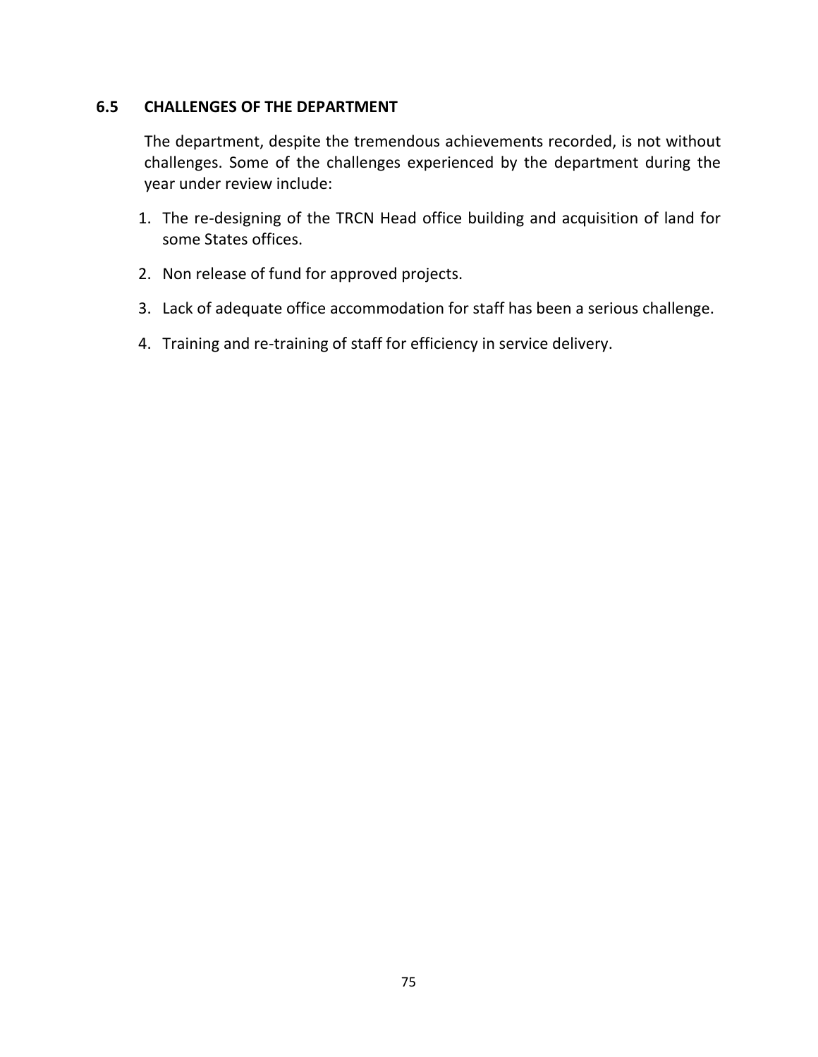### 6.5 CHALLENGES OF THE DEPARTMENT

The department, despite the tremendous achievements recorded, is not without challenges. Some of the challenges experienced by the department during the year under review include:

1. The re-designing of the TRCN Head office building and acquisition of land for some States offices.
2. Non release of fund for approved projects.
3. Lack of adequate office accommodation for staff has been a serious challenge.
4. Training and re-training of staff for efficiency in service delivery.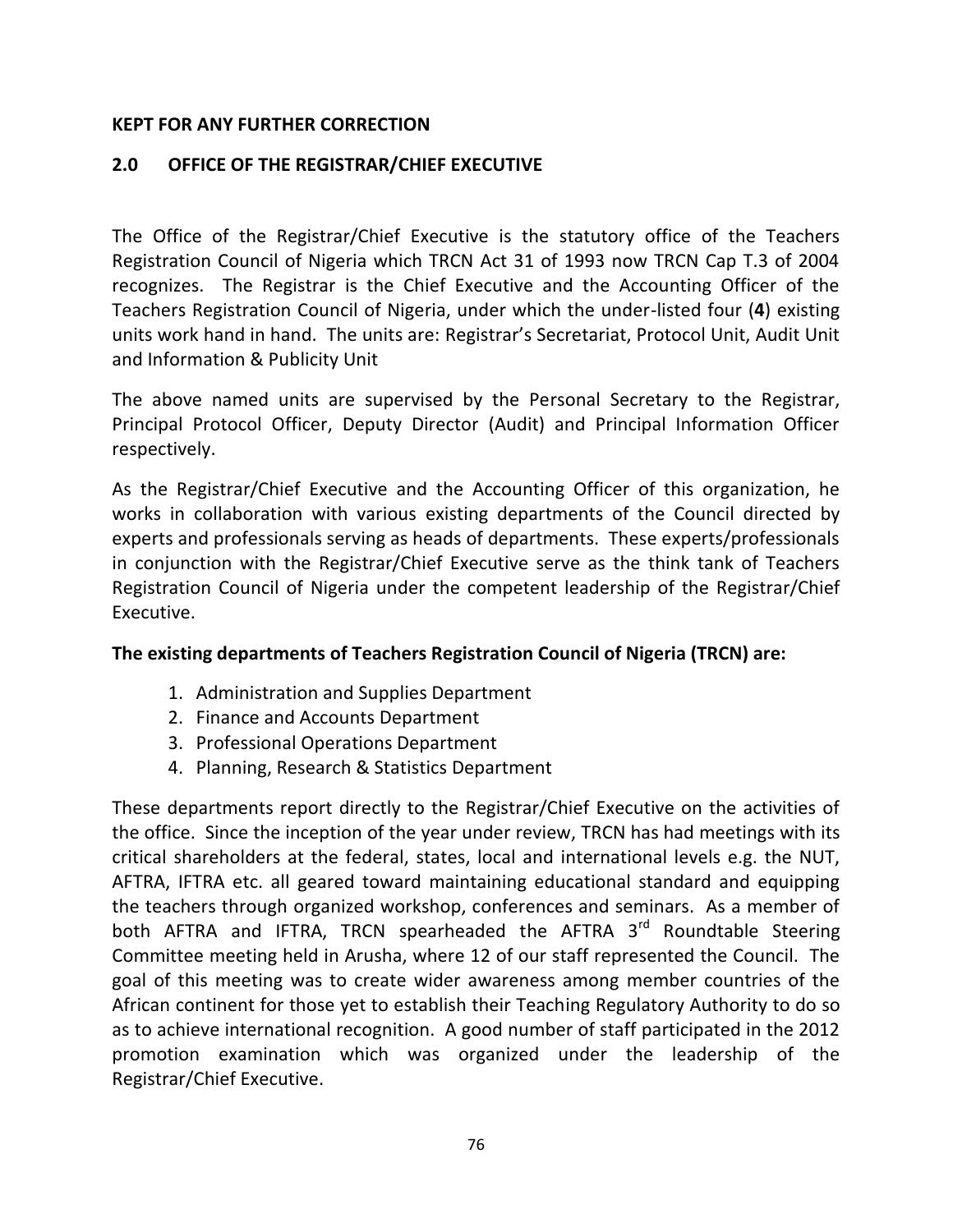**KEPT FOR ANY FURTHER CORRECTION**

## 2.0 OFFICE OF THE REGISTRAR/CHIEF EXECUTIVE

The Office of the Registrar/Chief Executive is the statutory office of the Teachers Registration Council of Nigeria which TRCN Act 31 of 1993 now TRCN Cap T.3 of 2004 recognizes. The Registrar is the Chief Executive and the Accounting Officer of the Teachers Registration Council of Nigeria, under which the under-listed four (**4**) existing units work hand in hand. The units are: Registrar's Secretariat, Protocol Unit, Audit Unit and Information & Publicity Unit

The above named units are supervised by the Personal Secretary to the Registrar, Principal Protocol Officer, Deputy Director (Audit) and Principal Information Officer respectively.

As the Registrar/Chief Executive and the Accounting Officer of this organization, he works in collaboration with various existing departments of the Council directed by experts and professionals serving as heads of departments. These experts/professionals in conjunction with the Registrar/Chief Executive serve as the think tank of Teachers Registration Council of Nigeria under the competent leadership of the Registrar/Chief Executive.

**The existing departments of Teachers Registration Council of Nigeria (TRCN) are:**

1. Administration and Supplies Department
2. Finance and Accounts Department
3. Professional Operations Department
4. Planning, Research & Statistics Department

These departments report directly to the Registrar/Chief Executive on the activities of the office. Since the inception of the year under review, TRCN has had meetings with its critical shareholders at the federal, states, local and international levels e.g. the NUT, AFTRA, IFTRA etc. all geared toward maintaining educational standard and equipping the teachers through organized workshop, conferences and seminars. As a member of both AFTRA and IFTRA, TRCN spearheaded the AFTRA 3rd Roundtable Steering Committee meeting held in Arusha, where 12 of our staff represented the Council. The goal of this meeting was to create wider awareness among member countries of the African continent for those yet to establish their Teaching Regulatory Authority to do so as to achieve international recognition. A good number of staff participated in the 2012 promotion examination which was organized under the leadership of the Registrar/Chief Executive.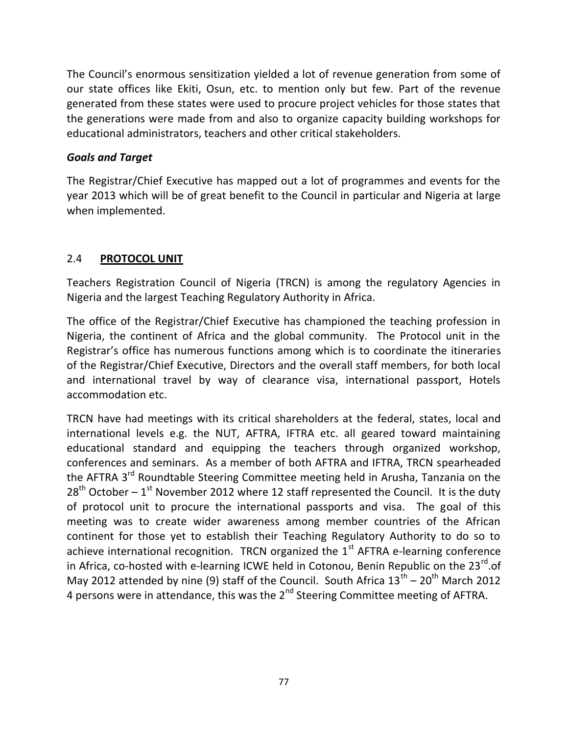The Council's enormous sensitization yielded a lot of revenue generation from some of our state offices like Ekiti, Osun, etc. to mention only but few. Part of the revenue generated from these states were used to procure project vehicles for those states that the generations were made from and also to organize capacity building workshops for educational administrators, teachers and other critical stakeholders.

***Goals and Target***

The Registrar/Chief Executive has mapped out a lot of programmes and events for the year 2013 which will be of great benefit to the Council in particular and Nigeria at large when implemented.

## 2.4 **PROTOCOL UNIT**

Teachers Registration Council of Nigeria (TRCN) is among the regulatory Agencies in Nigeria and the largest Teaching Regulatory Authority in Africa.

The office of the Registrar/Chief Executive has championed the teaching profession in Nigeria, the continent of Africa and the global community. The Protocol unit in the Registrar's office has numerous functions among which is to coordinate the itineraries of the Registrar/Chief Executive, Directors and the overall staff members, for both local and international travel by way of clearance visa, international passport, Hotels accommodation etc.

TRCN have had meetings with its critical shareholders at the federal, states, local and international levels e.g. the NUT, AFTRA, IFTRA etc. all geared toward maintaining educational standard and equipping the teachers through organized workshop, conferences and seminars. As a member of both AFTRA and IFTRA, TRCN spearheaded the AFTRA 3rd Roundtable Steering Committee meeting held in Arusha, Tanzania on the 28th October – 1st November 2012 where 12 staff represented the Council. It is the duty of protocol unit to procure the international passports and visa. The goal of this meeting was to create wider awareness among member countries of the African continent for those yet to establish their Teaching Regulatory Authority to do so to achieve international recognition. TRCN organized the 1st AFTRA e-learning conference in Africa, co-hosted with e-learning ICWE held in Cotonou, Benin Republic on the 23rd.of May 2012 attended by nine (9) staff of the Council. South Africa 13th – 20th March 2012 4 persons were in attendance, this was the 2nd Steering Committee meeting of AFTRA.